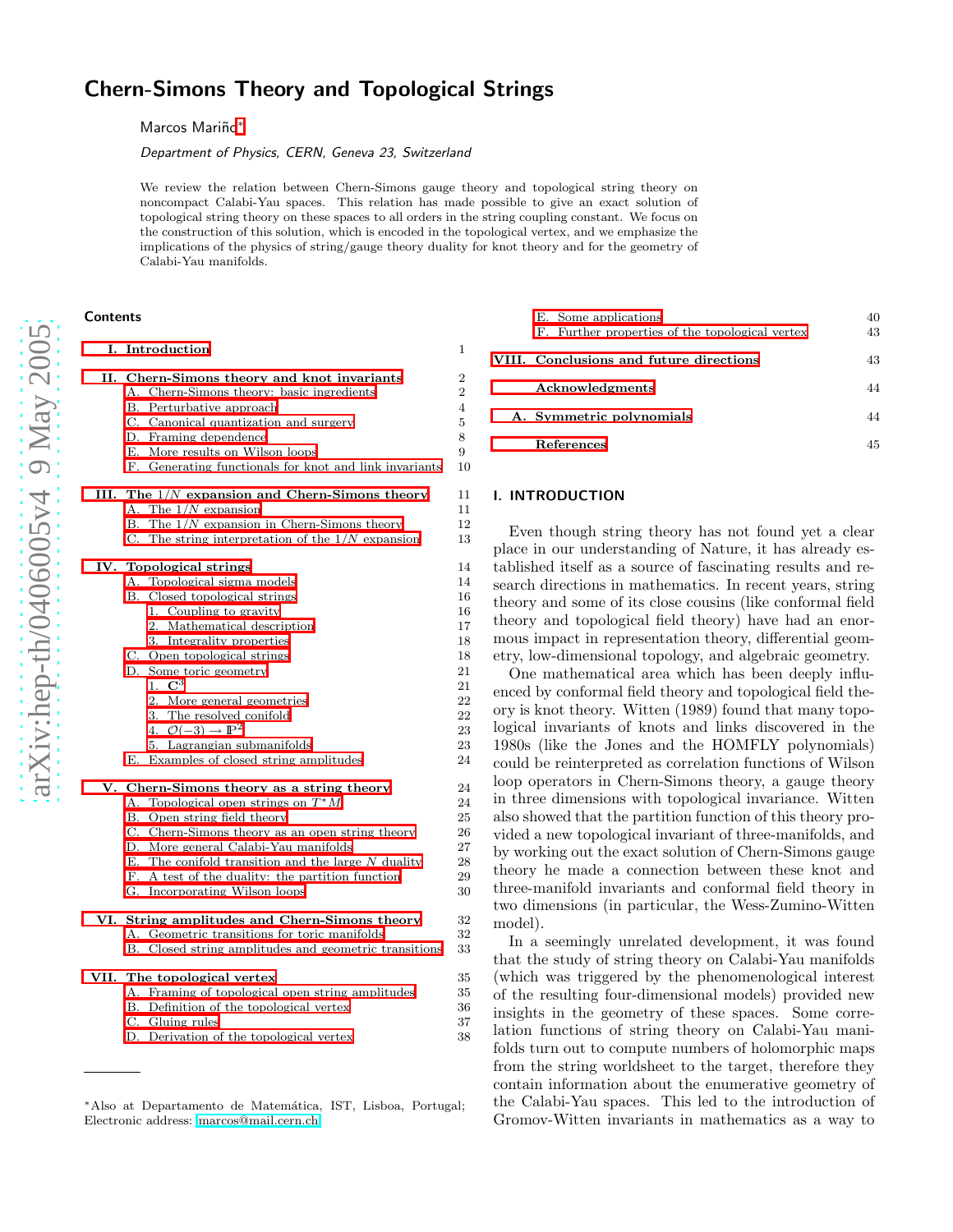# Chern-Simons Theory and Topological Strings

Marcos Mariño*

*Department of Physics, CERN, Geneva 23, Switzerland*

We review the relation between Chern-Simons gauge theory and topological string theory on noncompact Calabi-Yau spaces. This relation has made possible to give an exact solution of topological string theory on these spaces to all orders in the string coupling constant. We focus on the construction of this solution, which is encoded in the topological vertex, and we emphasize the implications of the physics of string/gauge theory duality for knot theory and for the geometry of Calabi-Yau manifolds.

## Contents

- I. Introduction — 1
- II. Chern-Simons theory and knot invariants — 2
  - A. Chern-Simons theory: basic ingredients — 2
  - B. Perturbative approach — 4
  - C. Canonical quantization and surgery — 5
  - D. Framing dependence — 8
  - E. More results on Wilson loops — 9
  - F. Generating functionals for knot and link invariants — 10
- III. The $1/N$ expansion and Chern-Simons theory — 11
  - A. The $1/N$ expansion — 11
  - B. The $1/N$ expansion in Chern-Simons theory — 12
  - C. The string interpretation of the $1/N$ expansion — 13
- IV. Topological strings — 14
  - A. Topological sigma models — 14
  - B. Closed topological strings — 16
    - 1. Coupling to gravity — 16
    - 2. Mathematical description — 17
    - 3. Integrality properties — 18
  - C. Open topological strings — 18
  - D. Some toric geometry — 21
    - 1. $\mathbf{C}^3$ — 21
    - 2. More general geometries — 22
    - 3. The resolved conifold — 22
    - 4. $\mathcal{O}(-3) \to \mathbb{P}^2$ — 23
    - 5. Lagrangian submanifolds — 23
  - E. Examples of closed string amplitudes — 24
- V. Chern-Simons theory as a string theory — 24
  - A. Topological open strings on $T^*M$ — 24
  - B. Open string field theory — 25
  - C. Chern-Simons theory as an open string theory — 26
  - D. More general Calabi-Yau manifolds — 27
  - E. The conifold transition and the large $N$ duality — 28
  - F. A test of the duality: the partition function — 29
  - G. Incorporating Wilson loops — 30
- VI. String amplitudes and Chern-Simons theory — 32
  - A. Geometric transitions for toric manifolds — 32
  - B. Closed string amplitudes and geometric transitions — 33
- VII. The topological vertex — 35
  - A. Framing of topological open string amplitudes — 35
  - B. Definition of the topological vertex — 36
  - C. Gluing rules — 37
  - D. Derivation of the topological vertex — 38
  - E. Some applications — 40
  - F. Further properties of the topological vertex — 43
- VIII. Conclusions and future directions — 43
- Acknowledgments — 44
- A. Symmetric polynomials — 44
- References — 45

## I. INTRODUCTION

Even though string theory has not found yet a clear place in our understanding of Nature, it has already established itself as a source of fascinating results and research directions in mathematics. In recent years, string theory and some of its close cousins (like conformal field theory and topological field theory) have had an enormous impact in representation theory, differential geometry, low-dimensional topology, and algebraic geometry.

One mathematical area which has been deeply influenced by conformal field theory and topological field theory is knot theory. Witten (1989) found that many topological invariants of knots and links discovered in the 1980s (like the Jones and the HOMFLY polynomials) could be reinterpreted as correlation functions of Wilson loop operators in Chern-Simons theory, a gauge theory in three dimensions with topological invariance. Witten also showed that the partition function of this theory provided a new topological invariant of three-manifolds, and by working out the exact solution of Chern-Simons gauge theory he made a connection between these knot and three-manifold invariants and conformal field theory in two dimensions (in particular, the Wess-Zumino-Witten model).

In a seemingly unrelated development, it was found that the study of string theory on Calabi-Yau manifolds (which was triggered by the phenomenological interest of the resulting four-dimensional models) provided new insights in the geometry of these spaces. Some correlation functions of string theory on Calabi-Yau manifolds turn out to compute numbers of holomorphic maps from the string worldsheet to the target, therefore they contain information about the enumerative geometry of the Calabi-Yau spaces. This led to the introduction of Gromov-Witten invariants in mathematics as a way to

---

*Also at Departamento de Matemática, IST, Lisboa, Portugal; Electronic address: marcos@mail.cern.ch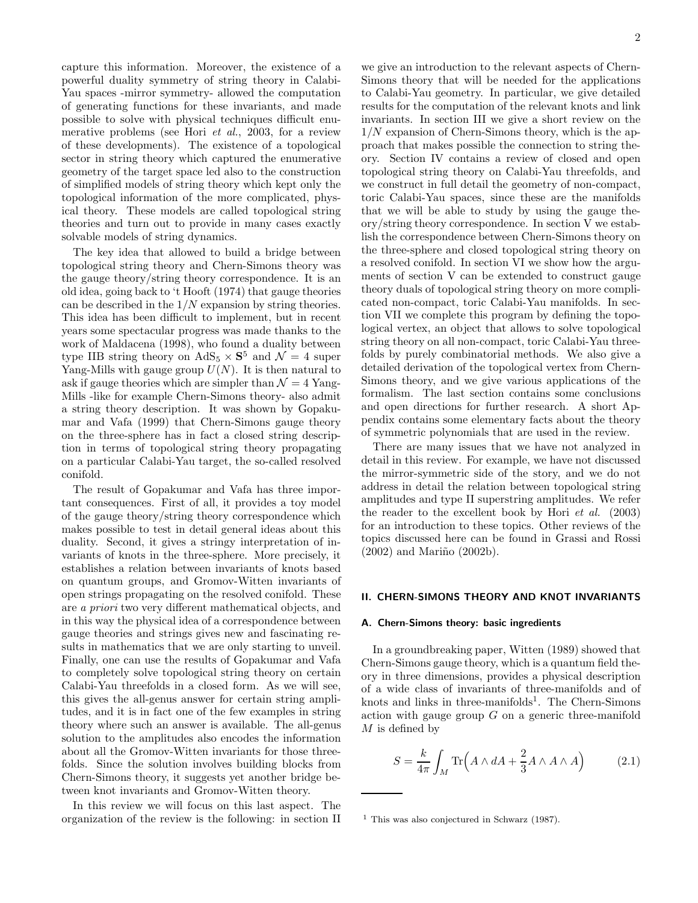capture this information. Moreover, the existence of a powerful duality symmetry of string theory in Calabi-Yau spaces -mirror symmetry- allowed the computation of generating functions for these invariants, and made possible to solve with physical techniques difficult enumerative problems (see Hori *et al.*, 2003, for a review of these developments). The existence of a topological sector in string theory which captured the enumerative geometry of the target space led also to the construction of simplified models of string theory which kept only the topological information of the more complicated, physical theory. These models are called topological string theories and turn out to provide in many cases exactly solvable models of string dynamics.

The key idea that allowed to build a bridge between topological string theory and Chern-Simons theory was the gauge theory/string theory correspondence. It is an old idea, going back to 't Hooft (1974) that gauge theories can be described in the $1/N$ expansion by string theories. This idea has been difficult to implement, but in recent years some spectacular progress was made thanks to the work of Maldacena (1998), who found a duality between type IIB string theory on $\mathrm{AdS}_5 \times \mathbf{S}^5$ and $\mathcal{N} = 4$ super Yang-Mills with gauge group $U(N)$. It is then natural to ask if gauge theories which are simpler than $\mathcal{N} = 4$ Yang-Mills -like for example Chern-Simons theory- also admit a string theory description. It was shown by Gopakumar and Vafa (1999) that Chern-Simons gauge theory on the three-sphere has in fact a closed string description in terms of topological string theory propagating on a particular Calabi-Yau target, the so-called resolved conifold.

The result of Gopakumar and Vafa has three important consequences. First of all, it provides a toy model of the gauge theory/string theory correspondence which makes possible to test in detail general ideas about this duality. Second, it gives a stringy interpretation of invariants of knots in the three-sphere. More precisely, it establishes a relation between invariants of knots based on quantum groups, and Gromov-Witten invariants of open strings propagating on the resolved conifold. These are *a priori* two very different mathematical objects, and in this way the physical idea of a correspondence between gauge theories and strings gives new and fascinating results in mathematics that we are only starting to unveil. Finally, one can use the results of Gopakumar and Vafa to completely solve topological string theory on certain Calabi-Yau threefolds in a closed form. As we will see, this gives the all-genus answer for certain string amplitudes, and it is in fact one of the few examples in string theory where such an answer is available. The all-genus solution to the amplitudes also encodes the information about all the Gromov-Witten invariants for those threefolds. Since the solution involves building blocks from Chern-Simons theory, it suggests yet another bridge between knot invariants and Gromov-Witten theory.

In this review we will focus on this last aspect. The organization of the review is the following: in section II we give an introduction to the relevant aspects of Chern-Simons theory that will be needed for the applications to Calabi-Yau geometry. In particular, we give detailed results for the computation of the relevant knots and link invariants. In section III we give a short review on the $1/N$ expansion of Chern-Simons theory, which is the approach that makes possible the connection to string theory. Section IV contains a review of closed and open topological string theory on Calabi-Yau threefolds, and we construct in full detail the geometry of non-compact, toric Calabi-Yau spaces, since these are the manifolds that we will be able to study by using the gauge theory/string theory correspondence. In section V we establish the correspondence between Chern-Simons theory on the three-sphere and closed topological string theory on a resolved conifold. In section VI we show how the arguments of section V can be extended to construct gauge theory duals of topological string theory on more complicated non-compact, toric Calabi-Yau manifolds. In section VII we complete this program by defining the topological vertex, an object that allows to solve topological string theory on all non-compact, toric Calabi-Yau threefolds by purely combinatorial methods. We also give a detailed derivation of the topological vertex from Chern-Simons theory, and we give various applications of the formalism. The last section contains some conclusions and open directions for further research. A short Appendix contains some elementary facts about the theory of symmetric polynomials that are used in the review.

There are many issues that we have not analyzed in detail in this review. For example, we have not discussed the mirror-symmetric side of the story, and we do not address in detail the relation between topological string amplitudes and type II superstring amplitudes. We refer the reader to the excellent book by Hori *et al.* (2003) for an introduction to these topics. Other reviews of the topics discussed here can be found in Grassi and Rossi (2002) and Mariño (2002b).

## II. CHERN-SIMONS THEORY AND KNOT INVARIANTS

### A. Chern-Simons theory: basic ingredients

In a groundbreaking paper, Witten (1989) showed that Chern-Simons gauge theory, which is a quantum field theory in three dimensions, provides a physical description of a wide class of invariants of three-manifolds and of knots and links in three-manifolds[1]. The Chern-Simons action with gauge group $G$ on a generic three-manifold $M$ is defined by

$$S = \frac{k}{4\pi} \int_M \mathrm{Tr}\Big( A \wedge dA + \frac{2}{3} A \wedge A \wedge A \Big) \tag{2.1}$$

[1] This was also conjectured in Schwarz (1987).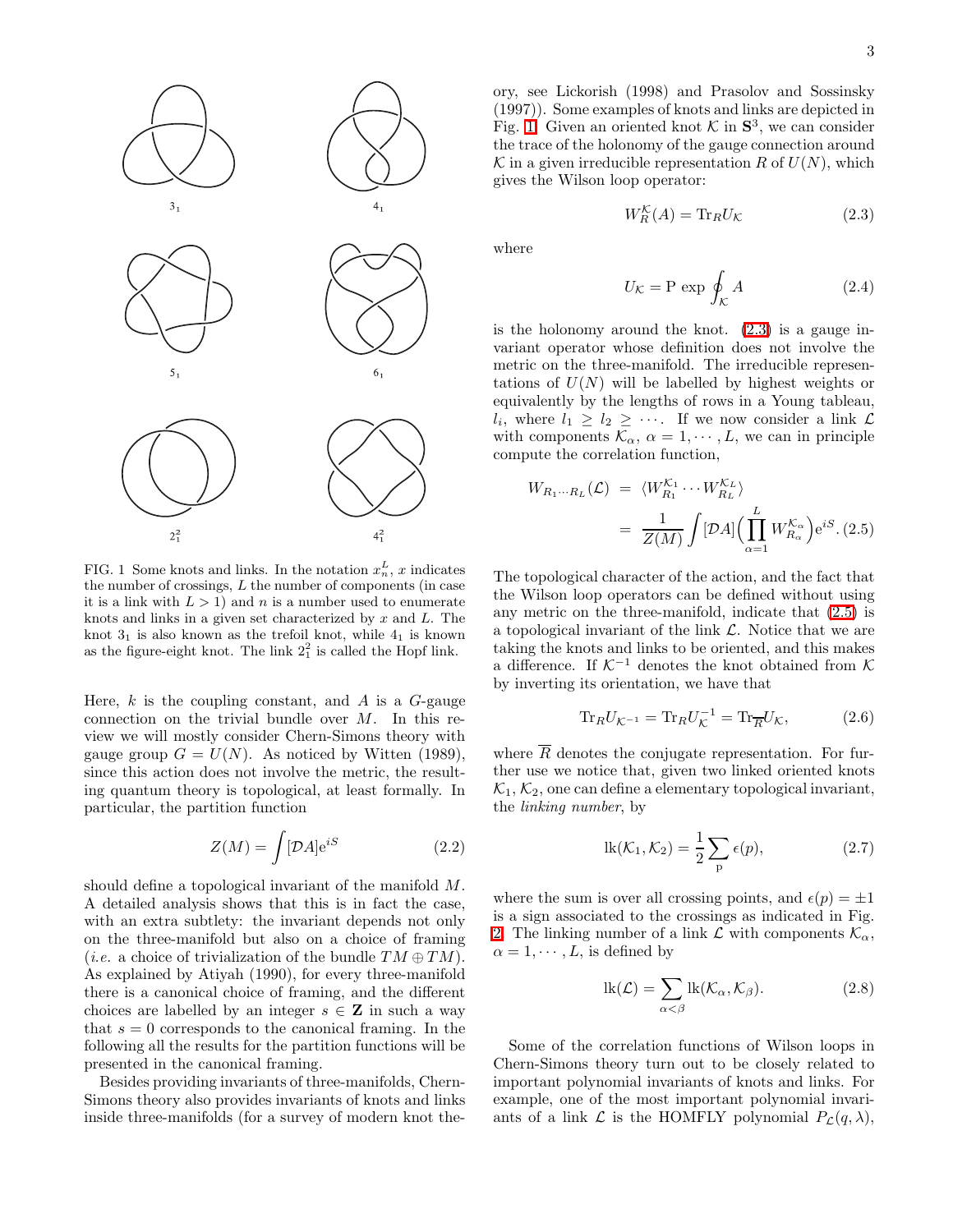FIG. 1 Some knots and links. In the notation $x_n^L$, $x$ indicates the number of crossings, $L$ the number of components (in case it is a link with $L > 1$) and $n$ is a number used to enumerate knots and links in a given set characterized by $x$ and $L$. The knot $3_1$ is also known as the trefoil knot, while $4_1$ is known as the figure-eight knot. The link $2_1^2$ is called the Hopf link.

Here, $k$ is the coupling constant, and $A$ is a $G$-gauge connection on the trivial bundle over $M$. In this review we will mostly consider Chern-Simons theory with gauge group $G = U(N)$. As noticed by Witten (1989), since this action does not involve the metric, the resulting quantum theory is topological, at least formally. In particular, the partition function

$$Z(M) = \int [\mathcal{D}A] \mathrm{e}^{iS} \tag{2.2}$$

should define a topological invariant of the manifold $M$. A detailed analysis shows that this is in fact the case, with an extra subtlety: the invariant depends not only on the three-manifold but also on a choice of framing (*i.e.* a choice of trivialization of the bundle $TM \oplus TM$). As explained by Atiyah (1990), for every three-manifold there is a canonical choice of framing, and the different choices are labelled by an integer $s \in \mathbf{Z}$ in such a way that $s = 0$ corresponds to the canonical framing. In the following all the results for the partition functions will be presented in the canonical framing.

Besides providing invariants of three-manifolds, Chern-Simons theory also provides invariants of knots and links inside three-manifolds (for a survey of modern knot theory, see Lickorish (1998) and Prasolov and Sossinsky (1997)). Some examples of knots and links are depicted in Fig. 1. Given an oriented knot $\mathcal{K}$ in $\mathbf{S}^3$, we can consider the trace of the holonomy of the gauge connection around $\mathcal{K}$ in a given irreducible representation $R$ of $U(N)$, which gives the Wilson loop operator:

$$W_R^{\mathcal{K}}(A) = \mathrm{Tr}_R U_{\mathcal{K}} \tag{2.3}$$

where

$$U_{\mathcal{K}} = \mathrm{P}\ \exp \oint_{\mathcal{K}} A \tag{2.4}$$

is the holonomy around the knot. (2.3) is a gauge invariant operator whose definition does not involve the metric on the three-manifold. The irreducible representations of $U(N)$ will be labelled by highest weights or equivalently by the lengths of rows in a Young tableau, $l_i$, where $l_1 \geq l_2 \geq \cdots$. If we now consider a link $\mathcal{L}$ with components $\mathcal{K}_\alpha$, $\alpha = 1, \cdots, L$, we can in principle compute the correlation function,

$$\begin{aligned} W_{R_1 \cdots R_L}(\mathcal{L}) &= \langle W_{R_1}^{\mathcal{K}_1} \cdots W_{R_L}^{\mathcal{K}_L} \rangle \\ &= \frac{1}{Z(M)} \int [\mathcal{D}A] \Big( \prod_{\alpha=1}^{L} W_{R_\alpha}^{\mathcal{K}_\alpha} \Big) \mathrm{e}^{iS}. \end{aligned} \tag{2.5}$$

The topological character of the action, and the fact that the Wilson loop operators can be defined without using any metric on the three-manifold, indicate that (2.5) is a topological invariant of the link $\mathcal{L}$. Notice that we are taking the knots and links to be oriented, and this makes a difference. If $\mathcal{K}^{-1}$ denotes the knot obtained from $\mathcal{K}$ by inverting its orientation, we have that

$$\mathrm{Tr}_R U_{\mathcal{K}^{-1}} = \mathrm{Tr}_R U_{\mathcal{K}}^{-1} = \mathrm{Tr}_{\overline{R}} U_{\mathcal{K}}, \tag{2.6}$$

where $\overline{R}$ denotes the conjugate representation. For further use we notice that, given two linked oriented knots $\mathcal{K}_1, \mathcal{K}_2$, one can define a elementary topological invariant, the *linking number*, by

$$\mathrm{lk}(\mathcal{K}_1, \mathcal{K}_2) = \frac{1}{2} \sum_{\mathrm{p}} \epsilon(p), \tag{2.7}$$

where the sum is over all crossing points, and $\epsilon(p) = \pm 1$ is a sign associated to the crossings as indicated in Fig. 2. The linking number of a link $\mathcal{L}$ with components $\mathcal{K}_\alpha$, $\alpha = 1, \cdots, L$, is defined by

$$\mathrm{lk}(\mathcal{L}) = \sum_{\alpha < \beta} \mathrm{lk}(\mathcal{K}_\alpha, \mathcal{K}_\beta). \tag{2.8}$$

Some of the correlation functions of Wilson loops in Chern-Simons theory turn out to be closely related to important polynomial invariants of knots and links. For example, one of the most important polynomial invariants of a link $\mathcal{L}$ is the HOMFLY polynomial $P_{\mathcal{L}}(q, \lambda)$,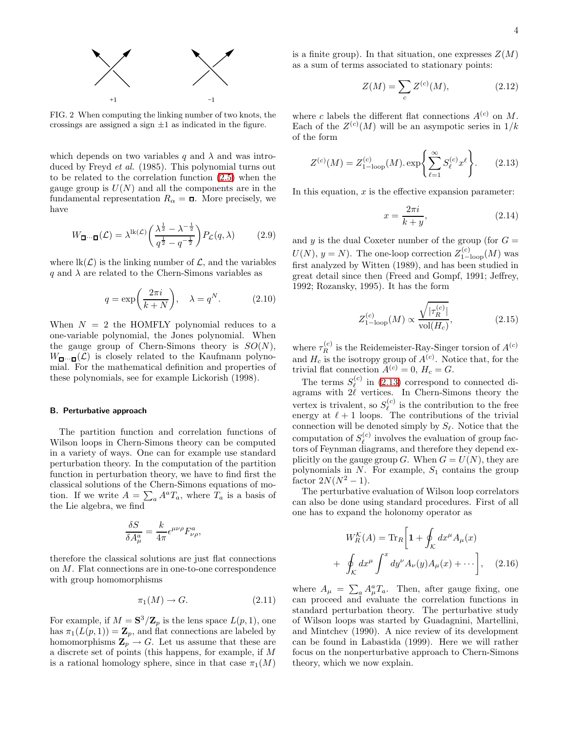+1 −1

FIG. 2 When computing the linking number of two knots, the crossings are assigned a sign ±1 as indicated in the figure.

which depends on two variables $q$ and $\lambda$ and was introduced by Freyd *et al.* (1985). This polynomial turns out to be related to the correlation function (2.5) when the gauge group is $U(N)$ and all the components are in the fundamental representation $R_\alpha = \square$. More precisely, we have

$$W_{\square\cdots\square}(\mathcal{L}) = \lambda^{\mathrm{lk}(\mathcal{L})}\left(\frac{\lambda^{\frac{1}{2}} - \lambda^{-\frac{1}{2}}}{q^{\frac{1}{2}} - q^{-\frac{1}{2}}}\right) P_{\mathcal{L}}(q,\lambda) \tag{2.9}$$

where $\mathrm{lk}(\mathcal{L})$ is the linking number of $\mathcal{L}$, and the variables $q$ and $\lambda$ are related to the Chern-Simons variables as

$$q = \exp\left(\frac{2\pi i}{k+N}\right), \quad \lambda = q^N. \tag{2.10}$$

When $N = 2$ the HOMFLY polynomial reduces to a one-variable polynomial, the Jones polynomial. When the gauge group of Chern-Simons theory is $SO(N)$, $W_{\square\cdots\square}(\mathcal{L})$ is closely related to the Kaufmann polynomial. For the mathematical definition and properties of these polynomials, see for example Lickorish (1998).

### B. Perturbative approach

The partition function and correlation functions of Wilson loops in Chern-Simons theory can be computed in a variety of ways. One can for example use standard perturbation theory. In the computation of the partition function in perturbation theory, we have to find first the classical solutions of the Chern-Simons equations of motion. If we write $A = \sum_a A^a T_a$, where $T_a$ is a basis of the Lie algebra, we find

$$\frac{\delta S}{\delta A^a_\mu} = \frac{k}{4\pi}\epsilon^{\mu\nu\rho}F^a_{\nu\rho},$$

therefore the classical solutions are just flat connections on $M$. Flat connections are in one-to-one correspondence with group homomorphisms

$$\pi_1(M) \to G. \tag{2.11}$$

For example, if $M = \mathbf{S}^3/\mathbf{Z}_p$ is the lens space $L(p,1)$, one has $\pi_1(L(p,1)) = \mathbf{Z}_p$, and flat connections are labeled by homomorphisms $\mathbf{Z}_p \to G$. Let us assume that these are a discrete set of points (this happens, for example, if $M$ is a rational homology sphere, since in that case $\pi_1(M)$ is a finite group). In that situation, one expresses $Z(M)$ as a sum of terms associated to stationary points:

$$Z(M) = \sum_c Z^{(c)}(M), \tag{2.12}$$

where $c$ labels the different flat connections $A^{(c)}$ on $M$. Each of the $Z^{(c)}(M)$ will be an asympotic series in $1/k$ of the form

$$Z^{(c)}(M) = Z^{(c)}_{1-\mathrm{loop}}(M).\exp\left\{\sum_{\ell=1}^{\infty} S^{(c)}_\ell x^\ell\right\}. \tag{2.13}$$

In this equation, $x$ is the effective expansion parameter:

$$x = \frac{2\pi i}{k+y}, \tag{2.14}$$

and $y$ is the dual Coxeter number of the group (for $G = U(N)$, $y = N$). The one-loop correction $Z^{(c)}_{1-\mathrm{loop}}(M)$ was first analyzed by Witten (1989), and has been studied in great detail since then (Freed and Gompf, 1991; Jeffrey, 1992; Rozansky, 1995). It has the form

$$Z^{(c)}_{1-\mathrm{loop}}(M) \propto \frac{\sqrt{|\tau^{(c)}_R|}}{\mathrm{vol}(H_c)}, \tag{2.15}$$

where $\tau^{(c)}_R$ is the Reidemeister-Ray-Singer torsion of $A^{(c)}$ and $H_c$ is the isotropy group of $A^{(c)}$. Notice that, for the trivial flat connection $A^{(c)} = 0$, $H_c = G$.

The terms $S^{(c)}_\ell$ in (2.13) correspond to connected diagrams with $2\ell$ vertices. In Chern-Simons theory the vertex is trivalent, so $S^{(c)}_\ell$ is the contribution to the free energy at $\ell + 1$ loops. The contributions of the trivial connection will be denoted simply by $S_\ell$. Notice that the computation of $S^{(c)}_\ell$ involves the evaluation of group factors of Feynman diagrams, and therefore they depend explicitly on the gauge group $G$. When $G = U(N)$, they are polynomials in $N$. For example, $S_1$ contains the group factor $2N(N^2 - 1)$.

The perturbative evaluation of Wilson loop correlators can also be done using standard procedures. First of all one has to expand the holonomy operator as

$$W^{\mathcal{K}}_R(A) = \mathrm{Tr}_R\left[\mathbf{1} + \oint_{\mathcal{K}} dx^\mu A_\mu(x) + \oint_{\mathcal{K}} dx^\mu \int^x dy^\nu A_\nu(y) A_\mu(x) + \cdots\right], \tag{2.16}$$

where $A_\mu = \sum_a A^a_\mu T_a$. Then, after gauge fixing, one can proceed and evaluate the correlation functions in standard perturbation theory. The perturbative study of Wilson loops was started by Guadagnini, Martellini, and Mintchev (1990). A nice review of its development can be found in Labastida (1999). Here we will rather focus on the nonperturbative approach to Chern-Simons theory, which we now explain.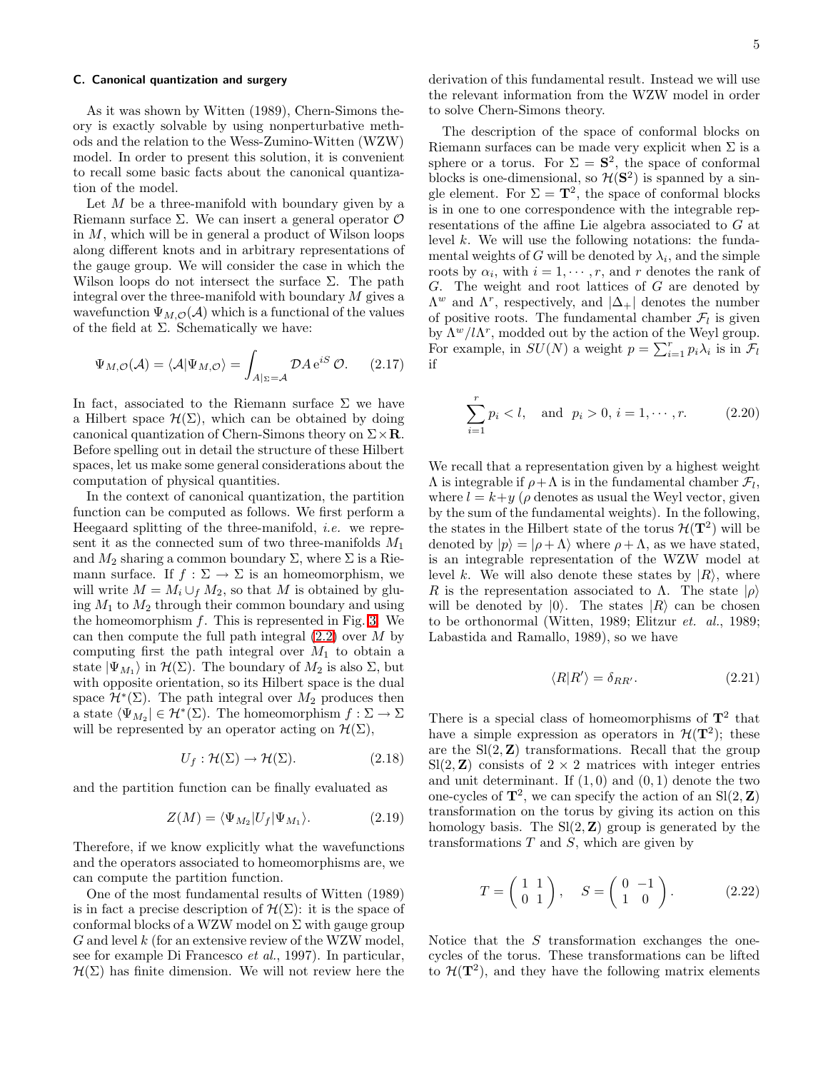### C. Canonical quantization and surgery

As it was shown by Witten (1989), Chern-Simons theory is exactly solvable by using nonperturbative methods and the relation to the Wess-Zumino-Witten (WZW) model. In order to present this solution, it is convenient to recall some basic facts about the canonical quantization of the model.

Let $M$ be a three-manifold with boundary given by a Riemann surface $\Sigma$. We can insert a general operator $\mathcal{O}$ in $M$, which will be in general a product of Wilson loops along different knots and in arbitrary representations of the gauge group. We will consider the case in which the Wilson loops do not intersect the surface $\Sigma$. The path integral over the three-manifold with boundary $M$ gives a wavefunction $\Psi_{M,\mathcal{O}}(\mathcal{A})$ which is a functional of the values of the field at $\Sigma$. Schematically we have:

$$\Psi_{M,\mathcal{O}}(\mathcal{A}) = \langle \mathcal{A}|\Psi_{M,\mathcal{O}}\rangle = \int_{A|_\Sigma=\mathcal{A}} \mathcal{D}A\, \mathrm{e}^{iS}\, \mathcal{O}. \qquad (2.17)$$

In fact, associated to the Riemann surface $\Sigma$ we have a Hilbert space $\mathcal{H}(\Sigma)$, which can be obtained by doing canonical quantization of Chern-Simons theory on $\Sigma \times \mathbf{R}$. Before spelling out in detail the structure of these Hilbert spaces, let us make some general considerations about the computation of physical quantities.

In the context of canonical quantization, the partition function can be computed as follows. We first perform a Heegaard splitting of the three-manifold, *i.e.* we represent it as the connected sum of two three-manifolds $M_1$ and $M_2$ sharing a common boundary $\Sigma$, where $\Sigma$ is a Riemann surface. If $f : \Sigma \to \Sigma$ is an homeomorphism, we will write $M = M_i \cup_f M_2$, so that $M$ is obtained by gluing $M_1$ to $M_2$ through their common boundary and using the homeomorphism $f$. This is represented in Fig. 3. We can then compute the full path integral (2.2) over $M$ by computing first the path integral over $M_1$ to obtain a state $|\Psi_{M_1}\rangle$ in $\mathcal{H}(\Sigma)$. The boundary of $M_2$ is also $\Sigma$, but with opposite orientation, so its Hilbert space is the dual space $\mathcal{H}^*(\Sigma)$. The path integral over $M_2$ produces then a state $\langle \Psi_{M_2}| \in \mathcal{H}^*(\Sigma)$. The homeomorphism $f : \Sigma \to \Sigma$ will be represented by an operator acting on $\mathcal{H}(\Sigma)$,

$$U_f : \mathcal{H}(\Sigma) \to \mathcal{H}(\Sigma). \qquad (2.18)$$

and the partition function can be finally evaluated as

$$Z(M) = \langle \Psi_{M_2}|U_f|\Psi_{M_1}\rangle. \qquad (2.19)$$

Therefore, if we know explicitly what the wavefunctions and the operators associated to homeomorphisms are, we can compute the partition function.

One of the most fundamental results of Witten (1989) is in fact a precise description of $\mathcal{H}(\Sigma)$: it is the space of conformal blocks of a WZW model on $\Sigma$ with gauge group $G$ and level $k$ (for an extensive review of the WZW model, see for example Di Francesco *et al.*, 1997). In particular, $\mathcal{H}(\Sigma)$ has finite dimension. We will not review here the derivation of this fundamental result. Instead we will use the relevant information from the WZW model in order to solve Chern-Simons theory.

The description of the space of conformal blocks on Riemann surfaces can be made very explicit when $\Sigma$ is a sphere or a torus. For $\Sigma = \mathbf{S}^2$, the space of conformal blocks is one-dimensional, so $\mathcal{H}(\mathbf{S}^2)$ is spanned by a single element. For $\Sigma = \mathbf{T}^2$, the space of conformal blocks is in one to one correspondence with the integrable representations of the affine Lie algebra associated to $G$ at level $k$. We will use the following notations: the fundamental weights of $G$ will be denoted by $\lambda_i$, and the simple roots by $\alpha_i$, with $i = 1, \cdots, r$, and $r$ denotes the rank of $G$. The weight and root lattices of $G$ are denoted by $\Lambda^w$ and $\Lambda^r$, respectively, and $|\Delta_+|$ denotes the number of positive roots. The fundamental chamber $\mathcal{F}_l$ is given by $\Lambda^w/l\Lambda^r$, modded out by the action of the Weyl group. For example, in $SU(N)$ a weight $p = \sum_{i=1}^r p_i \lambda_i$ is in $\mathcal{F}_l$ if

$$\sum_{i=1}^r p_i < l, \quad \text{and} \;\; p_i > 0,\, i = 1, \cdots, r. \qquad (2.20)$$

We recall that a representation given by a highest weight $\Lambda$ is integrable if $\rho + \Lambda$ is in the fundamental chamber $\mathcal{F}_l$, where $l = k + y$ ($\rho$ denotes as usual the Weyl vector, given by the sum of the fundamental weights). In the following, the states in the Hilbert state of the torus $\mathcal{H}(\mathbf{T}^2)$ will be denoted by $|p\rangle = |\rho + \Lambda\rangle$ where $\rho + \Lambda$, as we have stated, is an integrable representation of the WZW model at level $k$. We will also denote these states by $|R\rangle$, where $R$ is the representation associated to $\Lambda$. The state $|\rho\rangle$ will be denoted by $|0\rangle$. The states $|R\rangle$ can be chosen to be orthonormal (Witten, 1989; Elitzur *et. al.*, 1989; Labastida and Ramallo, 1989), so we have

$$\langle R|R'\rangle = \delta_{RR'}. \qquad (2.21)$$

There is a special class of homeomorphisms of $\mathbf{T}^2$ that have a simple expression as operators in $\mathcal{H}(\mathbf{T}^2)$; these are the $\mathrm{Sl}(2,\mathbf{Z})$ transformations. Recall that the group $\mathrm{Sl}(2,\mathbf{Z})$ consists of $2\times 2$ matrices with integer entries and unit determinant. If $(1,0)$ and $(0,1)$ denote the two one-cycles of $\mathbf{T}^2$, we can specify the action of an $\mathrm{Sl}(2,\mathbf{Z})$ transformation on the torus by giving its action on this homology basis. The $\mathrm{Sl}(2,\mathbf{Z})$ group is generated by the transformations $T$ and $S$, which are given by

$$T = \begin{pmatrix} 1 & 1 \\ 0 & 1 \end{pmatrix}, \quad S = \begin{pmatrix} 0 & -1 \\ 1 & 0 \end{pmatrix}. \qquad (2.22)$$

Notice that the $S$ transformation exchanges the one-cycles of the torus. These transformations can be lifted to $\mathcal{H}(\mathbf{T}^2)$, and they have the following matrix elements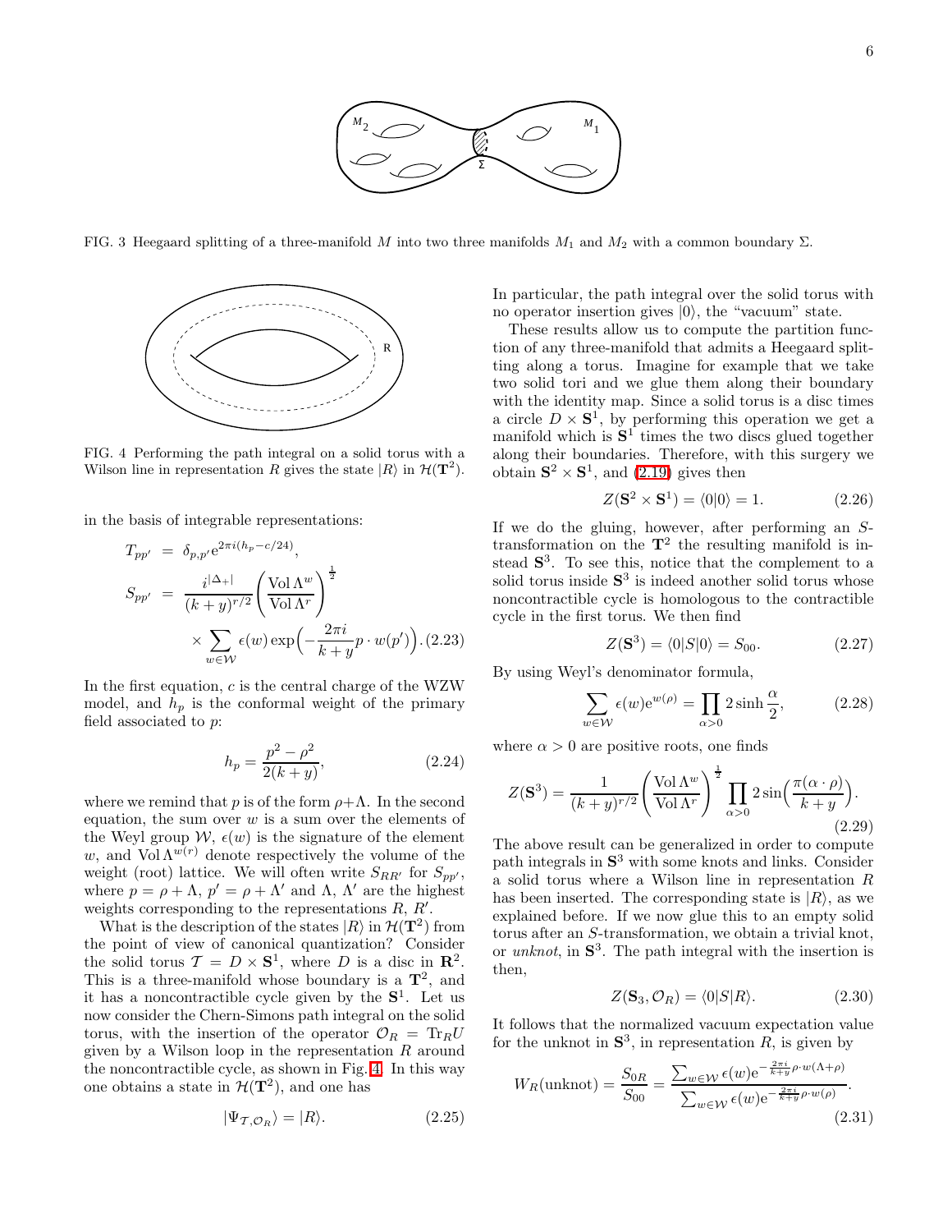FIG. 3 Heegaard splitting of a three-manifold $M$ into two three manifolds $M_1$ and $M_2$ with a common boundary $\Sigma$.

FIG. 4 Performing the path integral on a solid torus with a Wilson line in representation $R$ gives the state $|R\rangle$ in $\mathcal{H}(\mathbf{T}^2)$.

in the basis of integrable representations:

$$
\begin{aligned}
T_{pp'} &= \delta_{p,p'} \mathrm{e}^{2\pi i (h_p - c/24)}, \\
S_{pp'} &= \frac{i^{|\Delta_+|}}{(k+y)^{r/2}} \left( \frac{\mathrm{Vol}\, \Lambda^w}{\mathrm{Vol}\, \Lambda^r} \right)^{\frac{1}{2}} \\
&\quad \times \sum_{w \in \mathcal{W}} \epsilon(w) \exp\Big( -\frac{2\pi i}{k+y} p \cdot w(p') \Big). \quad (2.23)
\end{aligned}
$$

In the first equation, $c$ is the central charge of the WZW model, and $h_p$ is the conformal weight of the primary field associated to $p$:

$$
h_p = \frac{p^2 - \rho^2}{2(k+y)}, \tag{2.24}
$$

where we remind that $p$ is of the form $\rho + \Lambda$. In the second equation, the sum over $w$ is a sum over the elements of the Weyl group $\mathcal{W}$, $\epsilon(w)$ is the signature of the element $w$, and $\mathrm{Vol}\, \Lambda^{w(r)}$ denote respectively the volume of the weight (root) lattice. We will often write $S_{RR'}$ for $S_{pp'}$, where $p = \rho + \Lambda$, $p' = \rho + \Lambda'$ and $\Lambda$, $\Lambda'$ are the highest weights corresponding to the representations $R$, $R'$.

What is the description of the states $|R\rangle$ in $\mathcal{H}(\mathbf{T}^2)$ from the point of view of canonical quantization? Consider the solid torus $\mathcal{T} = D \times \mathbf{S}^1$, where $D$ is a disc in $\mathbf{R}^2$. This is a three-manifold whose boundary is a $\mathbf{T}^2$, and it has a noncontractible cycle given by the $\mathbf{S}^1$. Let us now consider the Chern-Simons path integral on the solid torus, with the insertion of the operator $\mathcal{O}_R = \mathrm{Tr}_R U$ given by a Wilson loop in the representation $R$ around the noncontractible cycle, as shown in Fig. 4. In this way one obtains a state in $\mathcal{H}(\mathbf{T}^2)$, and one has

$$
|\Psi_{\mathcal{T}, \mathcal{O}_R}\rangle = |R\rangle. \tag{2.25}
$$

In particular, the path integral over the solid torus with no operator insertion gives $|0\rangle$, the "vacuum" state.

These results allow us to compute the partition function of any three-manifold that admits a Heegaard splitting along a torus. Imagine for example that we take two solid tori and we glue them along their boundary with the identity map. Since a solid torus is a disc times a circle $D \times \mathbf{S}^1$, by performing this operation we get a manifold which is $\mathbf{S}^1$ times the two discs glued together along their boundaries. Therefore, with this surgery we obtain $\mathbf{S}^2 \times \mathbf{S}^1$, and (2.19) gives then

$$
Z(\mathbf{S}^2 \times \mathbf{S}^1) = \langle 0|0\rangle = 1. \tag{2.26}
$$

If we do the gluing, however, after performing an $S$-transformation on the $\mathbf{T}^2$ the resulting manifold is instead $\mathbf{S}^3$. To see this, notice that the complement to a solid torus inside $\mathbf{S}^3$ is indeed another solid torus whose noncontractible cycle is homologous to the contractible cycle in the first torus. We then find

$$
Z(\mathbf{S}^3) = \langle 0|S|0\rangle = S_{00}. \tag{2.27}
$$

By using Weyl's denominator formula,

$$
\sum_{w \in \mathcal{W}} \epsilon(w) \mathrm{e}^{w(\rho)} = \prod_{\alpha > 0} 2 \sinh \frac{\alpha}{2}, \tag{2.28}
$$

where $\alpha > 0$ are positive roots, one finds

$$
Z(\mathbf{S}^3) = \frac{1}{(k+y)^{r/2}} \left( \frac{\mathrm{Vol}\, \Lambda^w}{\mathrm{Vol}\, \Lambda^r} \right)^{\frac{1}{2}} \prod_{\alpha > 0} 2 \sin\Big( \frac{\pi(\alpha \cdot \rho)}{k+y} \Big). \tag{2.29}
$$

The above result can be generalized in order to compute path integrals in $\mathbf{S}^3$ with some knots and links. Consider a solid torus where a Wilson line in representation $R$ has been inserted. The corresponding state is $|R\rangle$, as we explained before. If we now glue this to an empty solid torus after an $S$-transformation, we obtain a trivial knot, or *unknot*, in $\mathbf{S}^3$. The path integral with the insertion is then,

$$
Z(\mathbf{S}_3, \mathcal{O}_R) = \langle 0|S|R\rangle. \tag{2.30}
$$

It follows that the normalized vacuum expectation value for the unknot in $\mathbf{S}^3$, in representation $R$, is given by

$$
W_R(\text{unknot}) = \frac{S_{0R}}{S_{00}} = \frac{\sum_{w \in \mathcal{W}} \epsilon(w) \mathrm{e}^{-\frac{2\pi i}{k+y} \rho \cdot w(\Lambda + \rho)}}{\sum_{w \in \mathcal{W}} \epsilon(w) \mathrm{e}^{-\frac{2\pi i}{k+y} \rho \cdot w(\rho)}}. \tag{2.31}
$$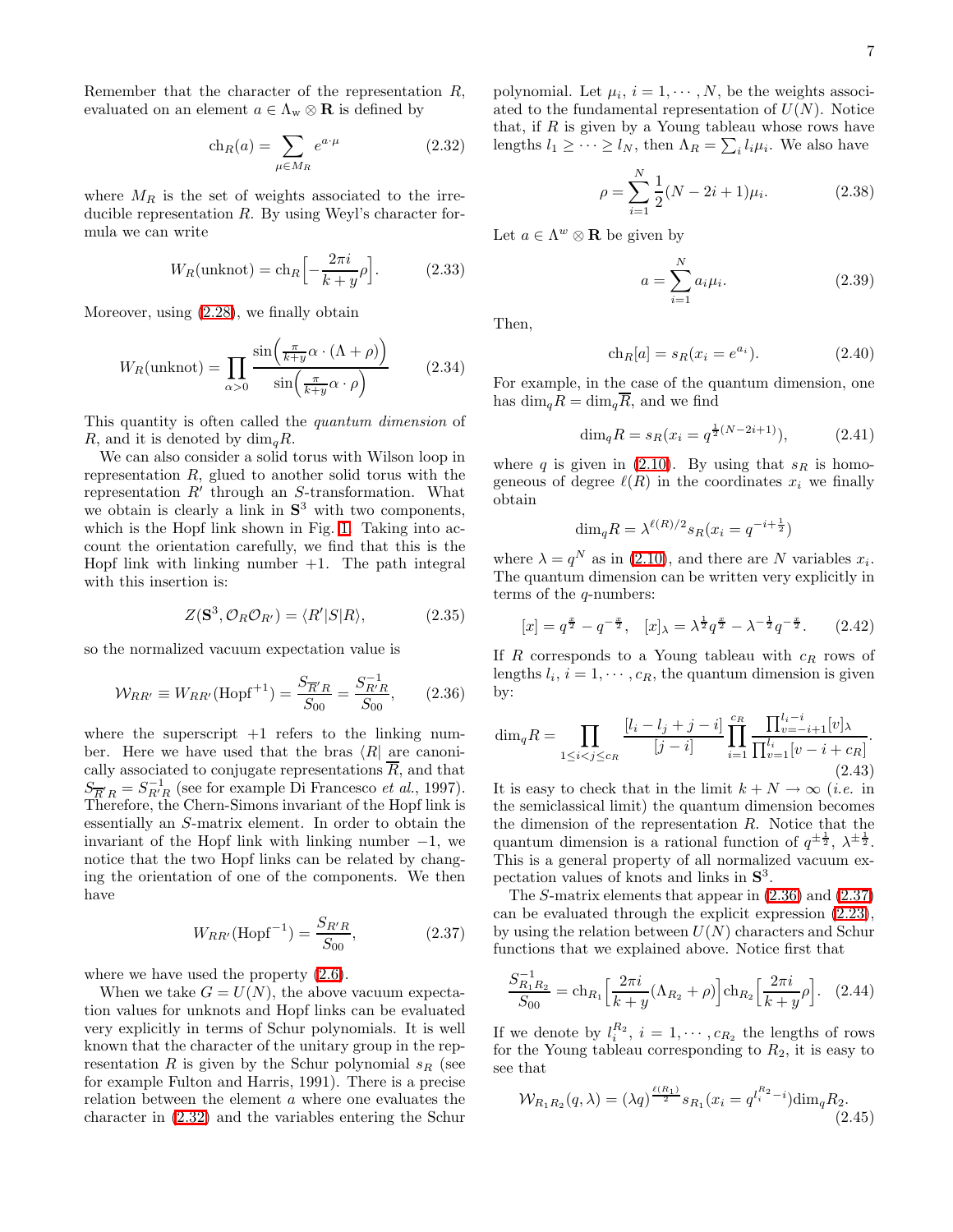Remember that the character of the representation $R$, evaluated on an element $a \in \Lambda_{\rm w} \otimes \mathbf{R}$ is defined by

$$\mathrm{ch}_R(a) = \sum_{\mu \in M_R} e^{a \cdot \mu} \tag{2.32}$$

where $M_R$ is the set of weights associated to the irreducible representation $R$. By using Weyl's character formula we can write

$$W_R(\text{unknot}) = \mathrm{ch}_R\Big[-\frac{2\pi i}{k+y}\rho\Big]. \tag{2.33}$$

Moreover, using (2.28), we finally obtain

$$W_R(\text{unknot}) = \prod_{\alpha > 0} \frac{\sin\Big(\frac{\pi}{k+y}\alpha \cdot (\Lambda + \rho)\Big)}{\sin\Big(\frac{\pi}{k+y}\alpha \cdot \rho\Big)} \tag{2.34}$$

This quantity is often called the *quantum dimension* of $R$, and it is denoted by $\dim_q R$.

We can also consider a solid torus with Wilson loop in representation $R$, glued to another solid torus with the representation $R'$ through an $S$-transformation. What we obtain is clearly a link in $\mathbf{S}^3$ with two components, which is the Hopf link shown in Fig. 1. Taking into account the orientation carefully, we find that this is the Hopf link with linking number $+1$. The path integral with this insertion is:

$$Z(\mathbf{S}^3, \mathcal{O}_R \mathcal{O}_{R'}) = \langle R'|S|R\rangle, \tag{2.35}$$

so the normalized vacuum expectation value is

$$\mathcal{W}_{RR'} \equiv W_{RR'}(\text{Hopf}^{+1}) = \frac{S_{\overline{R}'R}}{S_{00}} = \frac{S^{-1}_{R'R}}{S_{00}}, \tag{2.36}$$

where the superscript $+1$ refers to the linking number. Here we have used that the bras $\langle R|$ are canonically associated to conjugate representations $\overline{R}$, and that $S_{\overline{R}'R} = S^{-1}_{R'R}$ (see for example Di Francesco *et al.*, 1997). Therefore, the Chern-Simons invariant of the Hopf link is essentially an $S$-matrix element. In order to obtain the invariant of the Hopf link with linking number $-1$, we notice that the two Hopf links can be related by changing the orientation of one of the components. We then have

$$W_{RR'}(\text{Hopf}^{-1}) = \frac{S_{R'R}}{S_{00}}, \tag{2.37}$$

where we have used the property (2.6).

When we take $G = U(N)$, the above vacuum expectation values for unknots and Hopf links can be evaluated very explicitly in terms of Schur polynomials. It is well known that the character of the unitary group in the representation $R$ is given by the Schur polynomial $s_R$ (see for example Fulton and Harris, 1991). There is a precise relation between the element $a$ where one evaluates the character in (2.32) and the variables entering the Schur polynomial. Let $\mu_i$, $i = 1, \cdots, N$, be the weights associated to the fundamental representation of $U(N)$. Notice that, if $R$ is given by a Young tableau whose rows have lengths $l_1 \geq \cdots \geq l_N$, then $\Lambda_R = \sum_i l_i \mu_i$. We also have

$$\rho = \sum_{i=1}^N \frac{1}{2}(N - 2i + 1)\mu_i. \tag{2.38}$$

Let $a \in \Lambda^w \otimes \mathbf{R}$ be given by

$$a = \sum_{i=1}^N a_i \mu_i. \tag{2.39}$$

Then,

$$\mathrm{ch}_R[a] = s_R(x_i = e^{a_i}). \tag{2.40}$$

For example, in the case of the quantum dimension, one has $\dim_q R = \dim_q \overline{R}$, and we find

$$\dim_q R = s_R(x_i = q^{\frac{1}{2}(N-2i+1)}), \tag{2.41}$$

where $q$ is given in (2.10). By using that $s_R$ is homogeneous of degree $\ell(R)$ in the coordinates $x_i$ we finally obtain

$$\dim_q R = \lambda^{\ell(R)/2} s_R(x_i = q^{-i+\frac{1}{2}})$$

where $\lambda = q^N$ as in (2.10), and there are $N$ variables $x_i$. The quantum dimension can be written very explicitly in terms of the $q$-numbers:

$$[x] = q^{\frac{x}{2}} - q^{-\frac{x}{2}}, \quad [x]_\lambda = \lambda^{\frac{1}{2}} q^{\frac{x}{2}} - \lambda^{-\frac{1}{2}} q^{-\frac{x}{2}}. \tag{2.42}$$

If $R$ corresponds to a Young tableau with $c_R$ rows of lengths $l_i$, $i = 1, \cdots, c_R$, the quantum dimension is given by:

$$\dim_q R = \prod_{1 \leq i < j \leq c_R} \frac{[l_i - l_j + j - i]}{[j-i]} \prod_{i=1}^{c_R} \frac{\prod_{v=-i+1}^{l_i - i}[v]_\lambda}{\prod_{v=1}^{l_i}[v - i + c_R]}. \tag{2.43}$$

It is easy to check that in the limit $k + N \to \infty$ (*i.e.* in the semiclassical limit) the quantum dimension becomes the dimension of the representation $R$. Notice that the quantum dimension is a rational function of $q^{\pm\frac{1}{2}}$, $\lambda^{\pm\frac{1}{2}}$. This is a general property of all normalized vacuum expectation values of knots and links in $\mathbf{S}^3$.

The $S$-matrix elements that appear in (2.36) and (2.37) can be evaluated through the explicit expression (2.23), by using the relation between $U(N)$ characters and Schur functions that we explained above. Notice first that

$$\frac{S^{-1}_{R_1R_2}}{S_{00}} = \mathrm{ch}_{R_1}\Big[\frac{2\pi i}{k+y}(\Lambda_{R_2} + \rho)\Big]\mathrm{ch}_{R_2}\Big[\frac{2\pi i}{k+y}\rho\Big]. \tag{2.44}$$

If we denote by $l_i^{R_2}$, $i = 1, \cdots, c_{R_2}$ the lengths of rows for the Young tableau corresponding to $R_2$, it is easy to see that

$$\mathcal{W}_{R_1R_2}(q, \lambda) = (\lambda q)^{\frac{\ell(R_1)}{2}} s_{R_1}(x_i = q^{l_i^{R_2} - i}) \dim_q R_2. \tag{2.45}$$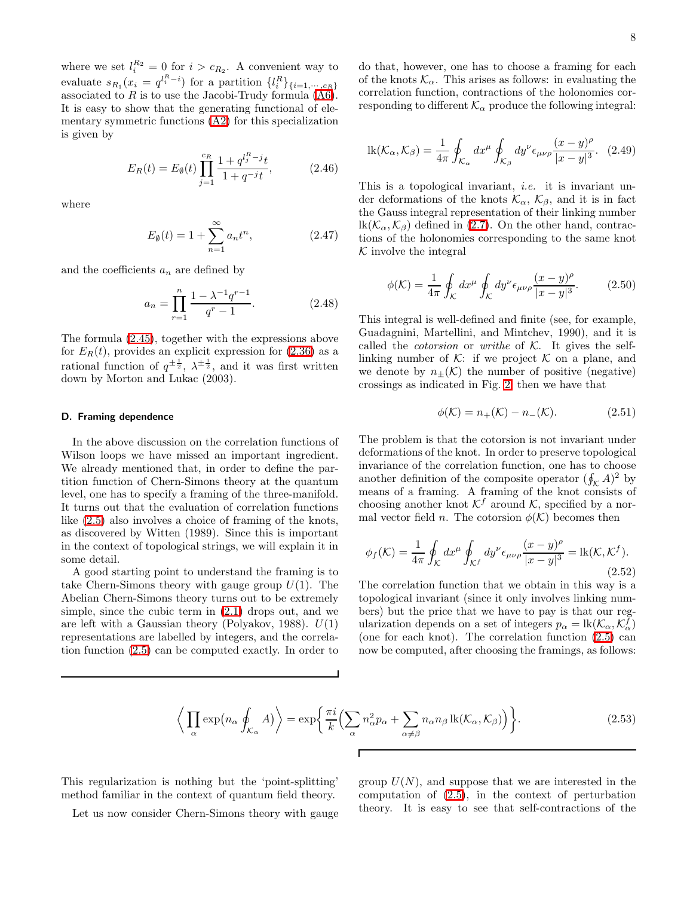where we set $l_i^{R_2} = 0$ for $i > c_{R_2}$. A convenient way to evaluate $s_{R_1}(x_i = q^{l_i^R - i})$ for a partition $\{l_i^R\}_{\{i=1,\cdots,c_R\}}$ associated to $R$ is to use the Jacobi-Trudy formula (A6). It is easy to show that the generating functional of elementary symmetric functions (A2) for this specialization is given by

$$E_R(t) = E_\emptyset(t) \prod_{j=1}^{c_R} \frac{1 + q^{l_j^R - j} t}{1 + q^{-j} t}, \tag{2.46}$$

where

$$E_\emptyset(t) = 1 + \sum_{n=1}^{\infty} a_n t^n, \tag{2.47}$$

and the coefficients $a_n$ are defined by

$$a_n = \prod_{r=1}^{n} \frac{1 - \lambda^{-1} q^{r-1}}{q^r - 1}. \tag{2.48}$$

The formula (2.45), together with the expressions above for $E_R(t)$, provides an explicit expression for (2.36) as a rational function of $q^{\pm\frac{1}{2}}$, $\lambda^{\pm\frac{1}{2}}$, and it was first written down by Morton and Lukac (2003).

### D. Framing dependence

In the above discussion on the correlation functions of Wilson loops we have missed an important ingredient. We already mentioned that, in order to define the partition function of Chern-Simons theory at the quantum level, one has to specify a framing of the three-manifold. It turns out that the evaluation of correlation functions like (2.5) also involves a choice of framing of the knots, as discovered by Witten (1989). Since this is important in the context of topological strings, we will explain it in some detail.

A good starting point to understand the framing is to take Chern-Simons theory with gauge group $U(1)$. The Abelian Chern-Simons theory turns out to be extremely simple, since the cubic term in (2.1) drops out, and we are left with a Gaussian theory (Polyakov, 1988). $U(1)$ representations are labelled by integers, and the correlation function (2.5) can be computed exactly. In order to do that, however, one has to choose a framing for each of the knots $\mathcal{K}_\alpha$. This arises as follows: in evaluating the correlation function, contractions of the holonomies corresponding to different $\mathcal{K}_\alpha$ produce the following integral:

$$\mathrm{lk}(\mathcal{K}_\alpha, \mathcal{K}_\beta) = \frac{1}{4\pi} \oint_{\mathcal{K}_\alpha} dx^\mu \oint_{\mathcal{K}_\beta} dy^\nu \epsilon_{\mu\nu\rho} \frac{(x-y)^\rho}{|x-y|^3}. \tag{2.49}$$

This is a topological invariant, *i.e.* it is invariant under deformations of the knots $\mathcal{K}_\alpha$, $\mathcal{K}_\beta$, and it is in fact the Gauss integral representation of their linking number $\mathrm{lk}(\mathcal{K}_\alpha, \mathcal{K}_\beta)$ defined in (2.7). On the other hand, contractions of the holonomies corresponding to the same knot $\mathcal{K}$ involve the integral

$$\phi(\mathcal{K}) = \frac{1}{4\pi} \oint_{\mathcal{K}} dx^\mu \oint_{\mathcal{K}} dy^\nu \epsilon_{\mu\nu\rho} \frac{(x-y)^\rho}{|x-y|^3}. \tag{2.50}$$

This integral is well-defined and finite (see, for example, Guadagnini, Martellini, and Mintchev, 1990), and it is called the *cotorsion* or *writhe* of $\mathcal{K}$. It gives the self-linking number of $\mathcal{K}$: if we project $\mathcal{K}$ on a plane, and we denote by $n_\pm(\mathcal{K})$ the number of positive (negative) crossings as indicated in Fig. 2, then we have that

$$\phi(\mathcal{K}) = n_+(\mathcal{K}) - n_-(\mathcal{K}). \tag{2.51}$$

The problem is that the cotorsion is not invariant under deformations of the knot. In order to preserve topological invariance of the correlation function, one has to choose another definition of the composite operator $(\oint_{\mathcal{K}} A)^2$ by means of a framing. A framing of the knot consists of choosing another knot $\mathcal{K}^f$ around $\mathcal{K}$, specified by a normal vector field $n$. The cotorsion $\phi(\mathcal{K})$ becomes then

$$\phi_f(\mathcal{K}) = \frac{1}{4\pi} \oint_{\mathcal{K}} dx^\mu \oint_{\mathcal{K}^f} dy^\nu \epsilon_{\mu\nu\rho} \frac{(x-y)^\rho}{|x-y|^3} = \mathrm{lk}(\mathcal{K}, \mathcal{K}^f). \tag{2.52}$$

The correlation function that we obtain in this way is a topological invariant (since it only involves linking numbers) but the price that we have to pay is that our regularization depends on a set of integers $p_\alpha = \mathrm{lk}(\mathcal{K}_\alpha, \mathcal{K}_\alpha^f)$ (one for each knot). The correlation function (2.5) can now be computed, after choosing the framings, as follows:

$$\Big\langle \prod_\alpha \exp\big(n_\alpha \oint_{\mathcal{K}_\alpha} A\big) \Big\rangle = \exp\Big\{ \frac{\pi i}{k} \Big( \sum_\alpha n_\alpha^2 p_\alpha + \sum_{\alpha \neq \beta} n_\alpha n_\beta \,\mathrm{lk}(\mathcal{K}_\alpha, \mathcal{K}_\beta) \Big) \Big\}. \tag{2.53}$$

This regularization is nothing but the 'point-splitting' method familiar in the context of quantum field theory.

Let us now consider Chern-Simons theory with gauge group $U(N)$, and suppose that we are interested in the computation of (2.5), in the context of perturbation theory. It is easy to see that self-contractions of the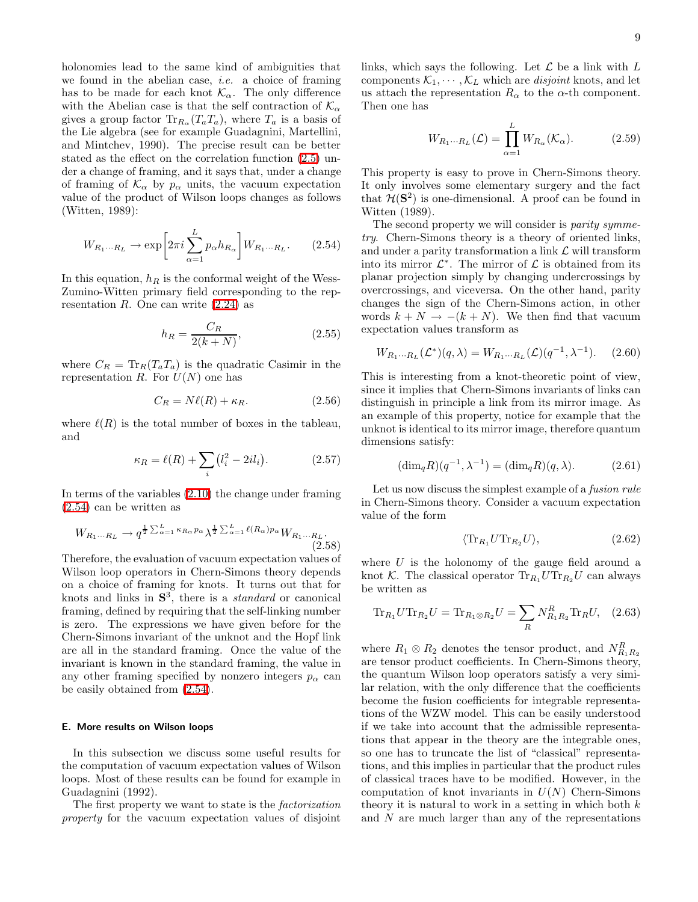holonomies lead to the same kind of ambiguities that we found in the abelian case, *i.e.* a choice of framing has to be made for each knot $\mathcal{K}_\alpha$. The only difference with the Abelian case is that the self contraction of $\mathcal{K}_\alpha$ gives a group factor $\mathrm{Tr}_{R_\alpha}(T_a T_a)$, where $T_a$ is a basis of the Lie algebra (see for example Guadagnini, Martellini, and Mintchev, 1990). The precise result can be better stated as the effect on the correlation function (2.5) under a change of framing, and it says that, under a change of framing of $\mathcal{K}_\alpha$ by $p_\alpha$ units, the vacuum expectation value of the product of Wilson loops changes as follows (Witten, 1989):

$$W_{R_1\cdots R_L} \to \exp\left[2\pi i \sum_{\alpha=1}^{L} p_\alpha h_{R_\alpha}\right] W_{R_1\cdots R_L}. \tag{2.54}$$

In this equation, $h_R$ is the conformal weight of the Wess-Zumino-Witten primary field corresponding to the representation $R$. One can write (2.24) as

$$h_R = \frac{C_R}{2(k+N)}, \tag{2.55}$$

where $C_R = \mathrm{Tr}_R(T_a T_a)$ is the quadratic Casimir in the representation $R$. For $U(N)$ one has

$$C_R = N\ell(R) + \kappa_R. \tag{2.56}$$

where $\ell(R)$ is the total number of boxes in the tableau, and

$$\kappa_R = \ell(R) + \sum_i \left(l_i^2 - 2il_i\right). \tag{2.57}$$

In terms of the variables (2.10) the change under framing (2.54) can be written as

$$W_{R_1\cdots R_L} \to q^{\frac{1}{2}\sum_{\alpha=1}^{L}\kappa_{R_\alpha} p_\alpha} \lambda^{\frac{1}{2}\sum_{\alpha=1}^{L}\ell(R_\alpha) p_\alpha} W_{R_1\cdots R_L}. \tag{2.58}$$

Therefore, the evaluation of vacuum expectation values of Wilson loop operators in Chern-Simons theory depends on a choice of framing for knots. It turns out that for knots and links in $\mathbf{S}^3$, there is a *standard* or canonical framing, defined by requiring that the self-linking number is zero. The expressions we have given before for the Chern-Simons invariant of the unknot and the Hopf link are all in the standard framing. Once the value of the invariant is known in the standard framing, the value in any other framing specified by nonzero integers $p_\alpha$ can be easily obtained from (2.54).

### E. More results on Wilson loops

In this subsection we discuss some useful results for the computation of vacuum expectation values of Wilson loops. Most of these results can be found for example in Guadagnini (1992).

The first property we want to state is the *factorization property* for the vacuum expectation values of disjoint links, which says the following. Let $\mathcal{L}$ be a link with $L$ components $\mathcal{K}_1, \cdots, \mathcal{K}_L$ which are *disjoint* knots, and let us attach the representation $R_\alpha$ to the $\alpha$-th component. Then one has

$$W_{R_1\cdots R_L}(\mathcal{L}) = \prod_{\alpha=1}^{L} W_{R_\alpha}(\mathcal{K}_\alpha). \tag{2.59}$$

This property is easy to prove in Chern-Simons theory. It only involves some elementary surgery and the fact that $\mathcal{H}(\mathbf{S}^2)$ is one-dimensional. A proof can be found in Witten (1989).

The second property we will consider is *parity symmetry*. Chern-Simons theory is a theory of oriented links, and under a parity transformation a link $\mathcal{L}$ will transform into its mirror $\mathcal{L}^*$. The mirror of $\mathcal{L}$ is obtained from its planar projection simply by changing undercrossings by overcrossings, and viceversa. On the other hand, parity changes the sign of the Chern-Simons action, in other words $k+N \to -(k+N)$. We then find that vacuum expectation values transform as

$$W_{R_1\cdots R_L}(\mathcal{L}^*)(q,\lambda) = W_{R_1\cdots R_L}(\mathcal{L})(q^{-1},\lambda^{-1}). \tag{2.60}$$

This is interesting from a knot-theoretic point of view, since it implies that Chern-Simons invariants of links can distinguish in principle a link from its mirror image. As an example of this property, notice for example that the unknot is identical to its mirror image, therefore quantum dimensions satisfy:

$$(\dim_q R)(q^{-1},\lambda^{-1}) = (\dim_q R)(q,\lambda). \tag{2.61}$$

Let us now discuss the simplest example of a *fusion rule* in Chern-Simons theory. Consider a vacuum expectation value of the form

$$\langle \mathrm{Tr}_{R_1} U \mathrm{Tr}_{R_2} U \rangle, \tag{2.62}$$

where $U$ is the holonomy of the gauge field around a knot $\mathcal{K}$. The classical operator $\mathrm{Tr}_{R_1} U \mathrm{Tr}_{R_2} U$ can always be written as

$$\mathrm{Tr}_{R_1} U \mathrm{Tr}_{R_2} U = \mathrm{Tr}_{R_1 \otimes R_2} U = \sum_R N_{R_1 R_2}^{R} \mathrm{Tr}_R U, \tag{2.63}$$

where $R_1 \otimes R_2$ denotes the tensor product, and $N_{R_1 R_2}^{R}$ are tensor product coefficients. In Chern-Simons theory, the quantum Wilson loop operators satisfy a very similar relation, with the only difference that the coefficients become the fusion coefficients for integrable representations of the WZW model. This can be easily understood if we take into account that the admissible representations that appear in the theory are the integrable ones, so one has to truncate the list of "classical" representations, and this implies in particular that the product rules of classical traces have to be modified. However, in the computation of knot invariants in $U(N)$ Chern-Simons theory it is natural to work in a setting in which both $k$ and $N$ are much larger than any of the representations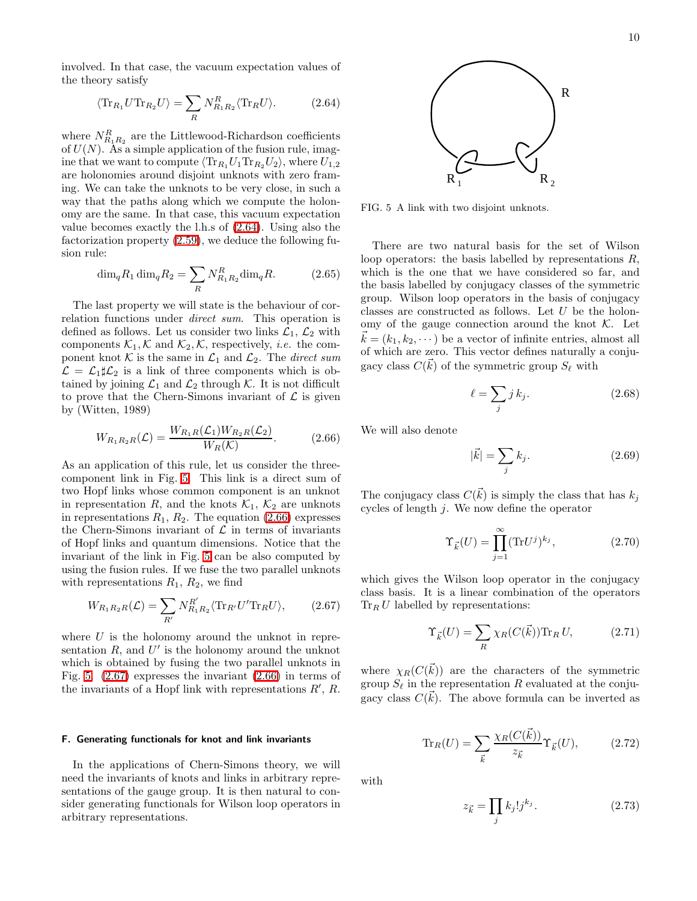involved. In that case, the vacuum expectation values of the theory satisfy

$$\langle \mathrm{Tr}_{R_1} U \mathrm{Tr}_{R_2} U \rangle = \sum_R N_{R_1 R_2}^R \langle \mathrm{Tr}_R U \rangle. \tag{2.64}$$

where $N_{R_1 R_2}^R$ are the Littlewood-Richardson coefficients of $U(N)$. As a simple application of the fusion rule, imagine that we want to compute $\langle \mathrm{Tr}_{R_1} U_1 \mathrm{Tr}_{R_2} U_2 \rangle$, where $U_{1,2}$ are holonomies around disjoint unknots with zero framing. We can take the unknots to be very close, in such a way that the paths along which we compute the holonomy are the same. In that case, this vacuum expectation value becomes exactly the l.h.s of (2.64). Using also the factorization property (2.59), we deduce the following fusion rule:

$$\dim_q R_1 \dim_q R_2 = \sum_R N_{R_1 R_2}^R \dim_q R. \tag{2.65}$$

The last property we will state is the behaviour of correlation functions under *direct sum*. This operation is defined as follows. Let us consider two links $\mathcal{L}_1$, $\mathcal{L}_2$ with components $\mathcal{K}_1, \mathcal{K}$ and $\mathcal{K}_2, \mathcal{K}$, respectively, *i.e.* the component knot $\mathcal{K}$ is the same in $\mathcal{L}_1$ and $\mathcal{L}_2$. The *direct sum* $\mathcal{L} = \mathcal{L}_1 \sharp \mathcal{L}_2$ is a link of three components which is obtained by joining $\mathcal{L}_1$ and $\mathcal{L}_2$ through $\mathcal{K}$. It is not difficult to prove that the Chern-Simons invariant of $\mathcal{L}$ is given by (Witten, 1989)

$$W_{R_1 R_2 R}(\mathcal{L}) = \frac{W_{R_1 R}(\mathcal{L}_1) W_{R_2 R}(\mathcal{L}_2)}{W_R(\mathcal{K})}. \tag{2.66}$$

As an application of this rule, let us consider the three-component link in Fig. 5. This link is a direct sum of two Hopf links whose common component is an unknot in representation $R$, and the knots $\mathcal{K}_1$, $\mathcal{K}_2$ are unknots in representations $R_1$, $R_2$. The equation (2.66) expresses the Chern-Simons invariant of $\mathcal{L}$ in terms of invariants of Hopf links and quantum dimensions. Notice that the invariant of the link in Fig. 5 can be also computed by using the fusion rules. If we fuse the two parallel unknots with representations $R_1$, $R_2$, we find

$$W_{R_1 R_2 R}(\mathcal{L}) = \sum_{R'} N_{R_1 R_2}^{R'} \langle \mathrm{Tr}_{R'} U' \mathrm{Tr}_R U \rangle, \tag{2.67}$$

where $U$ is the holonomy around the unknot in representation $R$, and $U'$ is the holonomy around the unknot which is obtained by fusing the two parallel unknots in Fig. 5. (2.67) expresses the invariant (2.66) in terms of the invariants of a Hopf link with representations $R'$, $R$.

FIG. 5 A link with two disjoint unknots.

### F. Generating functionals for knot and link invariants

In the applications of Chern-Simons theory, we will need the invariants of knots and links in arbitrary representations of the gauge group. It is then natural to consider generating functionals for Wilson loop operators in arbitrary representations.

There are two natural basis for the set of Wilson loop operators: the basis labelled by representations $R$, which is the one that we have considered so far, and the basis labelled by conjugacy classes of the symmetric group. Wilson loop operators in the basis of conjugacy classes are constructed as follows. Let $U$ be the holonomy of the gauge connection around the knot $\mathcal{K}$. Let $\vec{k} = (k_1, k_2, \cdots)$ be a vector of infinite entries, almost all of which are zero. This vector defines naturally a conjugacy class $C(\vec{k})$ of the symmetric group $S_\ell$ with

$$\ell = \sum_j j\, k_j. \tag{2.68}$$

We will also denote

$$|\vec{k}| = \sum_j k_j. \tag{2.69}$$

The conjugacy class $C(\vec{k})$ is simply the class that has $k_j$ cycles of length $j$. We now define the operator

$$\Upsilon_{\vec{k}}(U) = \prod_{j=1}^{\infty} (\mathrm{Tr} U^j)^{k_j}, \tag{2.70}$$

which gives the Wilson loop operator in the conjugacy class basis. It is a linear combination of the operators $\mathrm{Tr}_R\, U$ labelled by representations:

$$\Upsilon_{\vec{k}}(U) = \sum_R \chi_R(C(\vec{k})) \mathrm{Tr}_R\, U, \tag{2.71}$$

where $\chi_R(C(\vec{k}))$ are the characters of the symmetric group $S_\ell$ in the representation $R$ evaluated at the conjugacy class $C(\vec{k})$. The above formula can be inverted as

$$\mathrm{Tr}_R(U) = \sum_{\vec{k}} \frac{\chi_R(C(\vec{k}))}{z_{\vec{k}}} \Upsilon_{\vec{k}}(U), \tag{2.72}$$

with

$$z_{\vec{k}} = \prod_j k_j! j^{k_j}. \tag{2.73}$$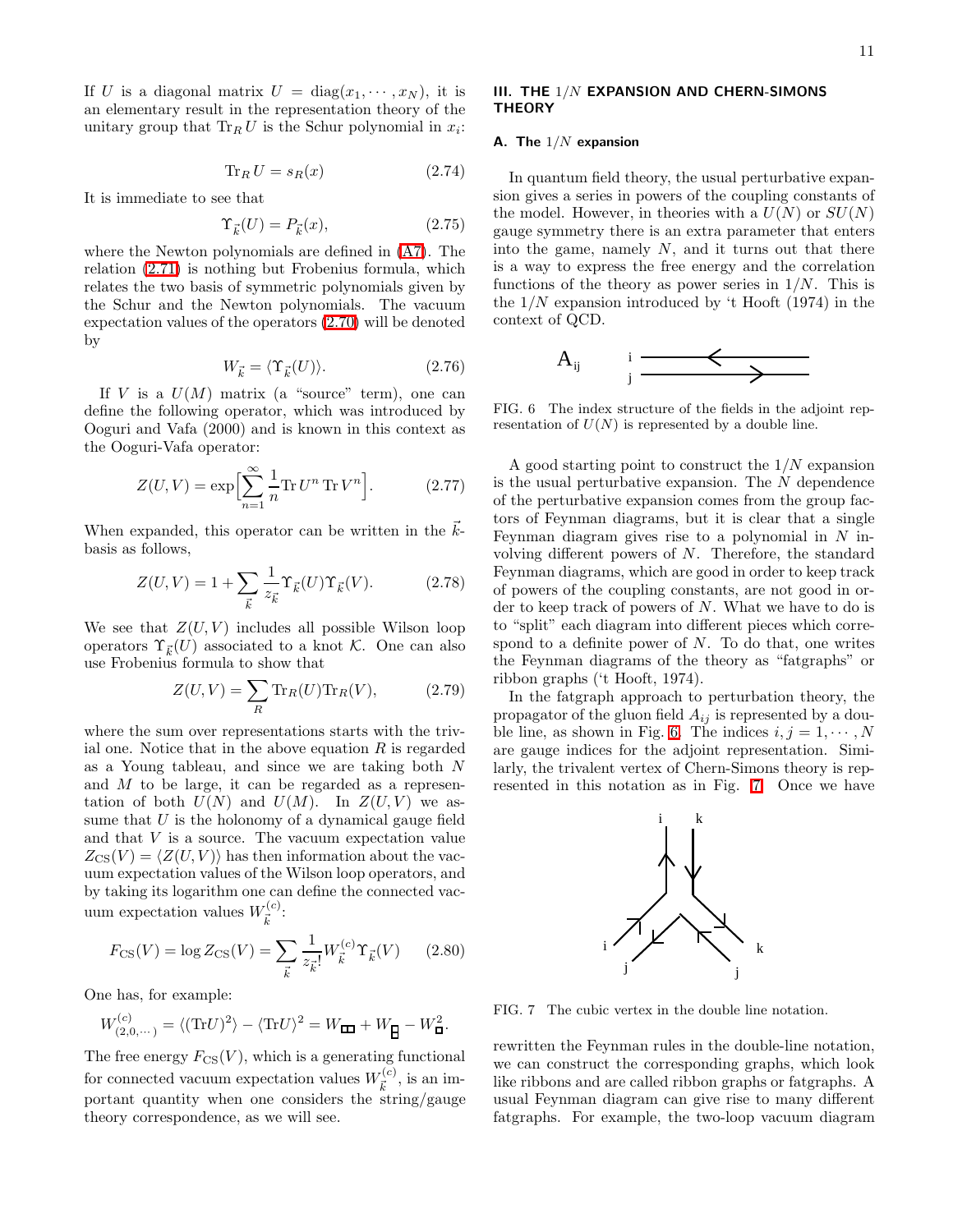If $U$ is a diagonal matrix $U = \mathrm{diag}(x_1, \cdots, x_N)$, it is an elementary result in the representation theory of the unitary group that $\mathrm{Tr}_R\, U$ is the Schur polynomial in $x_i$:

$$\mathrm{Tr}_R\, U = s_R(x) \tag{2.74}$$

It is immediate to see that

$$\Upsilon_{\vec{k}}(U) = P_{\vec{k}}(x), \tag{2.75}$$

where the Newton polynomials are defined in (A7). The relation (2.71) is nothing but Frobenius formula, which relates the two basis of symmetric polynomials given by the Schur and the Newton polynomials. The vacuum expectation values of the operators (2.70) will be denoted by

$$W_{\vec{k}} = \langle \Upsilon_{\vec{k}}(U) \rangle. \tag{2.76}$$

If $V$ is a $U(M)$ matrix (a "source" term), one can define the following operator, which was introduced by Ooguri and Vafa (2000) and is known in this context as the Ooguri-Vafa operator:

$$Z(U,V) = \exp\Big[\sum_{n=1}^{\infty} \frac{1}{n} \mathrm{Tr}\, U^n\, \mathrm{Tr}\, V^n\Big]. \tag{2.77}$$

When expanded, this operator can be written in the $\vec{k}$-basis as follows,

$$Z(U,V) = 1 + \sum_{\vec{k}} \frac{1}{z_{\vec{k}}} \Upsilon_{\vec{k}}(U) \Upsilon_{\vec{k}}(V). \tag{2.78}$$

We see that $Z(U,V)$ includes all possible Wilson loop operators $\Upsilon_{\vec{k}}(U)$ associated to a knot $\mathcal{K}$. One can also use Frobenius formula to show that

$$Z(U,V) = \sum_R \mathrm{Tr}_R(U) \mathrm{Tr}_R(V), \tag{2.79}$$

where the sum over representations starts with the trivial one. Notice that in the above equation $R$ is regarded as a Young tableau, and since we are taking both $N$ and $M$ to be large, it can be regarded as a representation of both $U(N)$ and $U(M)$. In $Z(U,V)$ we assume that $U$ is the holonomy of a dynamical gauge field and that $V$ is a source. The vacuum expectation value $Z_{\mathrm{CS}}(V) = \langle Z(U,V) \rangle$ has then information about the vacuum expectation values of the Wilson loop operators, and by taking its logarithm one can define the connected vacuum expectation values $W^{(c)}_{\vec{k}}$:

$$F_{\mathrm{CS}}(V) = \log Z_{\mathrm{CS}}(V) = \sum_{\vec{k}} \frac{1}{z_{\vec{k}}!} W^{(c)}_{\vec{k}} \Upsilon_{\vec{k}}(V) \tag{2.80}$$

One has, for example:

$$W^{(c)}_{(2,0,\cdots)} = \langle (\mathrm{Tr} U)^2 \rangle - \langle \mathrm{Tr} U \rangle^2 = W_{\square\square} + W_{\substack{\square\\\square}} - W^2_{\square}.$$

The free energy $F_{\mathrm{CS}}(V)$, which is a generating functional for connected vacuum expectation values $W^{(c)}_{\vec{k}}$, is an important quantity when one considers the string/gauge theory correspondence, as we will see.

## III. THE $1/N$ EXPANSION AND CHERN-SIMONS THEORY

### A. The $1/N$ expansion

In quantum field theory, the usual perturbative expansion gives a series in powers of the coupling constants of the model. However, in theories with a $U(N)$ or $SU(N)$ gauge symmetry there is an extra parameter that enters into the game, namely $N$, and it turns out that there is a way to express the free energy and the correlation functions of the theory as power series in $1/N$. This is the $1/N$ expansion introduced by 't Hooft (1974) in the context of QCD.

FIG. 6 The index structure of the fields in the adjoint representation of $U(N)$ is represented by a double line.

A good starting point to construct the $1/N$ expansion is the usual perturbative expansion. The $N$ dependence of the perturbative expansion comes from the group factors of Feynman diagrams, but it is clear that a single Feynman diagram gives rise to a polynomial in $N$ involving different powers of $N$. Therefore, the standard Feynman diagrams, which are good in order to keep track of powers of the coupling constants, are not good in order to keep track of powers of $N$. What we have to do is to "split" each diagram into different pieces which correspond to a definite power of $N$. To do that, one writes the Feynman diagrams of the theory as "fatgraphs" or ribbon graphs ('t Hooft, 1974).

In the fatgraph approach to perturbation theory, the propagator of the gluon field $A_{ij}$ is represented by a double line, as shown in Fig. 6. The indices $i, j = 1, \cdots, N$ are gauge indices for the adjoint representation. Similarly, the trivalent vertex of Chern-Simons theory is represented in this notation as in Fig. 7. Once we have rewritten the Feynman rules in the double-line notation, we can construct the corresponding graphs, which look like ribbons and are called ribbon graphs or fatgraphs. A usual Feynman diagram can give rise to many different fatgraphs. For example, the two-loop vacuum diagram

FIG. 7 The cubic vertex in the double line notation.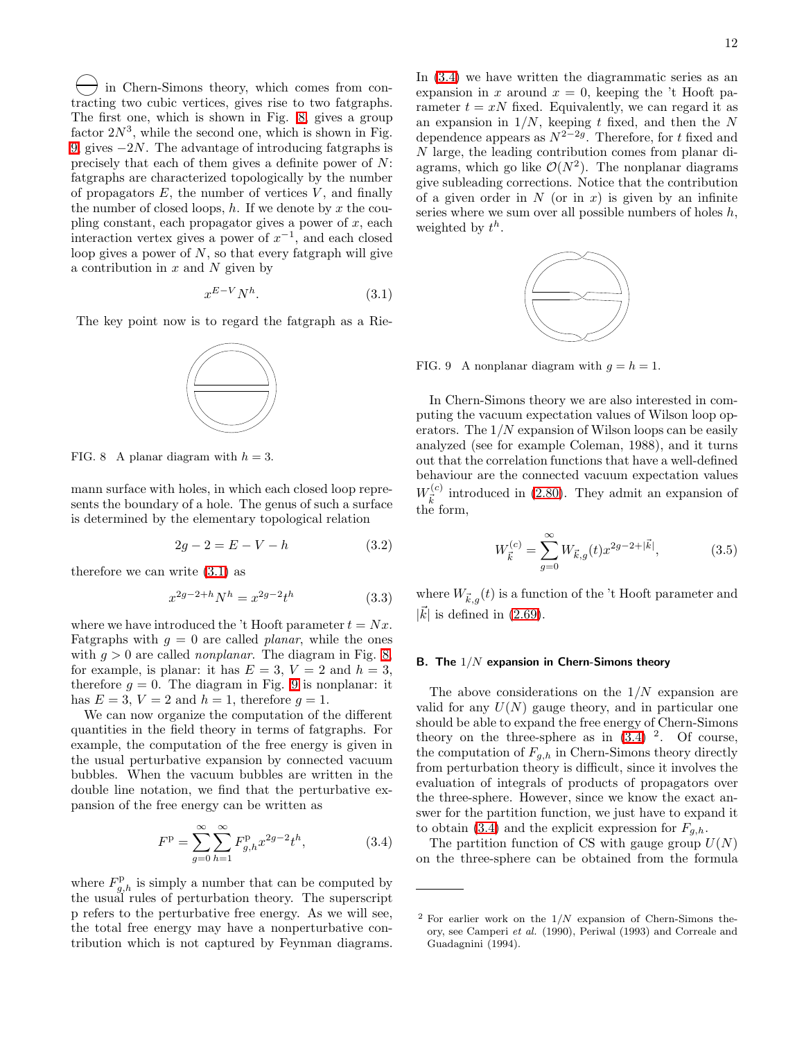in Chern-Simons theory, which comes from contracting two cubic vertices, gives rise to two fatgraphs. The first one, which is shown in Fig. 8, gives a group factor $2N^3$, while the second one, which is shown in Fig. 9, gives $-2N$. The advantage of introducing fatgraphs is precisely that each of them gives a definite power of $N$: fatgraphs are characterized topologically by the number of propagators $E$, the number of vertices $V$, and finally the number of closed loops, $h$. If we denote by $x$ the coupling constant, each propagator gives a power of $x$, each interaction vertex gives a power of $x^{-1}$, and each closed loop gives a power of $N$, so that every fatgraph will give a contribution in $x$ and $N$ given by

$$x^{E-V}N^h. \tag{3.1}$$

The key point now is to regard the fatgraph as a Riemann surface with holes, in which each closed loop represents the boundary of a hole. The genus of such a surface is determined by the elementary topological relation

FIG. 8 A planar diagram with $h = 3$.

$$2g - 2 = E - V - h \tag{3.2}$$

therefore we can write (3.1) as

$$x^{2g-2+h}N^h = x^{2g-2}t^h \tag{3.3}$$

where we have introduced the 't Hooft parameter $t = Nx$. Fatgraphs with $g = 0$ are called *planar*, while the ones with $g > 0$ are called *nonplanar*. The diagram in Fig. 8, for example, is planar: it has $E = 3$, $V = 2$ and $h = 3$, therefore $g = 0$. The diagram in Fig. 9 is nonplanar: it has $E = 3$, $V = 2$ and $h = 1$, therefore $g = 1$.

We can now organize the computation of the different quantities in the field theory in terms of fatgraphs. For example, the computation of the free energy is given in the usual perturbative expansion by connected vacuum bubbles. When the vacuum bubbles are written in the double line notation, we find that the perturbative expansion of the free energy can be written as

$$F^{\rm p} = \sum_{g=0}^{\infty}\sum_{h=1}^{\infty} F^{\rm p}_{g,h} x^{2g-2}t^h, \tag{3.4}$$

where $F^{\rm p}_{g,h}$ is simply a number that can be computed by the usual rules of perturbation theory. The superscript p refers to the perturbative free energy. As we will see, the total free energy may have a nonperturbative contribution which is not captured by Feynman diagrams. In (3.4) we have written the diagrammatic series as an expansion in $x$ around $x = 0$, keeping the 't Hooft parameter $t = xN$ fixed. Equivalently, we can regard it as an expansion in $1/N$, keeping $t$ fixed, and then the $N$ dependence appears as $N^{2-2g}$. Therefore, for $t$ fixed and $N$ large, the leading contribution comes from planar diagrams, which go like $\mathcal{O}(N^2)$. The nonplanar diagrams give subleading corrections. Notice that the contribution of a given order in $N$ (or in $x$) is given by an infinite series where we sum over all possible numbers of holes $h$, weighted by $t^h$.

FIG. 9 A nonplanar diagram with $g = h = 1$.

In Chern-Simons theory we are also interested in computing the vacuum expectation values of Wilson loop operators. The $1/N$ expansion of Wilson loops can be easily analyzed (see for example Coleman, 1988), and it turns out that the correlation functions that have a well-defined behaviour are the connected vacuum expectation values $W^{(c)}_{\vec{k}}$ introduced in (2.80). They admit an expansion of the form,

$$W^{(c)}_{\vec{k}} = \sum_{g=0}^{\infty} W_{\vec{k},g}(t)x^{2g-2+|\vec{k}|}, \tag{3.5}$$

where $W_{\vec{k},g}(t)$ is a function of the 't Hooft parameter and $|\vec{k}|$ is defined in (2.69).

### B. The $1/N$ expansion in Chern-Simons theory

The above considerations on the $1/N$ expansion are valid for any $U(N)$ gauge theory, and in particular one should be able to expand the free energy of Chern-Simons theory on the three-sphere as in (3.4) [2]. Of course, the computation of $F_{g,h}$ in Chern-Simons theory directly from perturbation theory is difficult, since it involves the evaluation of integrals of products of propagators over the three-sphere. However, since we know the exact answer for the partition function, we just have to expand it to obtain (3.4) and the explicit expression for $F_{g,h}$.

The partition function of CS with gauge group $U(N)$ on the three-sphere can be obtained from the formula

[2] For earlier work on the $1/N$ expansion of Chern-Simons theory, see Camperi *et al.* (1990), Periwal (1993) and Correale and Guadagnini (1994).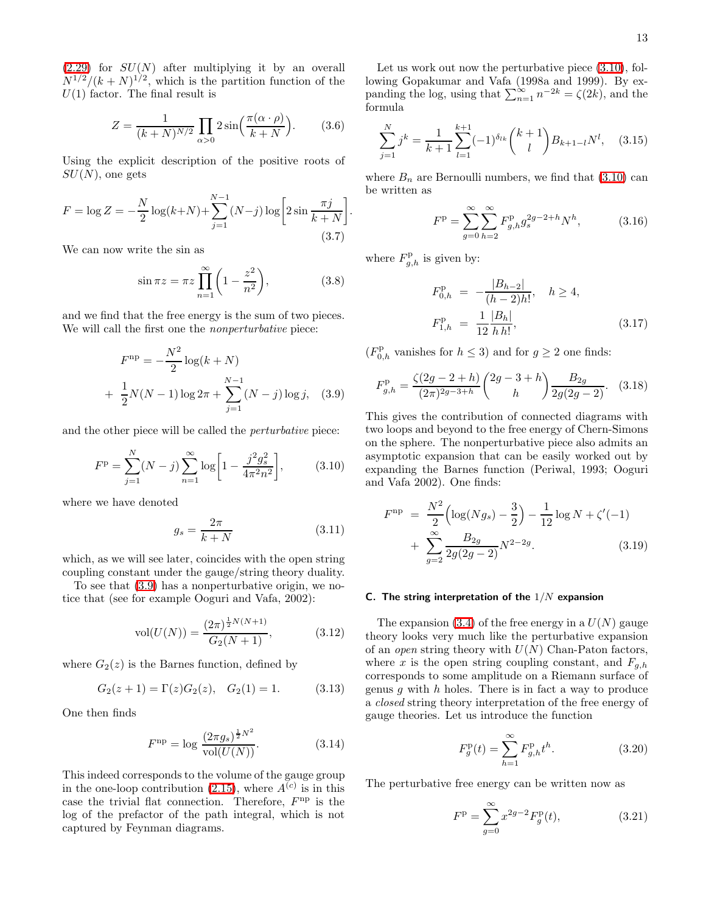(2.29) for $SU(N)$ after multiplying it by an overall $N^{1/2}/(k+N)^{1/2}$, which is the partition function of the $U(1)$ factor. The final result is

$$Z = \frac{1}{(k+N)^{N/2}} \prod_{\alpha>0} 2\sin\Big(\frac{\pi(\alpha\cdot\rho)}{k+N}\Big). \qquad (3.6)$$

Using the explicit description of the positive roots of $SU(N)$, one gets

$$F = \log Z = -\frac{N}{2}\log(k+N) + \sum_{j=1}^{N-1}(N-j)\log\Big[2\sin\frac{\pi j}{k+N}\Big]. \qquad (3.7)$$

We can now write the sin as

$$\sin \pi z = \pi z \prod_{n=1}^{\infty}\Big(1-\frac{z^2}{n^2}\Big), \qquad (3.8)$$

and we find that the free energy is the sum of two pieces. We will call the first one the *nonperturbative* piece:

$$\begin{aligned} F^{\rm np} &= -\frac{N^2}{2}\log(k+N) \\ &+ \frac{1}{2}N(N-1)\log 2\pi + \sum_{j=1}^{N-1}(N-j)\log j, \end{aligned} \qquad (3.9)$$

and the other piece will be called the *perturbative* piece:

$$F^{\rm p} = \sum_{j=1}^{N}(N-j)\sum_{n=1}^{\infty}\log\Big[1-\frac{j^2 g_s^2}{4\pi^2 n^2}\Big], \qquad (3.10)$$

where we have denoted

$$g_s = \frac{2\pi}{k+N} \qquad (3.11)$$

which, as we will see later, coincides with the open string coupling constant under the gauge/string theory duality.

To see that (3.9) has a nonperturbative origin, we notice that (see for example Ooguri and Vafa, 2002):

$$\mathrm{vol}(U(N)) = \frac{(2\pi)^{\frac{1}{2}N(N+1)}}{G_2(N+1)}, \qquad (3.12)$$

where $G_2(z)$ is the Barnes function, defined by

$$G_2(z+1) = \Gamma(z)G_2(z), \quad G_2(1) = 1. \qquad (3.13)$$

One then finds

$$F^{\rm np} = \log\frac{(2\pi g_s)^{\frac{1}{2}N^2}}{\mathrm{vol}(U(N))}. \qquad (3.14)$$

This indeed corresponds to the volume of the gauge group in the one-loop contribution (2.15), where $A^{(c)}$ is in this case the trivial flat connection. Therefore, $F^{\rm np}$ is the log of the prefactor of the path integral, which is not captured by Feynman diagrams.

Let us work out now the perturbative piece (3.10), following Gopakumar and Vafa (1998a and 1999). By expanding the log, using that $\sum_{n=1}^{\infty} n^{-2k} = \zeta(2k)$, and the formula

$$\sum_{j=1}^{N} j^k = \frac{1}{k+1}\sum_{l=1}^{k+1}(-1)^{\delta_{lk}}\binom{k+1}{l}B_{k+1-l}N^l, \qquad (3.15)$$

where $B_n$ are Bernoulli numbers, we find that (3.10) can be written as

$$F^{\rm p} = \sum_{g=0}^{\infty}\sum_{h=2}^{\infty} F^{\rm p}_{g,h} g_s^{2g-2+h} N^h, \qquad (3.16)$$

where $F^{\rm p}_{g,h}$ is given by:

$$\begin{aligned} F^{\rm p}_{0,h} &= -\frac{|B_{h-2}|}{(h-2)h!}, \quad h\geq 4, \\ F^{\rm p}_{1,h} &= \frac{1}{12}\frac{|B_h|}{h\, h!}, \end{aligned} \qquad (3.17)$$

($F^{\rm p}_{0,h}$ vanishes for $h\leq 3$) and for $g\geq 2$ one finds:

$$F^{\rm p}_{g,h} = \frac{\zeta(2g-2+h)}{(2\pi)^{2g-3+h}}\binom{2g-3+h}{h}\frac{B_{2g}}{2g(2g-2)}. \qquad (3.18)$$

This gives the contribution of connected diagrams with two loops and beyond to the free energy of Chern-Simons on the sphere. The nonperturbative piece also admits an asymptotic expansion that can be easily worked out by expanding the Barnes function (Periwal, 1993; Ooguri and Vafa 2002). One finds:

$$\begin{aligned} F^{\rm np} &= \frac{N^2}{2}\Big(\log(Ng_s) - \frac{3}{2}\Big) - \frac{1}{12}\log N + \zeta'(-1) \\ &+ \sum_{g=2}^{\infty}\frac{B_{2g}}{2g(2g-2)}N^{2-2g}. \end{aligned} \qquad (3.19)$$

### C. The string interpretation of the $1/N$ expansion

The expansion (3.4) of the free energy in a $U(N)$ gauge theory looks very much like the perturbative expansion of an *open* string theory with $U(N)$ Chan-Paton factors, where $x$ is the open string coupling constant, and $F_{g,h}$ corresponds to some amplitude on a Riemann surface of genus $g$ with $h$ holes. There is in fact a way to produce a *closed* string theory interpretation of the free energy of gauge theories. Let us introduce the function

$$F^{\rm p}_g(t) = \sum_{h=1}^{\infty} F^{\rm p}_{g,h} t^h. \qquad (3.20)$$

The perturbative free energy can be written now as

$$F^{\rm p} = \sum_{g=0}^{\infty} x^{2g-2} F^{\rm p}_g(t), \qquad (3.21)$$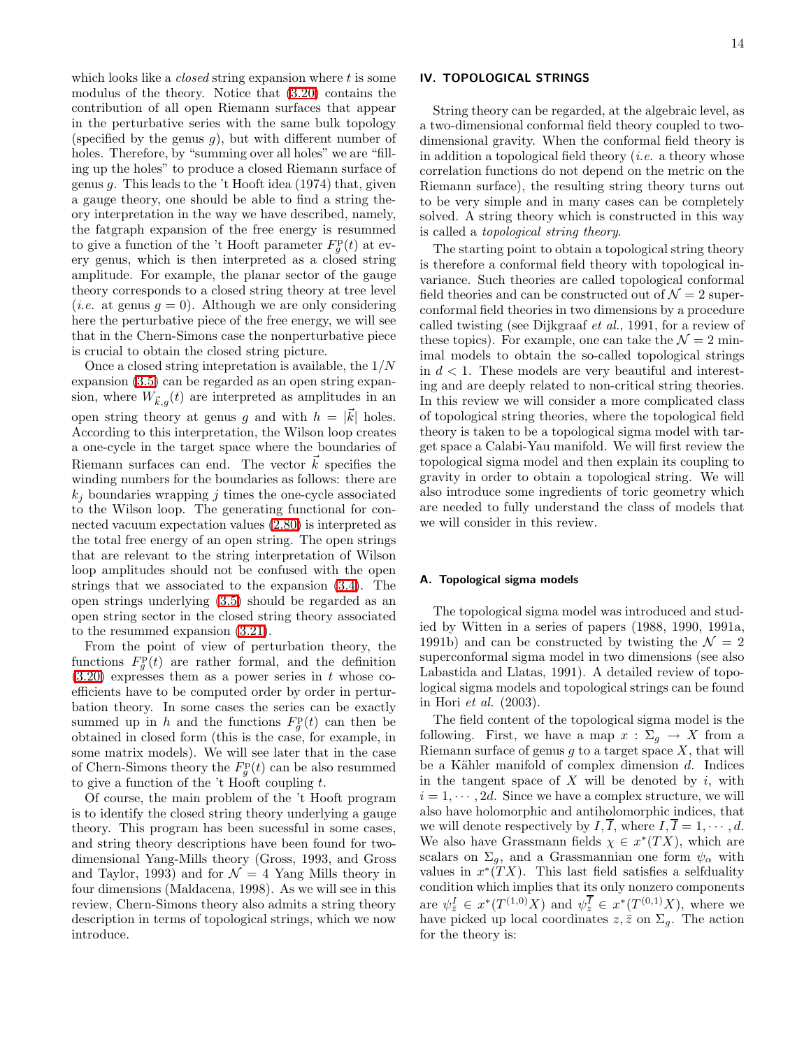which looks like a *closed* string expansion where $t$ is some modulus of the theory. Notice that (3.20) contains the contribution of all open Riemann surfaces that appear in the perturbative series with the same bulk topology (specified by the genus $g$), but with different number of holes. Therefore, by "summing over all holes" we are "filling up the holes" to produce a closed Riemann surface of genus $g$. This leads to the 't Hooft idea (1974) that, given a gauge theory, one should be able to find a string theory interpretation in the way we have described, namely, the fatgraph expansion of the free energy is resummed to give a function of the 't Hooft parameter $F_g^{\rm p}(t)$ at every genus, which is then interpreted as a closed string amplitude. For example, the planar sector of the gauge theory corresponds to a closed string theory at tree level (*i.e.* at genus $g = 0$). Although we are only considering here the perturbative piece of the free energy, we will see that in the Chern-Simons case the nonperturbative piece is crucial to obtain the closed string picture.

Once a closed string intepretation is available, the $1/N$ expansion (3.5) can be regarded as an open string expansion, where $W_{\vec{k},g}(t)$ are interpreted as amplitudes in an open string theory at genus $g$ and with $h = |\vec{k}|$ holes. According to this interpretation, the Wilson loop creates a one-cycle in the target space where the boundaries of Riemann surfaces can end. The vector $\vec{k}$ specifies the winding numbers for the boundaries as follows: there are $k_j$ boundaries wrapping $j$ times the one-cycle associated to the Wilson loop. The generating functional for connected vacuum expectation values (2.80) is interpreted as the total free energy of an open string. The open strings that are relevant to the string interpretation of Wilson loop amplitudes should not be confused with the open strings that we associated to the expansion (3.4). The open strings underlying (3.5) should be regarded as an open string sector in the closed string theory associated to the resummed expansion (3.21).

From the point of view of perturbation theory, the functions $F_g^{\rm p}(t)$ are rather formal, and the definition (3.20) expresses them as a power series in $t$ whose coefficients have to be computed order by order in perturbation theory. In some cases the series can be exactly summed up in $h$ and the functions $F_g^{\rm p}(t)$ can then be obtained in closed form (this is the case, for example, in some matrix models). We will see later that in the case of Chern-Simons theory the $F_g^{\rm p}(t)$ can be also resummed to give a function of the 't Hooft coupling $t$.

Of course, the main problem of the 't Hooft program is to identify the closed string theory underlying a gauge theory. This program has been sucessful in some cases, and string theory descriptions have been found for two-dimensional Yang-Mills theory (Gross, 1993, and Gross and Taylor, 1993) and for $\mathcal{N} = 4$ Yang Mills theory in four dimensions (Maldacena, 1998). As we will see in this review, Chern-Simons theory also admits a string theory description in terms of topological strings, which we now introduce.

## IV. TOPOLOGICAL STRINGS

String theory can be regarded, at the algebraic level, as a two-dimensional conformal field theory coupled to two-dimensional gravity. When the conformal field theory is in addition a topological field theory (*i.e.* a theory whose correlation functions do not depend on the metric on the Riemann surface), the resulting string theory turns out to be very simple and in many cases can be completely solved. A string theory which is constructed in this way is called a *topological string theory*.

The starting point to obtain a topological string theory is therefore a conformal field theory with topological invariance. Such theories are called topological conformal field theories and can be constructed out of $\mathcal{N} = 2$ superconformal field theories in two dimensions by a procedure called twisting (see Dijkgraaf *et al.*, 1991, for a review of these topics). For example, one can take the $\mathcal{N} = 2$ minimal models to obtain the so-called topological strings in $d < 1$. These models are very beautiful and interesting and are deeply related to non-critical string theories. In this review we will consider a more complicated class of topological string theories, where the topological field theory is taken to be a topological sigma model with target space a Calabi-Yau manifold. We will first review the topological sigma model and then explain its coupling to gravity in order to obtain a topological string. We will also introduce some ingredients of toric geometry which are needed to fully understand the class of models that we will consider in this review.

### A. Topological sigma models

The topological sigma model was introduced and studied by Witten in a series of papers (1988, 1990, 1991a, 1991b) and can be constructed by twisting the $\mathcal{N} = 2$ superconformal sigma model in two dimensions (see also Labastida and Llatas, 1991). A detailed review of topological sigma models and topological strings can be found in Hori *et al.* (2003).

The field content of the topological sigma model is the following. First, we have a map $x : \Sigma_g \to X$ from a Riemann surface of genus $g$ to a target space $X$, that will be a Kähler manifold of complex dimension $d$. Indices in the tangent space of $X$ will be denoted by $i$, with $i = 1, \cdots, 2d$. Since we have a complex structure, we will also have holomorphic and antiholomorphic indices, that we will denote respectively by $I, \overline{I}$, where $I, \overline{I} = 1, \cdots, d$. We also have Grassmann fields $\chi \in x^*(TX)$, which are scalars on $\Sigma_g$, and a Grassmannian one form $\psi_\alpha$ with values in $x^*(TX)$. This last field satisfies a selfduality condition which implies that its only nonzero components are $\psi_{\bar{z}}^I \in x^*(T^{(1,0)}X)$ and $\psi_z^{\overline{I}} \in x^*(T^{(0,1)}X)$, where we have picked up local coordinates $z, \bar{z}$ on $\Sigma_g$. The action for the theory is: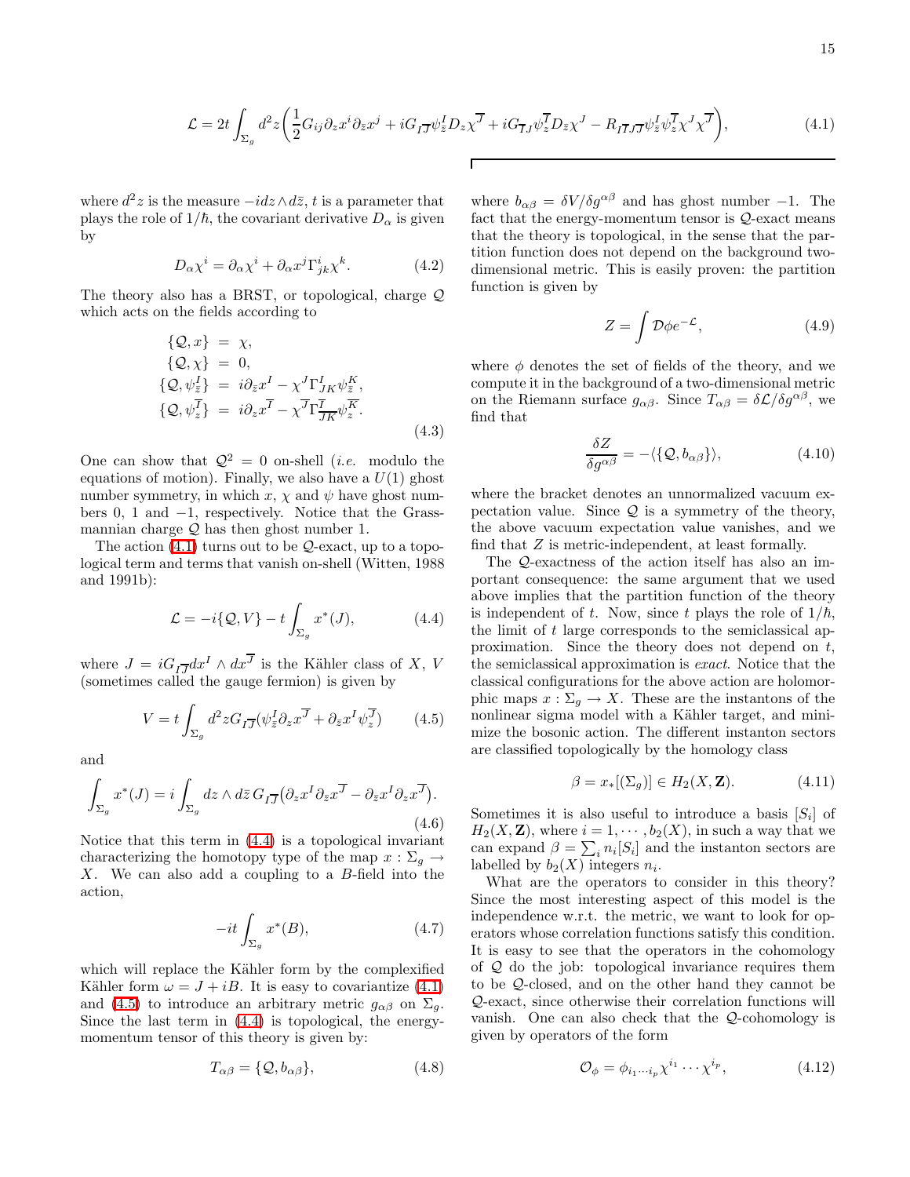$$\mathcal{L} = 2t\int_{\Sigma_g} d^2z\Big(\frac{1}{2}G_{ij}\partial_z x^i\partial_{\bar z}x^j + iG_{I\overline{J}}\psi^I_{\bar z}D_z\chi^{\overline{J}} + iG_{\overline{I}J}\psi^{\overline{I}}_z D_{\bar z}\chi^J - R_{I\overline{I}J\overline{J}}\psi^I_{\bar z}\psi^{\overline{I}}_z\chi^J\chi^{\overline{J}}\Big), \tag{4.1}$$

where $d^2z$ is the measure $-idz\wedge d\bar z$, $t$ is a parameter that plays the role of $1/\hbar$, the covariant derivative $D_\alpha$ is given by

$$D_\alpha\chi^i = \partial_\alpha\chi^i + \partial_\alpha x^j\Gamma^i_{jk}\chi^k. \tag{4.2}$$

The theory also has a BRST, or topological, charge $\mathcal{Q}$ which acts on the fields according to

$$\begin{aligned}
\{\mathcal{Q},x\} &= \chi,\\
\{\mathcal{Q},\chi\} &= 0,\\
\{\mathcal{Q},\psi^I_{\bar z}\} &= i\partial_{\bar z}x^I - \chi^J\Gamma^I_{JK}\psi^K_{\bar z},\\
\{\mathcal{Q},\psi^{\overline{I}}_z\} &= i\partial_z x^{\overline{I}} - \chi^{\overline{J}}\Gamma^{\overline{I}}_{\overline{JK}}\psi^{\overline{K}}_z.
\end{aligned} \tag{4.3}$$

One can show that $\mathcal{Q}^2=0$ on-shell (*i.e.* modulo the equations of motion). Finally, we also have a $U(1)$ ghost number symmetry, in which $x$, $\chi$ and $\psi$ have ghost numbers 0, 1 and $-1$, respectively. Notice that the Grassmannian charge $\mathcal{Q}$ has then ghost number 1.

The action (4.1) turns out to be $\mathcal{Q}$-exact, up to a topological term and terms that vanish on-shell (Witten, 1988 and 1991b):

$$\mathcal{L} = -i\{\mathcal{Q},V\} - t\int_{\Sigma_g} x^*(J), \tag{4.4}$$

where $J = iG_{I\overline{J}}dx^I\wedge dx^{\overline{J}}$ is the Kähler class of $X$, $V$ (sometimes called the gauge fermion) is given by

$$V = t\int_{\Sigma_g} d^2z G_{I\overline{J}}(\psi^I_{\bar z}\partial_z x^{\overline{J}} + \partial_{\bar z}x^I\psi^{\overline{J}}_z) \tag{4.5}$$

and

$$\int_{\Sigma_g} x^*(J) = i\int_{\Sigma_g} dz\wedge d\bar z\, G_{I\overline{J}}\big(\partial_z x^I\partial_{\bar z}x^{\overline{J}} - \partial_{\bar z}x^I\partial_z x^{\overline{J}}\big). \tag{4.6}$$

Notice that this term in (4.4) is a topological invariant characterizing the homotopy type of the map $x:\Sigma_g\to X$. We can also add a coupling to a $B$-field into the action,

$$-it\int_{\Sigma_g} x^*(B), \tag{4.7}$$

which will replace the Kähler form by the complexified Kähler form $\omega = J + iB$. It is easy to covariantize (4.1) and (4.5) to introduce an arbitrary metric $g_{\alpha\beta}$ on $\Sigma_g$. Since the last term in (4.4) is topological, the energy-momentum tensor of this theory is given by:

$$T_{\alpha\beta} = \{\mathcal{Q}, b_{\alpha\beta}\}, \tag{4.8}$$

where $b_{\alpha\beta} = \delta V/\delta g^{\alpha\beta}$ and has ghost number $-1$. The fact that the energy-momentum tensor is $\mathcal{Q}$-exact means that the theory is topological, in the sense that the partition function does not depend on the background two-dimensional metric. This is easily proven: the partition function is given by

$$Z = \int \mathcal{D}\phi e^{-\mathcal{L}}, \tag{4.9}$$

where $\phi$ denotes the set of fields of the theory, and we compute it in the background of a two-dimensional metric on the Riemann surface $g_{\alpha\beta}$. Since $T_{\alpha\beta} = \delta\mathcal{L}/\delta g^{\alpha\beta}$, we find that

$$\frac{\delta Z}{\delta g^{\alpha\beta}} = -\langle\{\mathcal{Q},b_{\alpha\beta}\}\rangle, \tag{4.10}$$

where the bracket denotes an unnormalized vacuum expectation value. Since $\mathcal{Q}$ is a symmetry of the theory, the above vacuum expectation value vanishes, and we find that $Z$ is metric-independent, at least formally.

The $\mathcal{Q}$-exactness of the action itself has also an important consequence: the same argument that we used above implies that the partition function of the theory is independent of $t$. Now, since $t$ plays the role of $1/\hbar$, the limit of $t$ large corresponds to the semiclassical approximation. Since the theory does not depend on $t$, the semiclassical approximation is *exact*. Notice that the classical configurations for the above action are holomorphic maps $x:\Sigma_g\to X$. These are the instantons of the nonlinear sigma model with a Kähler target, and minimize the bosonic action. The different instanton sectors are classified topologically by the homology class

$$\beta = x_*[(\Sigma_g)] \in H_2(X,\mathbf{Z}). \tag{4.11}$$

Sometimes it is also useful to introduce a basis $[S_i]$ of $H_2(X,\mathbf{Z})$, where $i=1,\cdots,b_2(X)$, in such a way that we can expand $\beta=\sum_i n_i[S_i]$ and the instanton sectors are labelled by $b_2(X)$ integers $n_i$.

What are the operators to consider in this theory? Since the most interesting aspect of this model is the independence w.r.t. the metric, we want to look for operators whose correlation functions satisfy this condition. It is easy to see that the operators in the cohomology of $\mathcal{Q}$ do the job: topological invariance requires them to be $\mathcal{Q}$-closed, and on the other hand they cannot be $\mathcal{Q}$-exact, since otherwise their correlation functions will vanish. One can also check that the $\mathcal{Q}$-cohomology is given by operators of the form

$$\mathcal{O}_\phi = \phi_{i_1\cdots i_p}\chi^{i_1}\cdots\chi^{i_p}, \tag{4.12}$$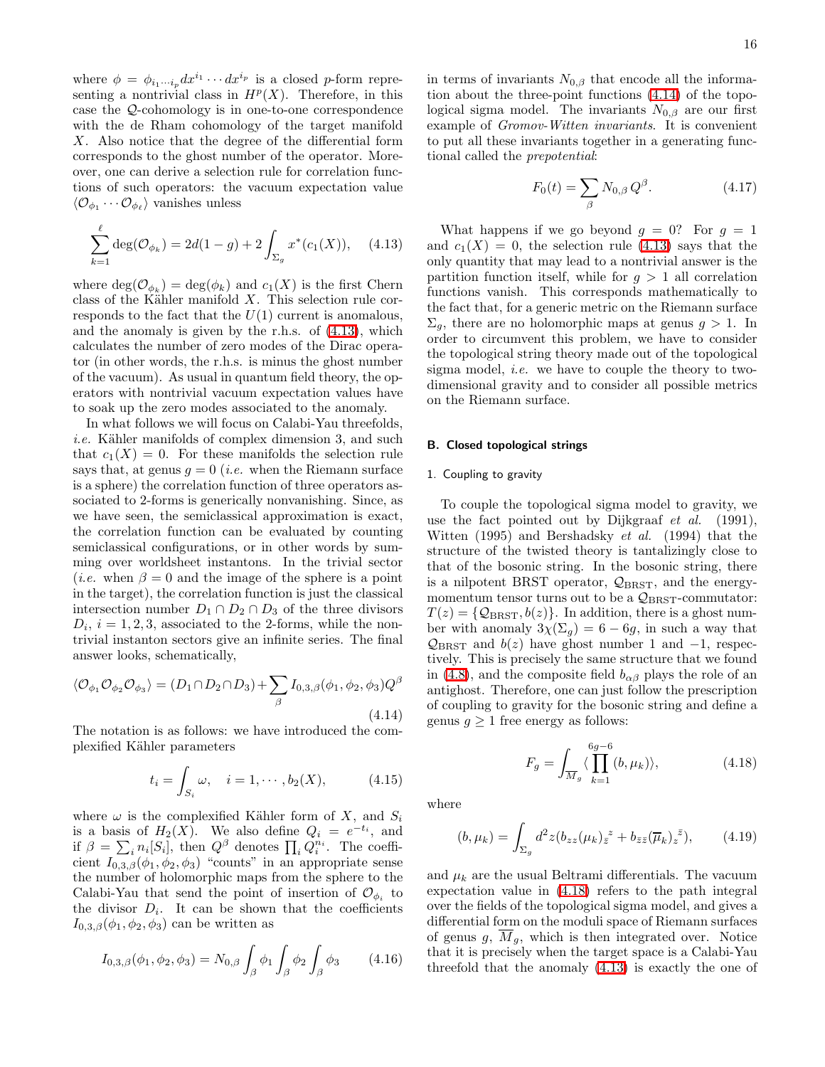where $\phi = \phi_{i_1 \cdots i_p} dx^{i_1} \cdots dx^{i_p}$ is a closed $p$-form representing a nontrivial class in $H^p(X)$. Therefore, in this case the $\mathcal{Q}$-cohomology is in one-to-one correspondence with the de Rham cohomology of the target manifold $X$. Also notice that the degree of the differential form corresponds to the ghost number of the operator. Moreover, one can derive a selection rule for correlation functions of such operators: the vacuum expectation value $\langle \mathcal{O}_{\phi_1} \cdots \mathcal{O}_{\phi_\ell} \rangle$ vanishes unless

$$\sum_{k=1}^{\ell} \deg(\mathcal{O}_{\phi_k}) = 2d(1-g) + 2\int_{\Sigma_g} x^*(c_1(X)), \quad (4.13)$$

where $\deg(\mathcal{O}_{\phi_k}) = \deg(\phi_k)$ and $c_1(X)$ is the first Chern class of the Kähler manifold $X$. This selection rule corresponds to the fact that the $U(1)$ current is anomalous, and the anomaly is given by the r.h.s. of (4.13), which calculates the number of zero modes of the Dirac operator (in other words, the r.h.s. is minus the ghost number of the vacuum). As usual in quantum field theory, the operators with nontrivial vacuum expectation values have to soak up the zero modes associated to the anomaly.

In what follows we will focus on Calabi-Yau threefolds, *i.e.* Kähler manifolds of complex dimension 3, and such that $c_1(X) = 0$. For these manifolds the selection rule says that, at genus $g = 0$ (*i.e.* when the Riemann surface is a sphere) the correlation function of three operators associated to 2-forms is generically nonvanishing. Since, as we have seen, the semiclassical approximation is exact, the correlation function can be evaluated by counting semiclassical configurations, or in other words by summing over worldsheet instantons. In the trivial sector (*i.e.* when $\beta = 0$ and the image of the sphere is a point in the target), the correlation function is just the classical intersection number $D_1 \cap D_2 \cap D_3$ of the three divisors $D_i$, $i = 1, 2, 3$, associated to the 2-forms, while the nontrivial instanton sectors give an infinite series. The final answer looks, schematically,

$$\langle \mathcal{O}_{\phi_1} \mathcal{O}_{\phi_2} \mathcal{O}_{\phi_3} \rangle = (D_1 \cap D_2 \cap D_3) + \sum_{\beta} I_{0,3,\beta}(\phi_1, \phi_2, \phi_3) Q^\beta \quad (4.14)$$

The notation is as follows: we have introduced the complexified Kähler parameters

$$t_i = \int_{S_i} \omega, \quad i = 1, \cdots, b_2(X), \quad (4.15)$$

where $\omega$ is the complexified Kähler form of $X$, and $S_i$ is a basis of $H_2(X)$. We also define $Q_i = e^{-t_i}$, and if $\beta = \sum_i n_i [S_i]$, then $Q^\beta$ denotes $\prod_i Q_i^{n_i}$. The coefficient $I_{0,3,\beta}(\phi_1, \phi_2, \phi_3)$ "counts" in an appropriate sense the number of holomorphic maps from the sphere to the Calabi-Yau that send the point of insertion of $\mathcal{O}_{\phi_i}$ to the divisor $D_i$. It can be shown that the coefficients $I_{0,3,\beta}(\phi_1, \phi_2, \phi_3)$ can be written as

$$I_{0,3,\beta}(\phi_1, \phi_2, \phi_3) = N_{0,\beta} \int_\beta \phi_1 \int_\beta \phi_2 \int_\beta \phi_3 \quad (4.16)$$

in terms of invariants $N_{0,\beta}$ that encode all the information about the three-point functions (4.14) of the topological sigma model. The invariants $N_{0,\beta}$ are our first example of *Gromov-Witten invariants*. It is convenient to put all these invariants together in a generating functional called the *prepotential*:

$$F_0(t) = \sum_\beta N_{0,\beta} \, Q^\beta. \quad (4.17)$$

What happens if we go beyond $g = 0$? For $g = 1$ and $c_1(X) = 0$, the selection rule (4.13) says that the only quantity that may lead to a nontrivial answer is the partition function itself, while for $g > 1$ all correlation functions vanish. This corresponds mathematically to the fact that, for a generic metric on the Riemann surface $\Sigma_g$, there are no holomorphic maps at genus $g > 1$. In order to circumvent this problem, we have to consider the topological string theory made out of the topological sigma model, *i.e.* we have to couple the theory to two-dimensional gravity and to consider all possible metrics on the Riemann surface.

## B. Closed topological strings

### 1. Coupling to gravity

To couple the topological sigma model to gravity, we use the fact pointed out by Dijkgraaf *et al.* (1991), Witten (1995) and Bershadsky *et al.* (1994) that the structure of the twisted theory is tantalizingly close to that of the bosonic string. In the bosonic string, there is a nilpotent BRST operator, $\mathcal{Q}_{\rm BRST}$, and the energy-momentum tensor turns out to be a $\mathcal{Q}_{\rm BRST}$-commutator: $T(z) = \{\mathcal{Q}_{\rm BRST}, b(z)\}$. In addition, there is a ghost number with anomaly $3\chi(\Sigma_g) = 6 - 6g$, in such a way that $\mathcal{Q}_{\rm BRST}$ and $b(z)$ have ghost number 1 and $-1$, respectively. This is precisely the same structure that we found in (4.8), and the composite field $b_{\alpha\beta}$ plays the role of an antighost. Therefore, one can just follow the prescription of coupling to gravity for the bosonic string and define a genus $g \geq 1$ free energy as follows:

$$F_g = \int_{\overline{M}_g} \langle \prod_{k=1}^{6g-6} (b, \mu_k) \rangle, \quad (4.18)$$

where

$$(b, \mu_k) = \int_{\Sigma_g} d^2 z (b_{zz} (\mu_k)_{\bar z}{}^z + b_{\bar z \bar z} (\overline{\mu}_k)_z{}^{\bar z}), \quad (4.19)$$

and $\mu_k$ are the usual Beltrami differentials. The vacuum expectation value in (4.18) refers to the path integral over the fields of the topological sigma model, and gives a differential form on the moduli space of Riemann surfaces of genus $g$, $\overline{M}_g$, which is then integrated over. Notice that it is precisely when the target space is a Calabi-Yau threefold that the anomaly (4.13) is exactly the one of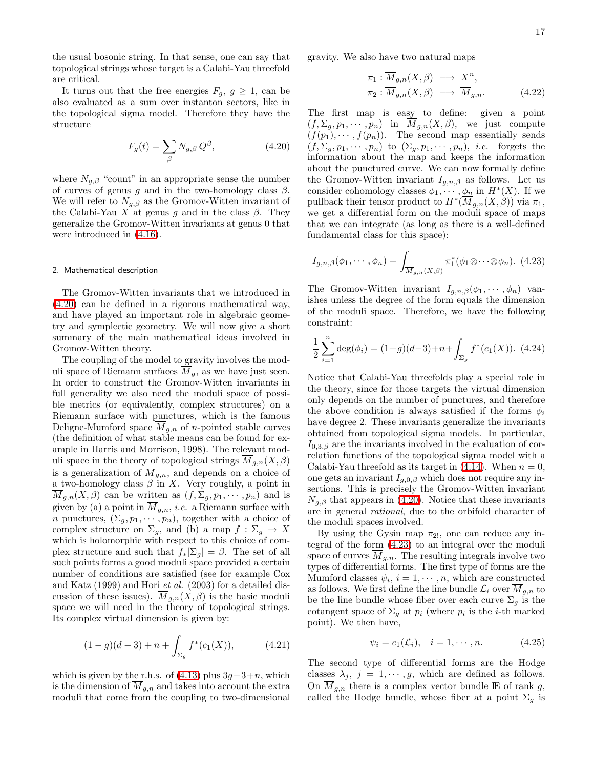the usual bosonic string. In that sense, one can say that topological strings whose target is a Calabi-Yau threefold are critical.

It turns out that the free energies $F_g$, $g \geq 1$, can be also evaluated as a sum over instanton sectors, like in the topological sigma model. Therefore they have the structure

$$F_g(t) = \sum_\beta N_{g,\beta}\, Q^\beta, \tag{4.20}$$

where $N_{g,\beta}$ "count" in an appropriate sense the number of curves of genus $g$ and in the two-homology class $\beta$. We will refer to $N_{g,\beta}$ as the Gromov-Witten invariant of the Calabi-Yau $X$ at genus $g$ and in the class $\beta$. They generalize the Gromov-Witten invariants at genus 0 that were introduced in (4.16).

## 2. Mathematical description

The Gromov-Witten invariants that we introduced in (4.20) can be defined in a rigorous mathematical way, and have played an important role in algebraic geometry and symplectic geometry. We will now give a short summary of the main mathematical ideas involved in Gromov-Witten theory.

The coupling of the model to gravity involves the moduli space of Riemann surfaces $\overline{M}_g$, as we have just seen. In order to construct the Gromov-Witten invariants in full generality we also need the moduli space of possible metrics (or equivalently, complex structures) on a Riemann surface with punctures, which is the famous Deligne-Mumford space $\overline{M}_{g,n}$ of $n$-pointed stable curves (the definition of what stable means can be found for example in Harris and Morrison, 1998). The relevant moduli space in the theory of topological strings $\overline{M}_{g,n}(X,\beta)$ is a generalization of $\overline{M}_{g,n}$, and depends on a choice of a two-homology class $\beta$ in $X$. Very roughly, a point in $\overline{M}_{g,n}(X,\beta)$ can be written as $(f, \Sigma_g, p_1, \cdots, p_n)$ and is given by (a) a point in $\overline{M}_{g,n}$, *i.e.* a Riemann surface with $n$ punctures, $(\Sigma_g, p_1, \cdots, p_n)$, together with a choice of complex structure on $\Sigma_g$, and (b) a map $f : \Sigma_g \to X$ which is holomorphic with respect to this choice of complex structure and such that $f_*[\Sigma_g] = \beta$. The set of all such points forms a good moduli space provided a certain number of conditions are satisfied (see for example Cox and Katz (1999) and Hori *et al.* (2003) for a detailed discussion of these issues). $\overline{M}_{g,n}(X,\beta)$ is the basic moduli space we will need in the theory of topological strings. Its complex virtual dimension is given by:

$$(1-g)(d-3) + n + \int_{\Sigma_g} f^*(c_1(X)), \tag{4.21}$$

which is given by the r.h.s. of (4.13) plus $3g-3+n$, which is the dimension of $\overline{M}_{g,n}$ and takes into account the extra moduli that come from the coupling to two-dimensional gravity. We also have two natural maps

$$\begin{aligned} \pi_1 &: \overline{M}_{g,n}(X,\beta) \longrightarrow X^n, \\ \pi_2 &: \overline{M}_{g,n}(X,\beta) \longrightarrow \overline{M}_{g,n}. \end{aligned} \tag{4.22}$$

The first map is easy to define: given a point $(f, \Sigma_g, p_1, \cdots, p_n)$ in $\overline{M}_{g,n}(X,\beta)$, we just compute $(f(p_1), \cdots, f(p_n))$. The second map essentially sends $(f, \Sigma_g, p_1, \cdots, p_n)$ to $(\Sigma_g, p_1, \cdots, p_n)$, *i.e.* forgets the information about the map and keeps the information about the punctured curve. We can now formally define the Gromov-Witten invariant $I_{g,n,\beta}$ as follows. Let us consider cohomology classes $\phi_1, \cdots, \phi_n$ in $H^*(X)$. If we pullback their tensor product to $H^*(\overline{M}_{g,n}(X,\beta))$ via $\pi_1$, we get a differential form on the moduli space of maps that we can integrate (as long as there is a well-defined fundamental class for this space):

$$I_{g,n,\beta}(\phi_1, \cdots, \phi_n) = \int_{\overline{M}_{g,n}(X,\beta)} \pi_1^*(\phi_1 \otimes \cdots \otimes \phi_n). \tag{4.23}$$

The Gromov-Witten invariant $I_{g,n,\beta}(\phi_1, \cdots, \phi_n)$ vanishes unless the degree of the form equals the dimension of the moduli space. Therefore, we have the following constraint:

$$\frac{1}{2}\sum_{i=1}^n \deg(\phi_i) = (1-g)(d-3) + n + \int_{\Sigma_g} f^*(c_1(X)). \tag{4.24}$$

Notice that Calabi-Yau threefolds play a special role in the theory, since for those targets the virtual dimension only depends on the number of punctures, and therefore the above condition is always satisfied if the forms $\phi_i$ have degree 2. These invariants generalize the invariants obtained from topological sigma models. In particular, $I_{0,3,\beta}$ are the invariants involved in the evaluation of correlation functions of the topological sigma model with a Calabi-Yau threefold as its target in (4.14). When $n=0$, one gets an invariant $I_{g,0,\beta}$ which does not require any insertions. This is precisely the Gromov-Witten invariant $N_{g,\beta}$ that appears in (4.20). Notice that these invariants are in general *rational*, due to the orbifold character of the moduli spaces involved.

By using the Gysin map $\pi_{2!}$, one can reduce any integral of the form (4.23) to an integral over the moduli space of curves $\overline{M}_{g,n}$. The resulting integrals involve two types of differential forms. The first type of forms are the Mumford classes $\psi_i$, $i = 1, \cdots, n$, which are constructed as follows. We first define the line bundle $\mathcal{L}_i$ over $\overline{M}_{g,n}$ to be the line bundle whose fiber over each curve $\Sigma_g$ is the cotangent space of $\Sigma_g$ at $p_i$ (where $p_i$ is the $i$-th marked point). We then have,

$$\psi_i = c_1(\mathcal{L}_i), \quad i = 1, \cdots, n. \tag{4.25}$$

The second type of differential forms are the Hodge classes $\lambda_j$, $j = 1, \cdots, g$, which are defined as follows. On $\overline{M}_{g,n}$ there is a complex vector bundle $\mathbb{E}$ of rank $g$, called the Hodge bundle, whose fiber at a point $\Sigma_g$ is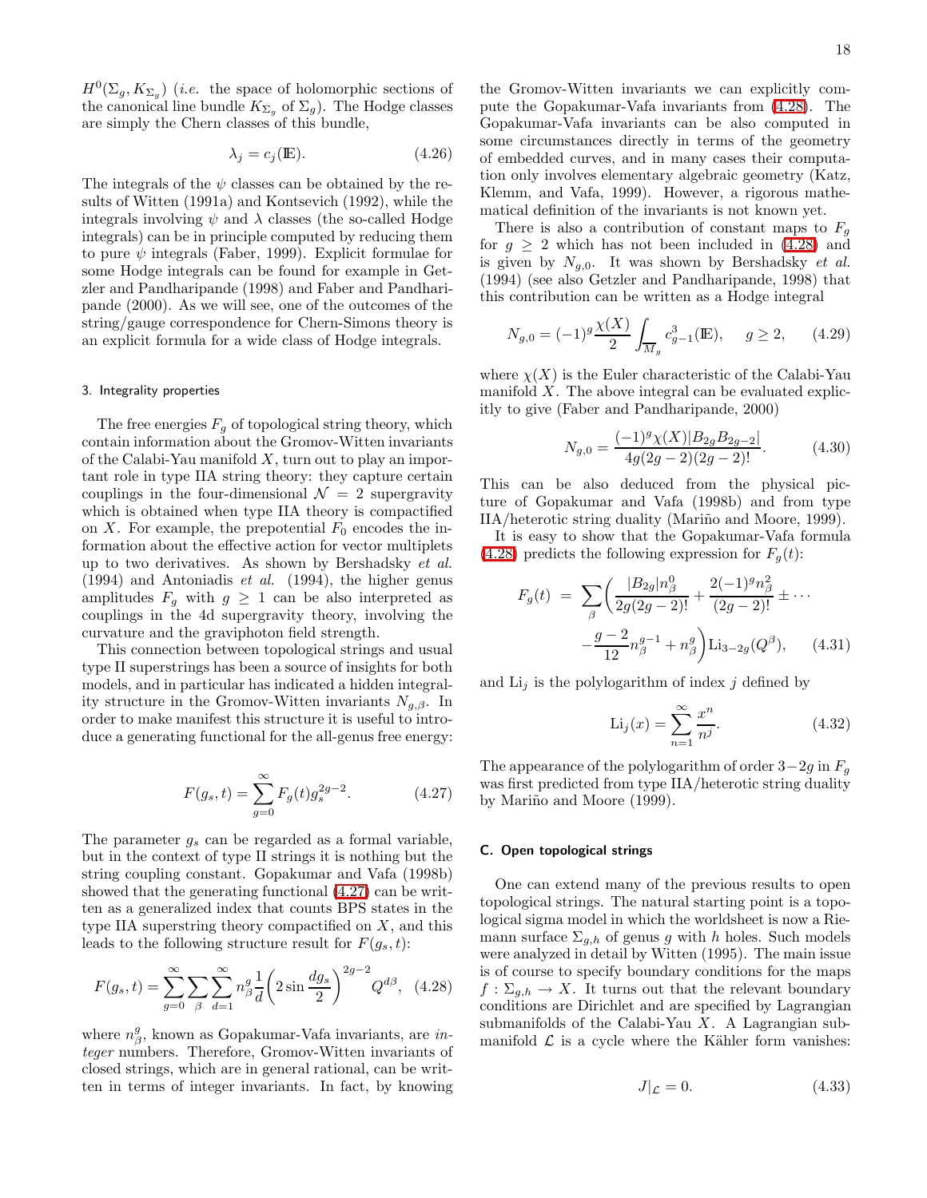$H^0(\Sigma_g, K_{\Sigma_g})$ (*i.e.* the space of holomorphic sections of the canonical line bundle $K_{\Sigma_g}$ of $\Sigma_g$). The Hodge classes are simply the Chern classes of this bundle,

$$\lambda_j = c_j(\mathbb{E}). \tag{4.26}$$

The integrals of the $\psi$ classes can be obtained by the results of Witten (1991a) and Kontsevich (1992), while the integrals involving $\psi$ and $\lambda$ classes (the so-called Hodge integrals) can be in principle computed by reducing them to pure $\psi$ integrals (Faber, 1999). Explicit formulae for some Hodge integrals can be found for example in Getzler and Pandharipande (1998) and Faber and Pandharipande (2000). As we will see, one of the outcomes of the string/gauge correspondence for Chern-Simons theory is an explicit formula for a wide class of Hodge integrals.

### 3. Integrality properties

The free energies $F_g$ of topological string theory, which contain information about the Gromov-Witten invariants of the Calabi-Yau manifold $X$, turn out to play an important role in type IIA string theory: they capture certain couplings in the four-dimensional $\mathcal{N}=2$ supergravity which is obtained when type IIA theory is compactified on $X$. For example, the prepotential $F_0$ encodes the information about the effective action for vector multiplets up to two derivatives. As shown by Bershadsky *et al.* (1994) and Antoniadis *et al.* (1994), the higher genus amplitudes $F_g$ with $g \geq 1$ can be also interpreted as couplings in the 4d supergravity theory, involving the curvature and the graviphoton field strength.

This connection between topological strings and usual type II superstrings has been a source of insights for both models, and in particular has indicated a hidden integrality structure in the Gromov-Witten invariants $N_{g,\beta}$. In order to make manifest this structure it is useful to introduce a generating functional for the all-genus free energy:

$$F(g_s, t) = \sum_{g=0}^{\infty} F_g(t) g_s^{2g-2}. \tag{4.27}$$

The parameter $g_s$ can be regarded as a formal variable, but in the context of type II strings it is nothing but the string coupling constant. Gopakumar and Vafa (1998b) showed that the generating functional (4.27) can be written as a generalized index that counts BPS states in the type IIA superstring theory compactified on $X$, and this leads to the following structure result for $F(g_s, t)$:

$$F(g_s, t) = \sum_{g=0}^{\infty} \sum_{\beta} \sum_{d=1}^{\infty} n_\beta^g \frac{1}{d} \left( 2 \sin \frac{d g_s}{2} \right)^{2g-2} Q^{d\beta}, \tag{4.28}$$

where $n_\beta^g$, known as Gopakumar-Vafa invariants, are *integer* numbers. Therefore, Gromov-Witten invariants of closed strings, which are in general rational, can be written in terms of integer invariants. In fact, by knowing the Gromov-Witten invariants we can explicitly compute the Gopakumar-Vafa invariants from (4.28). The Gopakumar-Vafa invariants can be also computed in some circumstances directly in terms of the geometry of embedded curves, and in many cases their computation only involves elementary algebraic geometry (Katz, Klemm, and Vafa, 1999). However, a rigorous mathematical definition of the invariants is not known yet.

There is also a contribution of constant maps to $F_g$ for $g \geq 2$ which has not been included in (4.28) and is given by $N_{g,0}$. It was shown by Bershadsky *et al.* (1994) (see also Getzler and Pandharipande, 1998) that this contribution can be written as a Hodge integral

$$N_{g,0} = (-1)^g \frac{\chi(X)}{2} \int_{\overline{M}_g} c_{g-1}^3(\mathbb{E}), \quad g \geq 2, \tag{4.29}$$

where $\chi(X)$ is the Euler characteristic of the Calabi-Yau manifold $X$. The above integral can be evaluated explicitly to give (Faber and Pandharipande, 2000)

$$N_{g,0} = \frac{(-1)^g \chi(X) |B_{2g} B_{2g-2}|}{4g(2g-2)(2g-2)!}. \tag{4.30}$$

This can be also deduced from the physical picture of Gopakumar and Vafa (1998b) and from type IIA/heterotic string duality (Mariño and Moore, 1999).

It is easy to show that the Gopakumar-Vafa formula (4.28) predicts the following expression for $F_g(t)$:

$$F_g(t) = \sum_\beta \biggl( \frac{|B_{2g}| n_\beta^0}{2g(2g-2)!} + \frac{2(-1)^g n_\beta^2}{(2g-2)!} \pm \cdots - \frac{g-2}{12} n_\beta^{g-1} + n_\beta^g \biggr) \mathrm{Li}_{3-2g}(Q^\beta), \tag{4.31}$$

and $\mathrm{Li}_j$ is the polylogarithm of index $j$ defined by

$$\mathrm{Li}_j(x) = \sum_{n=1}^{\infty} \frac{x^n}{n^j}. \tag{4.32}$$

The appearance of the polylogarithm of order $3-2g$ in $F_g$ was first predicted from type IIA/heterotic string duality by Mariño and Moore (1999).

## C. Open topological strings

One can extend many of the previous results to open topological strings. The natural starting point is a topological sigma model in which the worldsheet is now a Riemann surface $\Sigma_{g,h}$ of genus $g$ with $h$ holes. Such models were analyzed in detail by Witten (1995). The main issue is of course to specify boundary conditions for the maps $f: \Sigma_{g,h} \to X$. It turns out that the relevant boundary conditions are Dirichlet and are specified by Lagrangian submanifolds of the Calabi-Yau $X$. A Lagrangian submanifold $\mathcal{L}$ is a cycle where the Kähler form vanishes:

$$J|_{\mathcal{L}} = 0. \tag{4.33}$$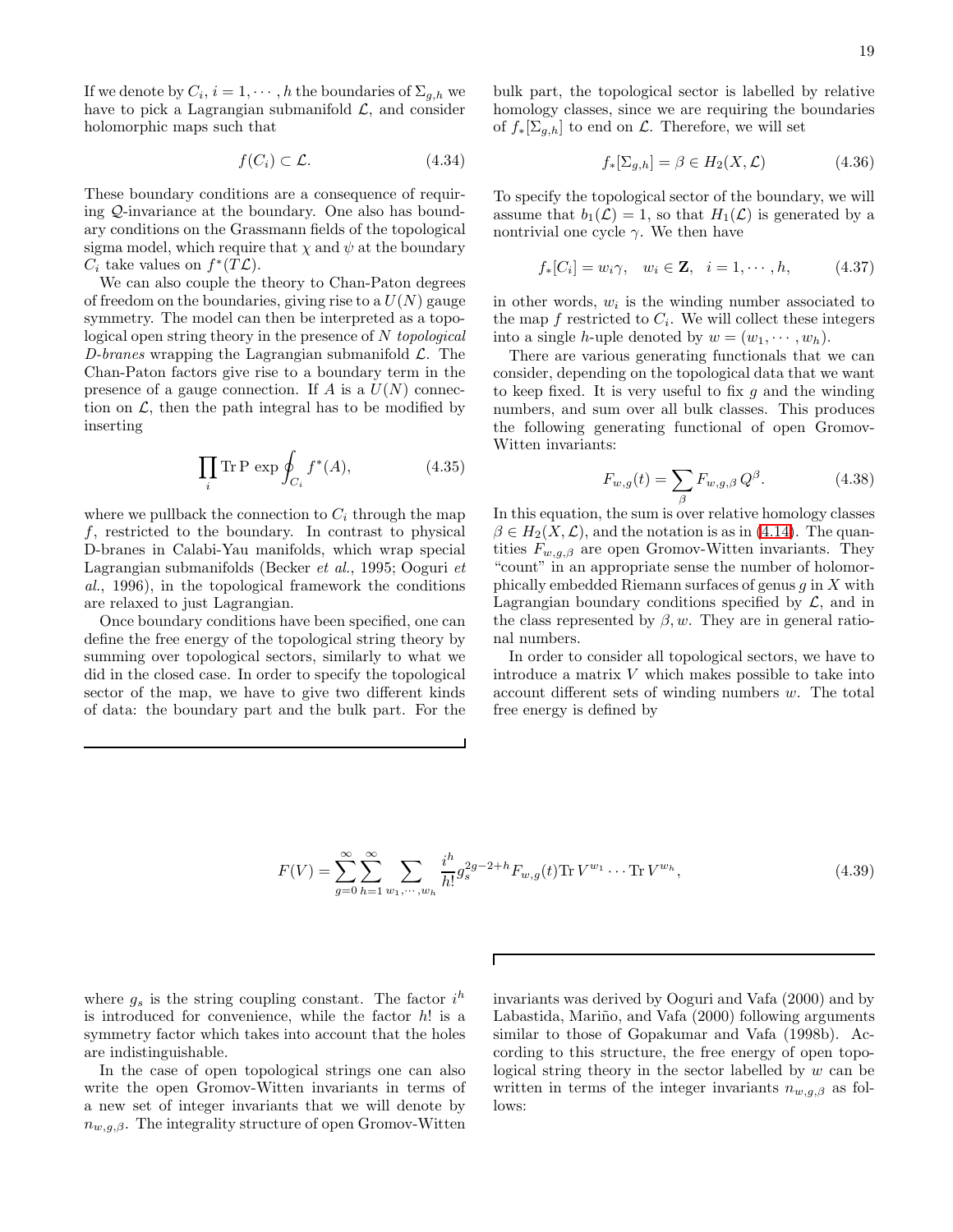If we denote by $C_i$, $i = 1, \cdots, h$ the boundaries of $\Sigma_{g,h}$ we have to pick a Lagrangian submanifold $\mathcal{L}$, and consider holomorphic maps such that

$$f(C_i) \subset \mathcal{L}. \tag{4.34}$$

These boundary conditions are a consequence of requiring $\mathcal{Q}$-invariance at the boundary. One also has boundary conditions on the Grassmann fields of the topological sigma model, which require that $\chi$ and $\psi$ at the boundary $C_i$ take values on $f^*(T\mathcal{L})$.

We can also couple the theory to Chan-Paton degrees of freedom on the boundaries, giving rise to a $U(N)$ gauge symmetry. The model can then be interpreted as a topological open string theory in the presence of $N$ *topological D-branes* wrapping the Lagrangian submanifold $\mathcal{L}$. The Chan-Paton factors give rise to a boundary term in the presence of a gauge connection. If $A$ is a $U(N)$ connection on $\mathcal{L}$, then the path integral has to be modified by inserting

$$\prod_i \mathrm{Tr}\, \mathrm{P}\, \exp \oint_{C_i} f^*(A), \tag{4.35}$$

where we pullback the connection to $C_i$ through the map $f$, restricted to the boundary. In contrast to physical D-branes in Calabi-Yau manifolds, which wrap special Lagrangian submanifolds (Becker *et al.*, 1995; Ooguri *et al.*, 1996), in the topological framework the conditions are relaxed to just Lagrangian.

Once boundary conditions have been specified, one can define the free energy of the topological string theory by summing over topological sectors, similarly to what we did in the closed case. In order to specify the topological sector of the map, we have to give two different kinds of data: the boundary part and the bulk part. For the bulk part, the topological sector is labelled by relative homology classes, since we are requiring the boundaries of $f_*[\Sigma_{g,h}]$ to end on $\mathcal{L}$. Therefore, we will set

$$f_*[\Sigma_{g,h}] = \beta \in H_2(X, \mathcal{L}) \tag{4.36}$$

To specify the topological sector of the boundary, we will assume that $b_1(\mathcal{L}) = 1$, so that $H_1(\mathcal{L})$ is generated by a nontrivial one cycle $\gamma$. We then have

$$f_*[C_i] = w_i \gamma, \quad w_i \in \mathbf{Z}, \quad i = 1, \cdots, h, \tag{4.37}$$

in other words, $w_i$ is the winding number associated to the map $f$ restricted to $C_i$. We will collect these integers into a single $h$-uple denoted by $w = (w_1, \cdots, w_h)$.

There are various generating functionals that we can consider, depending on the topological data that we want to keep fixed. It is very useful to fix $g$ and the winding numbers, and sum over all bulk classes. This produces the following generating functional of open Gromov-Witten invariants:

$$F_{w,g}(t) = \sum_\beta F_{w,g,\beta}\, Q^\beta. \tag{4.38}$$

In this equation, the sum is over relative homology classes $\beta \in H_2(X, \mathcal{L})$, and the notation is as in (4.14). The quantities $F_{w,g,\beta}$ are open Gromov-Witten invariants. They "count" in an appropriate sense the number of holomorphically embedded Riemann surfaces of genus $g$ in $X$ with Lagrangian boundary conditions specified by $\mathcal{L}$, and in the class represented by $\beta, w$. They are in general rational numbers.

In order to consider all topological sectors, we have to introduce a matrix $V$ which makes possible to take into account different sets of winding numbers $w$. The total free energy is defined by

$$F(V) = \sum_{g=0}^\infty \sum_{h=1}^\infty \sum_{w_1, \cdots, w_h} \frac{i^h}{h!} g_s^{2g-2+h} F_{w,g}(t)\, \mathrm{Tr}\, V^{w_1} \cdots \mathrm{Tr}\, V^{w_h}, \tag{4.39}$$

where $g_s$ is the string coupling constant. The factor $i^h$ is introduced for convenience, while the factor $h!$ is a symmetry factor which takes into account that the holes are indistinguishable.

In the case of open topological strings one can also write the open Gromov-Witten invariants in terms of a new set of integer invariants that we will denote by $n_{w,g,\beta}$. The integrality structure of open Gromov-Witten invariants was derived by Ooguri and Vafa (2000) and by Labastida, Mariño, and Vafa (2000) following arguments similar to those of Gopakumar and Vafa (1998b). According to this structure, the free energy of open topological string theory in the sector labelled by $w$ can be written in terms of the integer invariants $n_{w,g,\beta}$ as follows: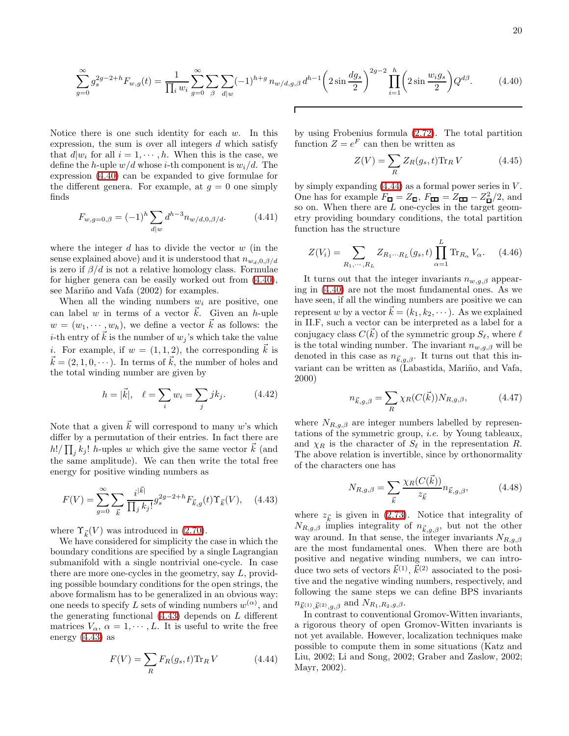$$\sum_{g=0}^{\infty} g_s^{2g-2+h} F_{w,g}(t) = \frac{1}{\prod_i w_i} \sum_{g=0}^{\infty} \sum_{\beta} \sum_{d|w} (-1)^{h+g}\, n_{w/d,g,\beta}\, d^{h-1} \left(2 \sin \frac{d g_s}{2}\right)^{2g-2} \prod_{i=1}^{h} \left(2 \sin \frac{w_i g_s}{2}\right) Q^{d\beta}. \tag{4.40}$$

Notice there is one such identity for each $w$. In this expression, the sum is over all integers $d$ which satisfy that $d|w_i$ for all $i = 1, \cdots, h$. When this is the case, we define the $h$-uple $w/d$ whose $i$-th component is $w_i/d$. The expression (4.40) can be expanded to give formulae for the different genera. For example, at $g = 0$ one simply finds

$$F_{w,g=0,\beta} = (-1)^h \sum_{d|w} d^{h-3} n_{w/d,0,\beta/d}. \tag{4.41}$$

where the integer $d$ has to divide the vector $w$ (in the sense explained above) and it is understood that $n_{w_d,0,\beta/d}$ is zero if $\beta/d$ is not a relative homology class. Formulae for higher genera can be easily worked out from (4.40), see Mariño and Vafa (2002) for examples.

When all the winding numbers $w_i$ are positive, one can label $w$ in terms of a vector $\vec{k}$. Given an $h$-uple $w = (w_1, \cdots, w_h)$, we define a vector $\vec{k}$ as follows: the $i$-th entry of $\vec{k}$ is the number of $w_j$'s which take the value $i$. For example, if $w = (1, 1, 2)$, the corresponding $\vec{k}$ is $\vec{k} = (2, 1, 0, \cdots)$. In terms of $\vec{k}$, the number of holes and the total winding number are given by

$$h = |\vec{k}|, \quad \ell = \sum_i w_i = \sum_j j k_j. \tag{4.42}$$

Note that a given $\vec{k}$ will correspond to many $w$'s which differ by a permutation of their entries. In fact there are $h!/\prod_j k_j!$ $h$-uples $w$ which give the same vector $\vec{k}$ (and the same amplitude). We can then write the total free energy for positive winding numbers as

$$F(V) = \sum_{g=0}^{\infty} \sum_{\vec{k}} \frac{i^{|\vec{k}|}}{\prod_j k_j!} g_s^{2g-2+h} F_{\vec{k},g}(t) \Upsilon_{\vec{k}}(V), \tag{4.43}$$

where $\Upsilon_{\vec{k}}(V)$ was introduced in (2.70).

We have considered for simplicity the case in which the boundary conditions are specified by a single Lagrangian submanifold with a single nontrivial one-cycle. In case there are more one-cycles in the geometry, say $L$, providing possible boundary conditions for the open strings, the above formalism has to be generalized in an obvious way: one needs to specify $L$ sets of winding numbers $w^{(\alpha)}$, and the generating functional (4.43) depends on $L$ different matrices $V_\alpha$, $\alpha = 1, \cdots, L$. It is useful to write the free energy (4.43) as

$$F(V) = \sum_R F_R(g_s, t) \mathrm{Tr}_R\, V \tag{4.44}$$

by using Frobenius formula (2.72). The total partition function $Z = e^F$ can then be written as

$$Z(V) = \sum_R Z_R(g_s, t) \mathrm{Tr}_R\, V \tag{4.45}$$

by simply expanding (4.44) as a formal power series in $V$. One has for example $F_{\square} = Z_{\square}$, $F_{\square\square} = Z_{\square\square} - Z_{\square}^2/2$, and so on. When there are $L$ one-cycles in the target geometry providing boundary conditions, the total partition function has the structure

$$Z(V_i) = \sum_{R_1, \cdots, R_L} Z_{R_1 \cdots R_L}(g_s, t) \prod_{\alpha=1}^{L} \mathrm{Tr}_{R_\alpha} V_\alpha. \tag{4.46}$$

It turns out that the integer invariants $n_{w,g,\beta}$ appearing in (4.40) are not the most fundamental ones. As we have seen, if all the winding numbers are positive we can represent $w$ by a vector $\vec{k} = (k_1, k_2, \cdots)$. As we explained in II.F, such a vector can be interpreted as a label for a conjugacy class $C(\vec{k})$ of the symmetric group $S_\ell$, where $\ell$ is the total winding number. The invariant $n_{w,g,\beta}$ will be denoted in this case as $n_{\vec{k},g,\beta}$. It turns out that this invariant can be written as (Labastida, Mariño, and Vafa, 2000)

$$n_{\vec{k},g,\beta} = \sum_R \chi_R(C(\vec{k})) N_{R,g,\beta}, \tag{4.47}$$

where $N_{R,g,\beta}$ are integer numbers labelled by representations of the symmetric group, *i.e.* by Young tableaux, and $\chi_R$ is the character of $S_\ell$ in the representation $R$. The above relation is invertible, since by orthonormality of the characters one has

$$N_{R,g,\beta} = \sum_{\vec{k}} \frac{\chi_R(C(\vec{k}))}{z_{\vec{k}}} n_{\vec{k},g,\beta}, \tag{4.48}$$

where $z_{\vec{k}}$ is given in (2.73). Notice that integrality of $N_{R,g,\beta}$ implies integrality of $n_{\vec{k},g,\beta}$, but not the other way around. In that sense, the integer invariants $N_{R,g,\beta}$ are the most fundamental ones. When there are both positive and negative winding numbers, we can introduce two sets of vectors $\vec{k}^{(1)}$, $\vec{k}^{(2)}$ associated to the positive and the negative winding numbers, respectively, and following the same steps we can define BPS invariants $n_{\vec{k}^{(1)},\vec{k}^{(2)},g,\beta}$ and $N_{R_1,R_2,g,\beta}$.

In contrast to conventional Gromov-Witten invariants, a rigorous theory of open Gromov-Witten invariants make not yet available. However, localization techniques make possible to compute them in some situations (Katz and Liu, 2002; Li and Song, 2002; Graber and Zaslow, 2002; Mayr, 2002).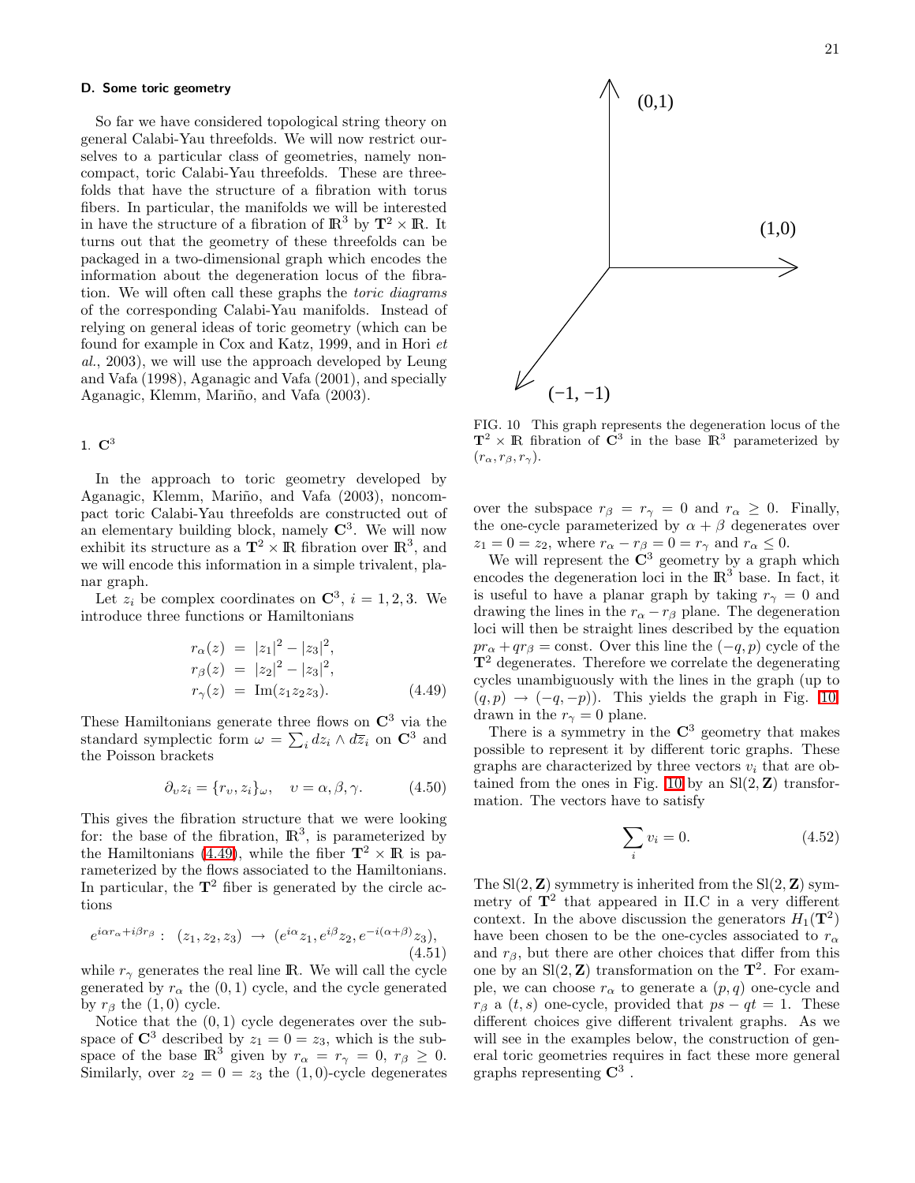### D. Some toric geometry

So far we have considered topological string theory on general Calabi-Yau threefolds. We will now restrict ourselves to a particular class of geometries, namely non-compact, toric Calabi-Yau threefolds. These are threefolds that have the structure of a fibration with torus fibers. In particular, the manifolds we will be interested in have the structure of a fibration of $\mathbb{R}^3$ by $\mathbf{T}^2 \times \mathbb{R}$. It turns out that the geometry of these threefolds can be packaged in a two-dimensional graph which encodes the information about the degeneration locus of the fibration. We will often call these graphs the *toric diagrams* of the corresponding Calabi-Yau manifolds. Instead of relying on general ideas of toric geometry (which can be found for example in Cox and Katz, 1999, and in Hori *et al.*, 2003), we will use the approach developed by Leung and Vafa (1998), Aganagic and Vafa (2001), and specially Aganagic, Klemm, Mariño, and Vafa (2003).

#### 1. $\mathbf{C}^3$

In the approach to toric geometry developed by Aganagic, Klemm, Mariño, and Vafa (2003), noncompact toric Calabi-Yau threefolds are constructed out of an elementary building block, namely $\mathbf{C}^3$. We will now exhibit its structure as a $\mathbf{T}^2 \times \mathbb{R}$ fibration over $\mathbb{R}^3$, and we will encode this information in a simple trivalent, planar graph.

Let $z_i$ be complex coordinates on $\mathbf{C}^3$, $i = 1, 2, 3$. We introduce three functions or Hamiltonians

$$
\begin{aligned}
r_\alpha(z) &= |z_1|^2 - |z_3|^2, \\
r_\beta(z) &= |z_2|^2 - |z_3|^2, \\
r_\gamma(z) &= \mathrm{Im}(z_1 z_2 z_3).
\end{aligned}
\tag{4.49}
$$

These Hamiltonians generate three flows on $\mathbf{C}^3$ via the standard symplectic form $\omega = \sum_i dz_i \wedge d\overline{z}_i$ on $\mathbf{C}^3$ and the Poisson brackets

$$
\partial_v z_i = \{r_v, z_i\}_\omega, \quad v = \alpha, \beta, \gamma. \tag{4.50}
$$

This gives the fibration structure that we were looking for: the base of the fibration, $\mathbb{R}^3$, is parameterized by the Hamiltonians (4.49), while the fiber $\mathbf{T}^2 \times \mathbb{R}$ is parameterized by the flows associated to the Hamiltonians. In particular, the $\mathbf{T}^2$ fiber is generated by the circle actions

$$
e^{i\alpha r_\alpha + i\beta r_\beta}: \ (z_1, z_2, z_3) \to (e^{i\alpha} z_1, e^{i\beta} z_2, e^{-i(\alpha+\beta)} z_3), \tag{4.51}
$$

while $r_\gamma$ generates the real line $\mathbb{R}$. We will call the cycle generated by $r_\alpha$ the $(0,1)$ cycle, and the cycle generated by $r_\beta$ the $(1,0)$ cycle.

Notice that the $(0,1)$ cycle degenerates over the subspace of $\mathbf{C}^3$ described by $z_1 = 0 = z_3$, which is the subspace of the base $\mathbb{R}^3$ given by $r_\alpha = r_\gamma = 0$, $r_\beta \geq 0$. Similarly, over $z_2 = 0 = z_3$ the $(1,0)$-cycle degenerates over the subspace $r_\beta = r_\gamma = 0$ and $r_\alpha \geq 0$. Finally, the one-cycle parameterized by $\alpha + \beta$ degenerates over $z_1 = 0 = z_2$, where $r_\alpha - r_\beta = 0 = r_\gamma$ and $r_\alpha \leq 0$.

FIG. 10 This graph represents the degeneration locus of the $\mathbf{T}^2 \times \mathbb{R}$ fibration of $\mathbf{C}^3$ in the base $\mathbb{R}^3$ parameterized by $(r_\alpha, r_\beta, r_\gamma)$.

We will represent the $\mathbf{C}^3$ geometry by a graph which encodes the degeneration loci in the $\mathbb{R}^3$ base. In fact, it is useful to have a planar graph by taking $r_\gamma = 0$ and drawing the lines in the $r_\alpha - r_\beta$ plane. The degeneration loci will then be straight lines described by the equation $p r_\alpha + q r_\beta = \text{const}$. Over this line the $(-q, p)$ cycle of the $\mathbf{T}^2$ degenerates. Therefore we correlate the degenerating cycles unambiguously with the lines in the graph (up to $(q,p) \to (-q,-p)$). This yields the graph in Fig. 10, drawn in the $r_\gamma = 0$ plane.

There is a symmetry in the $\mathbf{C}^3$ geometry that makes possible to represent it by different toric graphs. These graphs are characterized by three vectors $v_i$ that are obtained from the ones in Fig. 10 by an $\mathrm{Sl}(2, \mathbf{Z})$ transformation. The vectors have to satisfy

$$
\sum_i v_i = 0. \tag{4.52}
$$

The $\mathrm{Sl}(2, \mathbf{Z})$ symmetry is inherited from the $\mathrm{Sl}(2, \mathbf{Z})$ symmetry of $\mathbf{T}^2$ that appeared in II.C in a very different context. In the above discussion the generators $H_1(\mathbf{T}^2)$ have been chosen to be the one-cycles associated to $r_\alpha$ and $r_\beta$, but there are other choices that differ from this one by an $\mathrm{Sl}(2, \mathbf{Z})$ transformation on the $\mathbf{T}^2$. For example, we can choose $r_\alpha$ to generate a $(p, q)$ one-cycle and $r_\beta$ a $(t, s)$ one-cycle, provided that $ps - qt = 1$. These different choices give different trivalent graphs. As we will see in the examples below, the construction of general toric geometries requires in fact these more general graphs representing $\mathbf{C}^3$.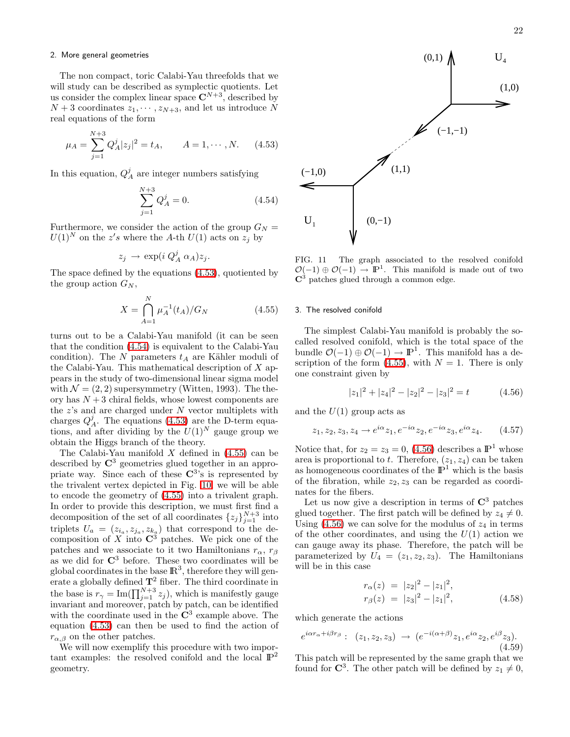### 2. More general geometries

The non compact, toric Calabi-Yau threefolds that we will study can be described as symplectic quotients. Let us consider the complex linear space $\mathbf{C}^{N+3}$, described by $N+3$ coordinates $z_1, \cdots, z_{N+3}$, and let us introduce $N$ real equations of the form

$$\mu_A = \sum_{j=1}^{N+3} Q_A^j |z_j|^2 = t_A, \qquad A = 1, \cdots, N. \tag{4.53}$$

In this equation, $Q_A^j$ are integer numbers satisfying

$$\sum_{j=1}^{N+3} Q_A^j = 0. \tag{4.54}$$

Furthermore, we consider the action of the group $G_N = U(1)^N$ on the $z's$ where the $A$-th $U(1)$ acts on $z_j$ by

$$z_j \rightarrow \exp(i\, Q_A^j\, \alpha_A) z_j.$$

The space defined by the equations (4.53), quotiented by the group action $G_N$,

$$X = \bigcap_{A=1}^{N} \mu_A^{-1}(t_A)/G_N \tag{4.55}$$

turns out to be a Calabi-Yau manifold (it can be seen that the condition (4.54) is equivalent to the Calabi-Yau condition). The $N$ parameters $t_A$ are Kähler moduli of the Calabi-Yau. This mathematical description of $X$ appears in the study of two-dimensional linear sigma model with $\mathcal{N} = (2,2)$ supersymmetry (Witten, 1993). The theory has $N+3$ chiral fields, whose lowest components are the $z$'s and are charged under $N$ vector multiplets with charges $Q_A^j$. The equations (4.53) are the D-term equations, and after dividing by the $U(1)^N$ gauge group we obtain the Higgs branch of the theory.

The Calabi-Yau manifold $X$ defined in (4.55) can be described by $\mathbf{C}^3$ geometries glued together in an appropriate way. Since each of these $\mathbf{C}^3$'s is represented by the trivalent vertex depicted in Fig. 10, we will be able to encode the geometry of (4.55) into a trivalent graph. In order to provide this description, we must first find a decomposition of the set of all coordinates $\{z_j\}_{j=1}^{N+3}$ into triplets $U_a = (z_{i_a}, z_{j_a}, z_{k_a})$ that correspond to the decomposition of $X$ into $\mathbf{C}^3$ patches. We pick one of the patches and we associate to it two Hamiltonians $r_\alpha$, $r_\beta$ as we did for $\mathbf{C}^3$ before. These two coordinates will be global coordinates in the base $\mathbb{R}^3$, therefore they will generate a globally defined $\mathbf{T}^2$ fiber. The third coordinate in the base is $r_\gamma = \mathrm{Im}(\prod_{j=1}^{N+3} z_j)$, which is manifestly gauge invariant and moreover, patch by patch, can be identified with the coordinate used in the $\mathbf{C}^3$ example above. The equation (4.53) can then be used to find the action of $r_{\alpha,\beta}$ on the other patches.

We will now exemplify this procedure with two important examples: the resolved conifold and the local $\mathbb{P}^2$ geometry.

FIG. 11 The graph associated to the resolved conifold $\mathcal{O}(-1) \oplus \mathcal{O}(-1) \rightarrow \mathbb{P}^1$. This manifold is made out of two $\mathbf{C}^3$ patches glued through a common edge.

### 3. The resolved conifold

The simplest Calabi-Yau manifold is probably the so-called resolved conifold, which is the total space of the bundle $\mathcal{O}(-1) \oplus \mathcal{O}(-1) \rightarrow \mathbb{P}^1$. This manifold has a description of the form (4.55), with $N = 1$. There is only one constraint given by

$$|z_1|^2 + |z_4|^2 - |z_2|^2 - |z_3|^2 = t \tag{4.56}$$

and the $U(1)$ group acts as

$$z_1, z_2, z_3, z_4 \rightarrow e^{i\alpha} z_1, e^{-i\alpha} z_2, e^{-i\alpha} z_3, e^{i\alpha} z_4. \tag{4.57}$$

Notice that, for $z_2 = z_3 = 0$, (4.56) describes a $\mathbb{P}^1$ whose area is proportional to $t$. Therefore, $(z_1, z_4)$ can be taken as homogeneous coordinates of the $\mathbb{P}^1$ which is the basis of the fibration, while $z_2, z_3$ can be regarded as coordinates for the fibers.

Let us now give a description in terms of $\mathbf{C}^3$ patches glued together. The first patch will be defined by $z_4 \neq 0$. Using (4.56) we can solve for the modulus of $z_4$ in terms of the other coordinates, and using the $U(1)$ action we can gauge away its phase. Therefore, the patch will be parameterized by $U_4 = (z_1, z_2, z_3)$. The Hamiltonians will be in this case

$$\begin{aligned} r_\alpha(z) &= |z_2|^2 - |z_1|^2, \\ r_\beta(z) &= |z_3|^2 - |z_1|^2, \end{aligned} \tag{4.58}$$

which generate the actions

$$e^{i\alpha r_\alpha + i\beta r_\beta}: \ (z_1, z_2, z_3) \rightarrow (e^{-i(\alpha+\beta)} z_1, e^{i\alpha} z_2, e^{i\beta} z_3). \tag{4.59}$$

This patch will be represented by the same graph that we found for $\mathbf{C}^3$. The other patch will be defined by $z_1 \neq 0$,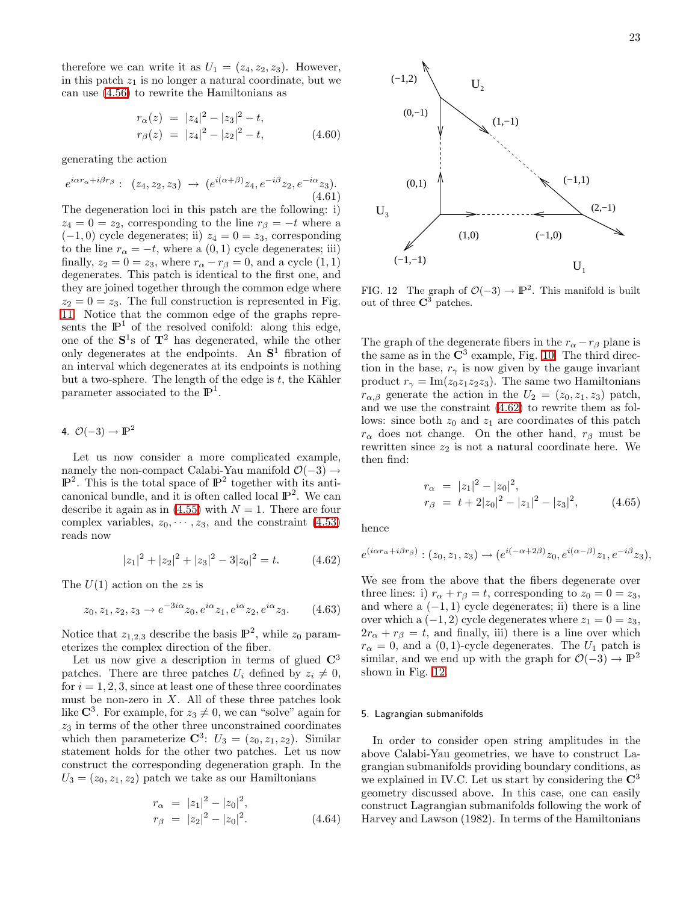therefore we can write it as $U_1 = (z_4, z_2, z_3)$. However, in this patch $z_1$ is no longer a natural coordinate, but we can use (4.56) to rewrite the Hamiltonians as

$$
\begin{aligned}
r_\alpha(z) &= |z_4|^2 - |z_3|^2 - t, \\
r_\beta(z) &= |z_4|^2 - |z_2|^2 - t,
\end{aligned} \tag{4.60}
$$

generating the action

$$
e^{i\alpha r_\alpha + i\beta r_\beta}: \ (z_4, z_2, z_3) \rightarrow (e^{i(\alpha+\beta)} z_4, e^{-i\beta} z_2, e^{-i\alpha} z_3). \tag{4.61}
$$

The degeneration loci in this patch are the following: i) $z_4 = 0 = z_2$, corresponding to the line $r_\beta = -t$ where a $(-1, 0)$ cycle degenerates; ii) $z_4 = 0 = z_3$, corresponding to the line $r_\alpha = -t$, where a $(0, 1)$ cycle degenerates; iii) finally, $z_2 = 0 = z_3$, where $r_\alpha - r_\beta = 0$, and a cycle $(1, 1)$ degenerates. This patch is identical to the first one, and they are joined together through the common edge where $z_2 = 0 = z_3$. The full construction is represented in Fig. 11. Notice that the common edge of the graphs represents the $\mathbb{P}^1$ of the resolved conifold: along this edge, one of the $\mathbf{S}^1$s of $\mathbf{T}^2$ has degenerated, while the other only degenerates at the endpoints. An $\mathbf{S}^1$ fibration of an interval which degenerates at its endpoints is nothing but a two-sphere. The length of the edge is $t$, the Kähler parameter associated to the $\mathbb{P}^1$.

### 4. $\mathcal{O}(-3) \rightarrow \mathbb{P}^2$

Let us now consider a more complicated example, namely the non-compact Calabi-Yau manifold $\mathcal{O}(-3) \rightarrow \mathbb{P}^2$. This is the total space of $\mathbb{P}^2$ together with its anti-canonical bundle, and it is often called local $\mathbb{P}^2$. We can describe it again as in (4.55) with $N = 1$. There are four complex variables, $z_0, \cdots, z_3$, and the constraint (4.53) reads now

$$
|z_1|^2 + |z_2|^2 + |z_3|^2 - 3|z_0|^2 = t. \tag{4.62}
$$

The $U(1)$ action on the $z$s is

$$
z_0, z_1, z_2, z_3 \rightarrow e^{-3i\alpha} z_0, e^{i\alpha} z_1, e^{i\alpha} z_2, e^{i\alpha} z_3. \tag{4.63}
$$

Notice that $z_{1,2,3}$ describe the basis $\mathbb{P}^2$, while $z_0$ parameterizes the complex direction of the fiber.

Let us now give a description in terms of glued $\mathbf{C}^3$ patches. There are three patches $U_i$ defined by $z_i \neq 0$, for $i = 1, 2, 3$, since at least one of these three coordinates must be non-zero in $X$. All of these three patches look like $\mathbf{C}^3$. For example, for $z_3 \neq 0$, we can "solve" again for $z_3$ in terms of the other three unconstrained coordinates which then parameterize $\mathbf{C}^3$: $U_3 = (z_0, z_1, z_2)$. Similar statement holds for the other two patches. Let us now construct the corresponding degeneration graph. In the $U_3 = (z_0, z_1, z_2)$ patch we take as our Hamiltonians

$$
\begin{aligned}
r_\alpha &= |z_1|^2 - |z_0|^2, \\
r_\beta &= |z_2|^2 - |z_0|^2.
\end{aligned} \tag{4.64}
$$

FIG. 12 The graph of $\mathcal{O}(-3) \rightarrow \mathbb{P}^2$. This manifold is built out of three $\mathbf{C}^3$ patches.

The graph of the degenerate fibers in the $r_\alpha - r_\beta$ plane is the same as in the $\mathbf{C}^3$ example, Fig. 10. The third direction in the base, $r_\gamma$ is now given by the gauge invariant product $r_\gamma = \mathrm{Im}(z_0 z_1 z_2 z_3)$. The same two Hamiltonians $r_{\alpha,\beta}$ generate the action in the $U_2 = (z_0, z_1, z_3)$ patch, and we use the constraint (4.62) to rewrite them as follows: since both $z_0$ and $z_1$ are coordinates of this patch $r_\alpha$ does not change. On the other hand, $r_\beta$ must be rewritten since $z_2$ is not a natural coordinate here. We then find:

$$
\begin{aligned}
r_\alpha &= |z_1|^2 - |z_0|^2, \\
r_\beta &= t + 2|z_0|^2 - |z_1|^2 - |z_3|^2,
\end{aligned} \tag{4.65}
$$

hence

$$
e^{(i\alpha r_\alpha + i\beta r_\beta)}: (z_0, z_1, z_3) \rightarrow (e^{i(-\alpha+2\beta)} z_0, e^{i(\alpha-\beta)} z_1, e^{-i\beta} z_3),
$$

We see from the above that the fibers degenerate over three lines: i) $r_\alpha + r_\beta = t$, corresponding to $z_0 = 0 = z_3$, and where a $(-1, 1)$ cycle degenerates; ii) there is a line over which a $(-1, 2)$ cycle degenerates where $z_1 = 0 = z_3$, $2r_\alpha + r_\beta = t$, and finally, iii) there is a line over which $r_\alpha = 0$, and a $(0, 1)$-cycle degenerates. The $U_1$ patch is similar, and we end up with the graph for $\mathcal{O}(-3) \rightarrow \mathbb{P}^2$ shown in Fig. 12.

### 5. Lagrangian submanifolds

In order to consider open string amplitudes in the above Calabi-Yau geometries, we have to construct Lagrangian submanifolds providing boundary conditions, as we explained in IV.C. Let us start by considering the $\mathbf{C}^3$ geometry discussed above. In this case, one can easily construct Lagrangian submanifolds following the work of Harvey and Lawson (1982). In terms of the Hamiltonians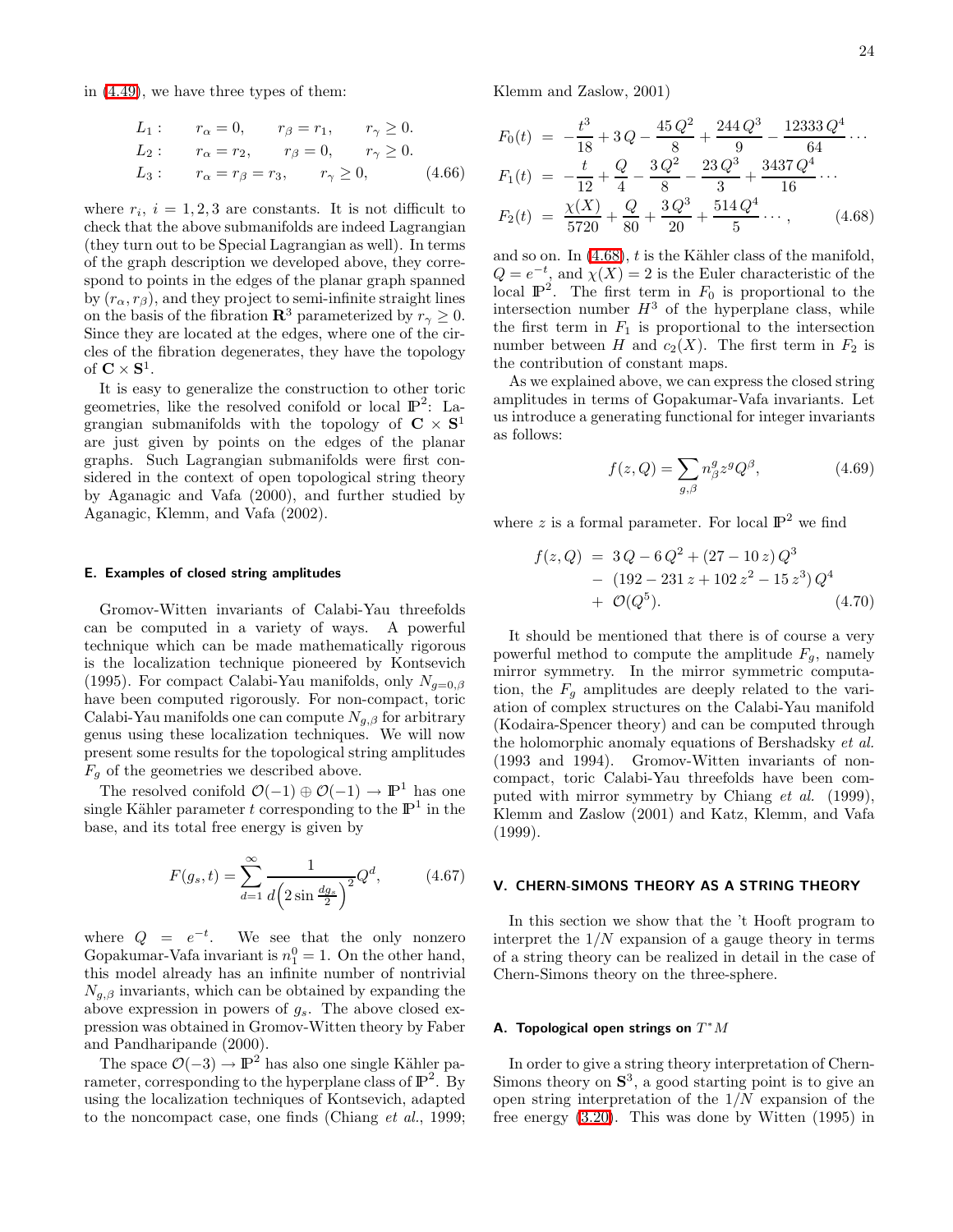in (4.49), we have three types of them:

$$
\begin{aligned}
L_1: &\qquad r_\alpha = 0, \qquad r_\beta = r_1, \qquad r_\gamma \geq 0. \\
L_2: &\qquad r_\alpha = r_2, \qquad r_\beta = 0, \qquad r_\gamma \geq 0. \\
L_3: &\qquad r_\alpha = r_\beta = r_3, \qquad r_\gamma \geq 0,
\end{aligned}
\tag{4.66}
$$

where $r_i$, $i = 1,2,3$ are constants. It is not difficult to check that the above submanifolds are indeed Lagrangian (they turn out to be Special Lagrangian as well). In terms of the graph description we developed above, they correspond to points in the edges of the planar graph spanned by $(r_\alpha, r_\beta)$, and they project to semi-infinite straight lines on the basis of the fibration $\mathbf{R}^3$ parameterized by $r_\gamma \geq 0$. Since they are located at the edges, where one of the circles of the fibration degenerates, they have the topology of $\mathbf{C} \times \mathbf{S}^1$.

It is easy to generalize the construction to other toric geometries, like the resolved conifold or local $\mathbb{P}^2$: Lagrangian submanifolds with the topology of $\mathbf{C} \times \mathbf{S}^1$ are just given by points on the edges of the planar graphs. Such Lagrangian submanifolds were first considered in the context of open topological string theory by Aganagic and Vafa (2000), and further studied by Aganagic, Klemm, and Vafa (2002).

### E. Examples of closed string amplitudes

Gromov-Witten invariants of Calabi-Yau threefolds can be computed in a variety of ways. A powerful technique which can be made mathematically rigorous is the localization technique pioneered by Kontsevich (1995). For compact Calabi-Yau manifolds, only $N_{g=0,\beta}$ have been computed rigorously. For non-compact, toric Calabi-Yau manifolds one can compute $N_{g,\beta}$ for arbitrary genus using these localization techniques. We will now present some results for the topological string amplitudes $F_g$ of the geometries we described above.

The resolved conifold $\mathcal{O}(-1) \oplus \mathcal{O}(-1) \rightarrow \mathbb{P}^1$ has one single Kähler parameter $t$ corresponding to the $\mathbb{P}^1$ in the base, and its total free energy is given by

$$
F(g_s, t) = \sum_{d=1}^{\infty} \frac{1}{d\left(2 \sin \frac{d g_s}{2}\right)^2} Q^d,
\tag{4.67}
$$

where $Q = e^{-t}$. We see that the only nonzero Gopakumar-Vafa invariant is $n_1^0 = 1$. On the other hand, this model already has an infinite number of nontrivial $N_{g,\beta}$ invariants, which can be obtained by expanding the above expression in powers of $g_s$. The above closed expression was obtained in Gromov-Witten theory by Faber and Pandharipande (2000).

The space $\mathcal{O}(-3) \rightarrow \mathbb{P}^2$ has also one single Kähler parameter, corresponding to the hyperplane class of $\mathbb{P}^2$. By using the localization techniques of Kontsevich, adapted to the noncompact case, one finds (Chiang *et al.*, 1999; Klemm and Zaslow, 2001)

$$
\begin{aligned}
F_0(t) &= -\frac{t^3}{18} + 3\,Q - \frac{45\,Q^2}{8} + \frac{244\,Q^3}{9} - \frac{12333\,Q^4}{64} \cdots \\
F_1(t) &= -\frac{t}{12} + \frac{Q}{4} - \frac{3\,Q^2}{8} - \frac{23\,Q^3}{3} + \frac{3437\,Q^4}{16} \cdots \\
F_2(t) &= \frac{\chi(X)}{5720} + \frac{Q}{80} + \frac{3\,Q^3}{20} + \frac{514\,Q^4}{5} \cdots ,
\end{aligned}
\tag{4.68}
$$

and so on. In (4.68), $t$ is the Kähler class of the manifold, $Q = e^{-t}$, and $\chi(X) = 2$ is the Euler characteristic of the local $\mathbb{P}^2$. The first term in $F_0$ is proportional to the intersection number $H^3$ of the hyperplane class, while the first term in $F_1$ is proportional to the intersection number between $H$ and $c_2(X)$. The first term in $F_2$ is the contribution of constant maps.

As we explained above, we can express the closed string amplitudes in terms of Gopakumar-Vafa invariants. Let us introduce a generating functional for integer invariants as follows:

$$
f(z, Q) = \sum_{g,\beta} n_\beta^g z^g Q^\beta,
\tag{4.69}
$$

where $z$ is a formal parameter. For local $\mathbb{P}^2$ we find

$$
\begin{aligned}
f(z, Q) &= 3\,Q - 6\,Q^2 + (27 - 10\,z)\,Q^3 \\
&- (192 - 231\,z + 102\,z^2 - 15\,z^3)\,Q^4 \\
&+ \mathcal{O}(Q^5).
\end{aligned}
\tag{4.70}
$$

It should be mentioned that there is of course a very powerful method to compute the amplitude $F_g$, namely mirror symmetry. In the mirror symmetric computation, the $F_g$ amplitudes are deeply related to the variation of complex structures on the Calabi-Yau manifold (Kodaira-Spencer theory) and can be computed through the holomorphic anomaly equations of Bershadsky *et al.* (1993 and 1994). Gromov-Witten invariants of noncompact, toric Calabi-Yau threefolds have been computed with mirror symmetry by Chiang *et al.* (1999), Klemm and Zaslow (2001) and Katz, Klemm, and Vafa (1999).

## V. CHERN-SIMONS THEORY AS A STRING THEORY

In this section we show that the 't Hooft program to interpret the $1/N$ expansion of a gauge theory in terms of a string theory can be realized in detail in the case of Chern-Simons theory on the three-sphere.

### A. Topological open strings on $T^*M$

In order to give a string theory interpretation of Chern-Simons theory on $\mathbf{S}^3$, a good starting point is to give an open string interpretation of the $1/N$ expansion of the free energy (3.20). This was done by Witten (1995) in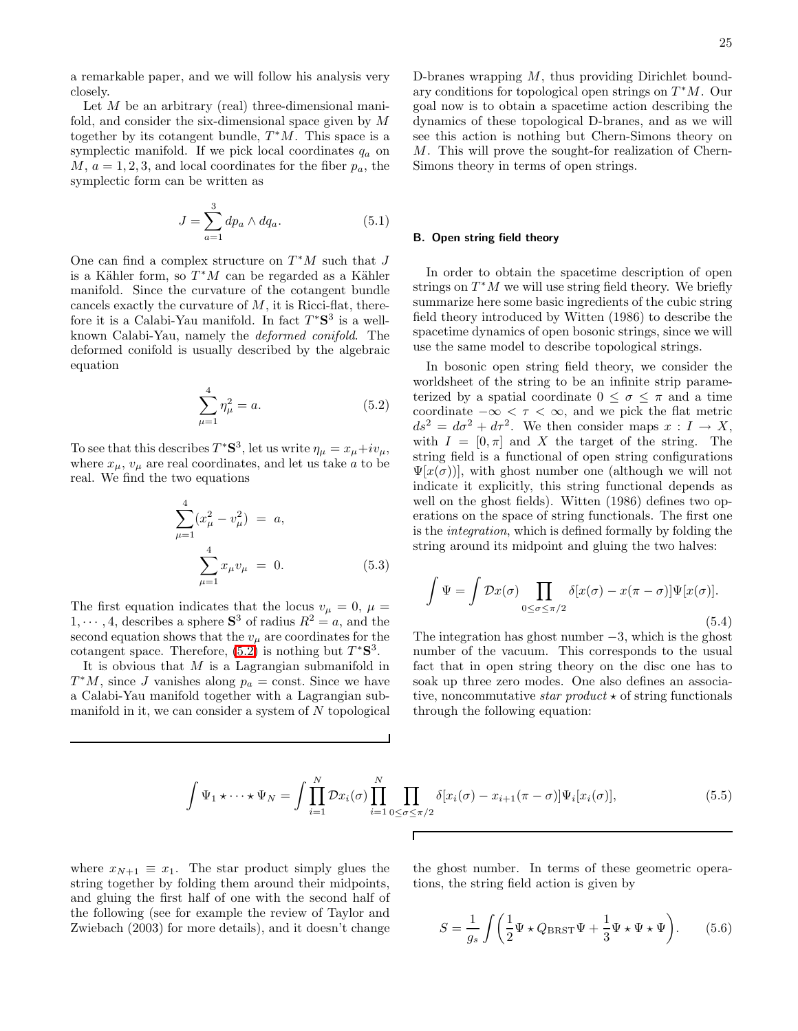a remarkable paper, and we will follow his analysis very closely.

Let $M$ be an arbitrary (real) three-dimensional manifold, and consider the six-dimensional space given by $M$ together by its cotangent bundle, $T^*M$. This space is a symplectic manifold. If we pick local coordinates $q_a$ on $M$, $a = 1, 2, 3$, and local coordinates for the fiber $p_a$, the symplectic form can be written as

$$J = \sum_{a=1}^{3} dp_a \wedge dq_a. \tag{5.1}$$

One can find a complex structure on $T^*M$ such that $J$ is a Kähler form, so $T^*M$ can be regarded as a Kähler manifold. Since the curvature of the cotangent bundle cancels exactly the curvature of $M$, it is Ricci-flat, therefore it is a Calabi-Yau manifold. In fact $T^*\mathbf{S}^3$ is a well-known Calabi-Yau, namely the *deformed conifold*. The deformed conifold is usually described by the algebraic equation

$$\sum_{\mu=1}^{4} \eta_\mu^2 = a. \tag{5.2}$$

To see that this describes $T^*\mathbf{S}^3$, let us write $\eta_\mu = x_\mu + i v_\mu$, where $x_\mu$, $v_\mu$ are real coordinates, and let us take $a$ to be real. We find the two equations

$$\begin{aligned} \sum_{\mu=1}^{4} (x_\mu^2 - v_\mu^2) &= a, \\ \sum_{\mu=1}^{4} x_\mu v_\mu &= 0. \end{aligned} \tag{5.3}$$

The first equation indicates that the locus $v_\mu = 0$, $\mu = 1, \cdots, 4$, describes a sphere $\mathbf{S}^3$ of radius $R^2 = a$, and the second equation shows that the $v_\mu$ are coordinates for the cotangent space. Therefore, (5.2) is nothing but $T^*\mathbf{S}^3$.

It is obvious that $M$ is a Lagrangian submanifold in $T^*M$, since $J$ vanishes along $p_a = \text{const}$. Since we have a Calabi-Yau manifold together with a Lagrangian submanifold in it, we can consider a system of $N$ topological D-branes wrapping $M$, thus providing Dirichlet boundary conditions for topological open strings on $T^*M$. Our goal now is to obtain a spacetime action describing the dynamics of these topological D-branes, and as we will see this action is nothing but Chern-Simons theory on $M$. This will prove the sought-for realization of Chern-Simons theory in terms of open strings.

## B. Open string field theory

In order to obtain the spacetime description of open strings on $T^*M$ we will use string field theory. We briefly summarize here some basic ingredients of the cubic string field theory introduced by Witten (1986) to describe the spacetime dynamics of open bosonic strings, since we will use the same model to describe topological strings.

In bosonic open string field theory, we consider the worldsheet of the string to be an infinite strip parameterized by a spatial coordinate $0 \le \sigma \le \pi$ and a time coordinate $-\infty < \tau < \infty$, and we pick the flat metric $ds^2 = d\sigma^2 + d\tau^2$. We then consider maps $x : I \to X$, with $I = [0, \pi]$ and $X$ the target of the string. The string field is a functional of open string configurations $\Psi[x(\sigma))]$, with ghost number one (although we will not indicate it explicitly, this string functional depends as well on the ghost fields). Witten (1986) defines two operations on the space of string functionals. The first one is the *integration*, which is defined formally by folding the string around its midpoint and gluing the two halves:

$$\int \Psi = \int \mathcal{D}x(\sigma) \prod_{0 \le \sigma \le \pi/2} \delta[x(\sigma) - x(\pi - \sigma)] \Psi[x(\sigma)]. \tag{5.4}$$

The integration has ghost number $-3$, which is the ghost number of the vacuum. This corresponds to the usual fact that in open string theory on the disc one has to soak up three zero modes. One also defines an associative, noncommutative *star product* $\star$ of string functionals through the following equation:

$$\int \Psi_1 \star \cdots \star \Psi_N = \int \prod_{i=1}^{N} \mathcal{D}x_i(\sigma) \prod_{i=1}^{N} \prod_{0 \le \sigma \le \pi/2} \delta[x_i(\sigma) - x_{i+1}(\pi - \sigma)] \Psi_i[x_i(\sigma)], \tag{5.5}$$

where $x_{N+1} \equiv x_1$. The star product simply glues the string together by folding them around their midpoints, and gluing the first half of one with the second half of the following (see for example the review of Taylor and Zwiebach (2003) for more details), and it doesn't change the ghost number. In terms of these geometric operations, the string field action is given by

$$S = \frac{1}{g_s} \int \left( \frac{1}{2} \Psi \star Q_{\text{BRST}} \Psi + \frac{1}{3} \Psi \star \Psi \star \Psi \right). \tag{5.6}$$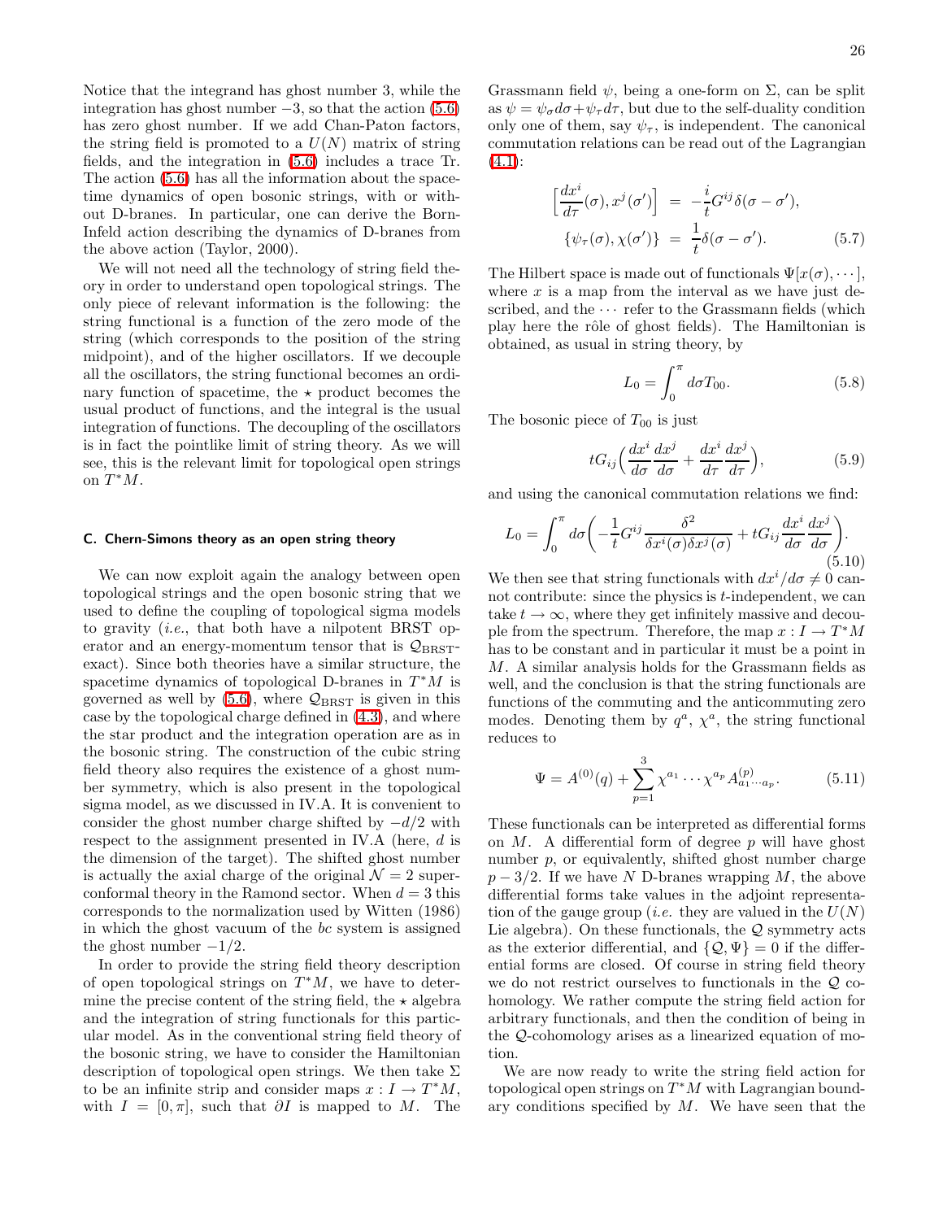Notice that the integrand has ghost number 3, while the integration has ghost number $-3$, so that the action (5.6) has zero ghost number. If we add Chan-Paton factors, the string field is promoted to a $U(N)$ matrix of string fields, and the integration in (5.6) includes a trace Tr. The action (5.6) has all the information about the spacetime dynamics of open bosonic strings, with or without D-branes. In particular, one can derive the Born-Infeld action describing the dynamics of D-branes from the above action (Taylor, 2000).

We will not need all the technology of string field theory in order to understand open topological strings. The only piece of relevant information is the following: the string functional is a function of the zero mode of the string (which corresponds to the position of the string midpoint), and of the higher oscillators. If we decouple all the oscillators, the string functional becomes an ordinary function of spacetime, the $\star$ product becomes the usual product of functions, and the integral is the usual integration of functions. The decoupling of the oscillators is in fact the pointlike limit of string theory. As we will see, this is the relevant limit for topological open strings on $T^*M$.

### C. Chern-Simons theory as an open string theory

We can now exploit again the analogy between open topological strings and the open bosonic string that we used to define the coupling of topological sigma models to gravity (*i.e.*, that both have a nilpotent BRST operator and an energy-momentum tensor that is $\mathcal{Q}_{\rm BRST}$-exact). Since both theories have a similar structure, the spacetime dynamics of topological D-branes in $T^*M$ is governed as well by (5.6), where $\mathcal{Q}_{\rm BRST}$ is given in this case by the topological charge defined in (4.3), and where the star product and the integration operation are as in the bosonic string. The construction of the cubic string field theory also requires the existence of a ghost number symmetry, which is also present in the topological sigma model, as we discussed in IV.A. It is convenient to consider the ghost number charge shifted by $-d/2$ with respect to the assignment presented in IV.A (here, $d$ is the dimension of the target). The shifted ghost number is actually the axial charge of the original $\mathcal{N}=2$ superconformal theory in the Ramond sector. When $d=3$ this corresponds to the normalization used by Witten (1986) in which the ghost vacuum of the $bc$ system is assigned the ghost number $-1/2$.

In order to provide the string field theory description of open topological strings on $T^*M$, we have to determine the precise content of the string field, the $\star$ algebra and the integration of string functionals for this particular model. As in the conventional string field theory of the bosonic string, we have to consider the Hamiltonian description of topological open strings. We then take $\Sigma$ to be an infinite strip and consider maps $x: I \rightarrow T^*M$, with $I=[0,\pi]$, such that $\partial I$ is mapped to $M$. The Grassmann field $\psi$, being a one-form on $\Sigma$, can be split as $\psi = \psi_\sigma d\sigma + \psi_\tau d\tau$, but due to the self-duality condition only one of them, say $\psi_\tau$, is independent. The canonical commutation relations can be read out of the Lagrangian (4.1):

$$
\begin{aligned}
\Big[\frac{dx^i}{d\tau}(\sigma), x^j(\sigma')\Big] &= -\frac{i}{t} G^{ij}\delta(\sigma-\sigma'), \\
\{\psi_\tau(\sigma), \chi(\sigma')\} &= \frac{1}{t}\delta(\sigma-\sigma').
\end{aligned} \tag{5.7}
$$

The Hilbert space is made out of functionals $\Psi[x(\sigma),\cdots]$, where $x$ is a map from the interval as we have just described, and the $\cdots$ refer to the Grassmann fields (which play here the rôle of ghost fields). The Hamiltonian is obtained, as usual in string theory, by

$$
L_0 = \int_0^\pi d\sigma T_{00}. \tag{5.8}
$$

The bosonic piece of $T_{00}$ is just

$$
tG_{ij}\Big(\frac{dx^i}{d\sigma}\frac{dx^j}{d\sigma} + \frac{dx^i}{d\tau}\frac{dx^j}{d\tau}\Big), \tag{5.9}
$$

and using the canonical commutation relations we find:

$$
L_0 = \int_0^\pi d\sigma\Big(-\frac{1}{t}G^{ij}\frac{\delta^2}{\delta x^i(\sigma)\delta x^j(\sigma)} + tG_{ij}\frac{dx^i}{d\sigma}\frac{dx^j}{d\sigma}\Big). \tag{5.10}
$$

We then see that string functionals with $dx^i/d\sigma \neq 0$ cannot contribute: since the physics is $t$-independent, we can take $t\rightarrow\infty$, where they get infinitely massive and decouple from the spectrum. Therefore, the map $x: I \rightarrow T^*M$ has to be constant and in particular it must be a point in $M$. A similar analysis holds for the Grassmann fields as well, and the conclusion is that the string functionals are functions of the commuting and the anticommuting zero modes. Denoting them by $q^a$, $\chi^a$, the string functional reduces to

$$
\Psi = A^{(0)}(q) + \sum_{p=1}^3 \chi^{a_1}\cdots\chi^{a_p}A^{(p)}_{a_1\cdots a_p}. \tag{5.11}
$$

These functionals can be interpreted as differential forms on $M$. A differential form of degree $p$ will have ghost number $p$, or equivalently, shifted ghost number charge $p-3/2$. If we have $N$ D-branes wrapping $M$, the above differential forms take values in the adjoint representation of the gauge group (*i.e.* they are valued in the $U(N)$ Lie algebra). On these functionals, the $\mathcal{Q}$ symmetry acts as the exterior differential, and $\{\mathcal{Q},\Psi\}=0$ if the differential forms are closed. Of course in string field theory we do not restrict ourselves to functionals in the $\mathcal{Q}$ cohomology. We rather compute the string field action for arbitrary functionals, and then the condition of being in the $\mathcal{Q}$-cohomology arises as a linearized equation of motion.

We are now ready to write the string field action for topological open strings on $T^*M$ with Lagrangian boundary conditions specified by $M$. We have seen that the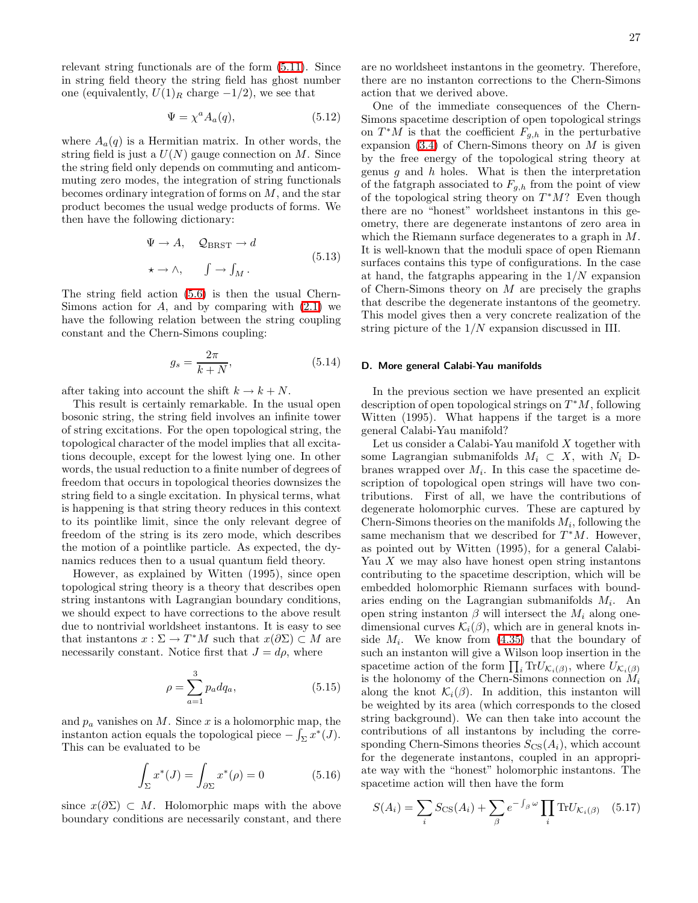relevant string functionals are of the form (5.11). Since in string field theory the string field has ghost number one (equivalently, $U(1)_R$ charge $-1/2$), we see that

$$\Psi = \chi^a A_a(q), \tag{5.12}$$

where $A_a(q)$ is a Hermitian matrix. In other words, the string field is just a $U(N)$ gauge connection on $M$. Since the string field only depends on commuting and anticommuting zero modes, the integration of string functionals becomes ordinary integration of forms on $M$, and the star product becomes the usual wedge products of forms. We then have the following dictionary:

$$\begin{aligned} \Psi &\to A, \quad \mathcal{Q}_{\rm BRST} \to d \\ \star &\to \wedge, \qquad \int \to \int_M . \end{aligned} \tag{5.13}$$

The string field action (5.6) is then the usual Chern-Simons action for $A$, and by comparing with (2.1) we have the following relation between the string coupling constant and the Chern-Simons coupling:

$$g_s = \frac{2\pi}{k+N}, \tag{5.14}$$

after taking into account the shift $k \to k+N$.

This result is certainly remarkable. In the usual open bosonic string, the string field involves an infinite tower of string excitations. For the open topological string, the topological character of the model implies that all excitations decouple, except for the lowest lying one. In other words, the usual reduction to a finite number of degrees of freedom that occurs in topological theories downsizes the string field to a single excitation. In physical terms, what is happening is that string theory reduces in this context to its pointlike limit, since the only relevant degree of freedom of the string is its zero mode, which describes the motion of a pointlike particle. As expected, the dynamics reduces then to a usual quantum field theory.

However, as explained by Witten (1995), since open topological string theory is a theory that describes open string instantons with Lagrangian boundary conditions, we should expect to have corrections to the above result due to nontrivial worldsheet instantons. It is easy to see that instantons $x : \Sigma \to T^*M$ such that $x(\partial\Sigma) \subset M$ are necessarily constant. Notice first that $J = d\rho$, where

$$\rho = \sum_{a=1}^{3} p_a dq_a, \tag{5.15}$$

and $p_a$ vanishes on $M$. Since $x$ is a holomorphic map, the instanton action equals the topological piece $-\int_\Sigma x^*(J)$. This can be evaluated to be

$$\int_\Sigma x^*(J) = \int_{\partial\Sigma} x^*(\rho) = 0 \tag{5.16}$$

since $x(\partial\Sigma) \subset M$. Holomorphic maps with the above boundary conditions are necessarily constant, and there are no worldsheet instantons in the geometry. Therefore, there are no instanton corrections to the Chern-Simons action that we derived above.

One of the immediate consequences of the Chern-Simons spacetime description of open topological strings on $T^*M$ is that the coefficient $F_{g,h}$ in the perturbative expansion (3.4) of Chern-Simons theory on $M$ is given by the free energy of the topological string theory at genus $g$ and $h$ holes. What is then the interpretation of the fatgraph associated to $F_{g,h}$ from the point of view of the topological string theory on $T^*M$? Even though there are no "honest" worldsheet instantons in this geometry, there are degenerate instantons of zero area in which the Riemann surface degenerates to a graph in $M$. It is well-known that the moduli space of open Riemann surfaces contains this type of configurations. In the case at hand, the fatgraphs appearing in the $1/N$ expansion of Chern-Simons theory on $M$ are precisely the graphs that describe the degenerate instantons of the geometry. This model gives then a very concrete realization of the string picture of the $1/N$ expansion discussed in III.

### D. More general Calabi-Yau manifolds

In the previous section we have presented an explicit description of open topological strings on $T^*M$, following Witten (1995). What happens if the target is a more general Calabi-Yau manifold?

Let us consider a Calabi-Yau manifold $X$ together with some Lagrangian submanifolds $M_i \subset X$, with $N_i$ D-branes wrapped over $M_i$. In this case the spacetime description of topological open strings will have two contributions. First of all, we have the contributions of degenerate holomorphic curves. These are captured by Chern-Simons theories on the manifolds $M_i$, following the same mechanism that we described for $T^*M$. However, as pointed out by Witten (1995), for a general Calabi-Yau $X$ we may also have honest open string instantons contributing to the spacetime description, which will be embedded holomorphic Riemann surfaces with boundaries ending on the Lagrangian submanifolds $M_i$. An open string instanton $\beta$ will intersect the $M_i$ along one-dimensional curves $\mathcal{K}_i(\beta)$, which are in general knots inside $M_i$. We know from (4.35) that the boundary of such an instanton will give a Wilson loop insertion in the spacetime action of the form $\prod_i {\rm Tr} U_{\mathcal{K}_i(\beta)}$, where $U_{\mathcal{K}_i(\beta)}$ is the holonomy of the Chern-Simons connection on $M_i$ along the knot $\mathcal{K}_i(\beta)$. In addition, this instanton will be weighted by its area (which corresponds to the closed string background). We can then take into account the contributions of all instantons by including the corresponding Chern-Simons theories $S_{\rm CS}(A_i)$, which account for the degenerate instantons, coupled in an appropriate way with the "honest" holomorphic instantons. The spacetime action will then have the form

$$S(A_i) = \sum_i S_{\rm CS}(A_i) + \sum_\beta e^{-\int_\beta \omega} \prod_i {\rm Tr} U_{\mathcal{K}_i(\beta)} \tag{5.17}$$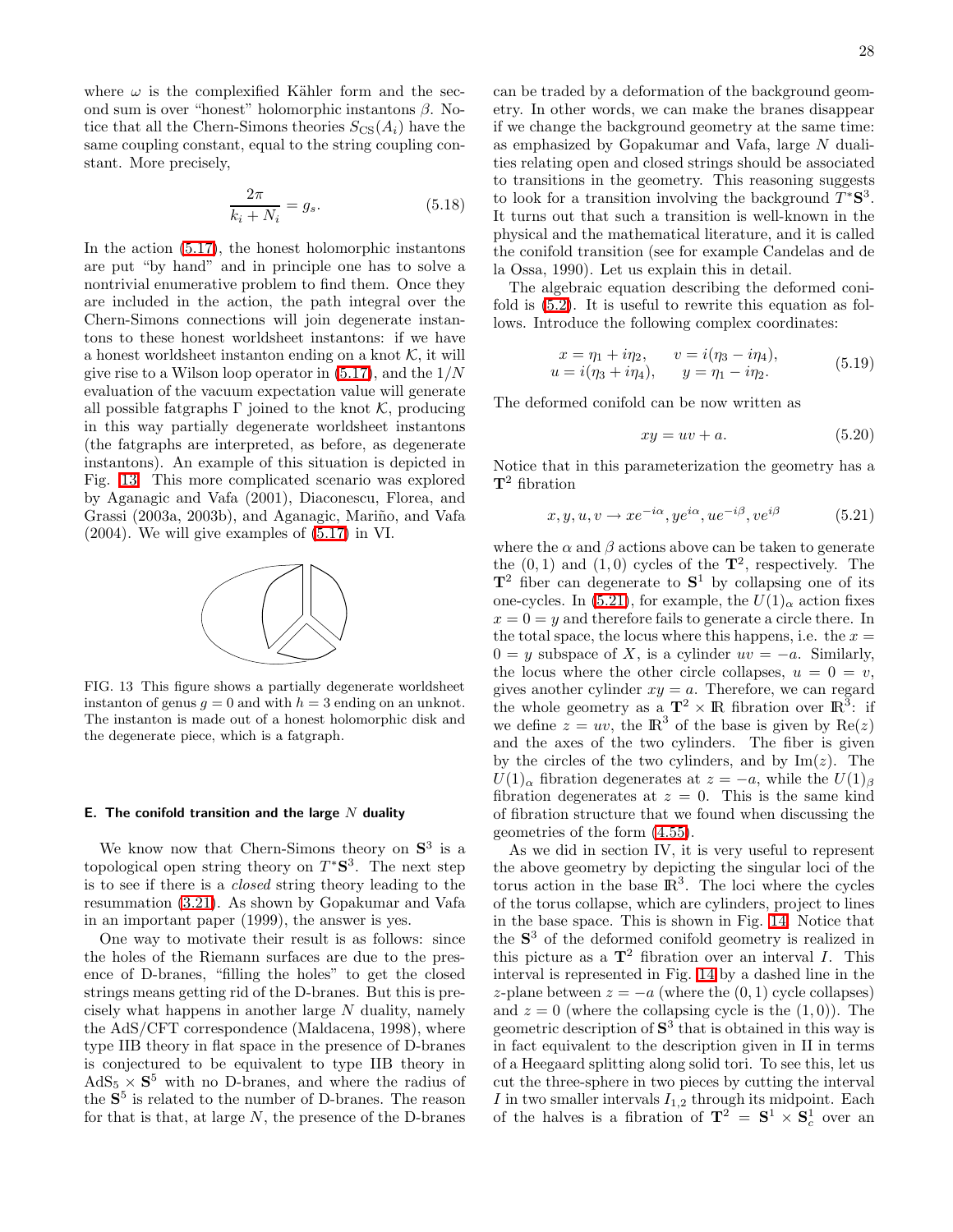where $\omega$ is the complexified Kähler form and the second sum is over "honest" holomorphic instantons $\beta$. Notice that all the Chern-Simons theories $S_{\rm CS}(A_i)$ have the same coupling constant, equal to the string coupling constant. More precisely,

$$\frac{2\pi}{k_i + N_i} = g_s. \tag{5.18}$$

In the action (5.17), the honest holomorphic instantons are put "by hand" and in principle one has to solve a nontrivial enumerative problem to find them. Once they are included in the action, the path integral over the Chern-Simons connections will join degenerate instantons to these honest worldsheet instantons: if we have a honest worldsheet instanton ending on a knot $\mathcal{K}$, it will give rise to a Wilson loop operator in (5.17), and the $1/N$ evaluation of the vacuum expectation value will generate all possible fatgraphs $\Gamma$ joined to the knot $\mathcal{K}$, producing in this way partially degenerate worldsheet instantons (the fatgraphs are interpreted, as before, as degenerate instantons). An example of this situation is depicted in Fig. 13. This more complicated scenario was explored by Aganagic and Vafa (2001), Diaconescu, Florea, and Grassi (2003a, 2003b), and Aganagic, Mariño, and Vafa (2004). We will give examples of (5.17) in VI.

FIG. 13 This figure shows a partially degenerate worldsheet instanton of genus $g = 0$ and with $h = 3$ ending on an unknot. The instanton is made out of a honest holomorphic disk and the degenerate piece, which is a fatgraph.

### E. The conifold transition and the large $N$ duality

We know now that Chern-Simons theory on $\mathbf{S}^3$ is a topological open string theory on $T^*\mathbf{S}^3$. The next step is to see if there is a *closed* string theory leading to the resummation (3.21). As shown by Gopakumar and Vafa in an important paper (1999), the answer is yes.

One way to motivate their result is as follows: since the holes of the Riemann surfaces are due to the presence of D-branes, "filling the holes" to get the closed strings means getting rid of the D-branes. But this is precisely what happens in another large $N$ duality, namely the AdS/CFT correspondence (Maldacena, 1998), where type IIB theory in flat space in the presence of D-branes is conjectured to be equivalent to type IIB theory in $\mathrm{AdS}_5 \times \mathbf{S}^5$ with no D-branes, and where the radius of the $\mathbf{S}^5$ is related to the number of D-branes. The reason for that is that, at large $N$, the presence of the D-branes can be traded by a deformation of the background geometry. In other words, we can make the branes disappear if we change the background geometry at the same time: as emphasized by Gopakumar and Vafa, large $N$ dualities relating open and closed strings should be associated to transitions in the geometry. This reasoning suggests to look for a transition involving the background $T^*\mathbf{S}^3$. It turns out that such a transition is well-known in the physical and the mathematical literature, and it is called the conifold transition (see for example Candelas and de la Ossa, 1990). Let us explain this in detail.

The algebraic equation describing the deformed conifold is (5.2). It is useful to rewrite this equation as follows. Introduce the following complex coordinates:

$$\begin{aligned} x &= \eta_1 + i\eta_2, \qquad v = i(\eta_3 - i\eta_4), \\ u &= i(\eta_3 + i\eta_4), \qquad y = \eta_1 - i\eta_2. \end{aligned} \tag{5.19}$$

The deformed conifold can be now written as

$$xy = uv + a. \tag{5.20}$$

Notice that in this parameterization the geometry has a $\mathbf{T}^2$ fibration

$$x, y, u, v \to x e^{-i\alpha}, y e^{i\alpha}, u e^{-i\beta}, v e^{i\beta} \tag{5.21}$$

where the $\alpha$ and $\beta$ actions above can be taken to generate the $(0,1)$ and $(1,0)$ cycles of the $\mathbf{T}^2$, respectively. The $\mathbf{T}^2$ fiber can degenerate to $\mathbf{S}^1$ by collapsing one of its one-cycles. In (5.21), for example, the $U(1)_\alpha$ action fixes $x = 0 = y$ and therefore fails to generate a circle there. In the total space, the locus where this happens, i.e. the $x = 0 = y$ subspace of $X$, is a cylinder $uv = -a$. Similarly, the locus where the other circle collapses, $u = 0 = v$, gives another cylinder $xy = a$. Therefore, we can regard the whole geometry as a $\mathbf{T}^2 \times \mathbb{R}$ fibration over $\mathbb{R}^3$: if we define $z = uv$, the $\mathbb{R}^3$ of the base is given by $\mathrm{Re}(z)$ and the axes of the two cylinders. The fiber is given by the circles of the two cylinders, and by $\mathrm{Im}(z)$. The $U(1)_\alpha$ fibration degenerates at $z = -a$, while the $U(1)_\beta$ fibration degenerates at $z = 0$. This is the same kind of fibration structure that we found when discussing the geometries of the form (4.55).

As we did in section IV, it is very useful to represent the above geometry by depicting the singular loci of the torus action in the base $\mathbb{R}^3$. The loci where the cycles of the torus collapse, which are cylinders, project to lines in the base space. This is shown in Fig. 14. Notice that the $\mathbf{S}^3$ of the deformed conifold geometry is realized in this picture as a $\mathbf{T}^2$ fibration over an interval $I$. This interval is represented in Fig. 14 by a dashed line in the $z$-plane between $z = -a$ (where the $(0,1)$ cycle collapses) and $z = 0$ (where the collapsing cycle is the $(1,0)$). The geometric description of $\mathbf{S}^3$ that is obtained in this way is in fact equivalent to the description given in II in terms of a Heegaard splitting along solid tori. To see this, let us cut the three-sphere in two pieces by cutting the interval $I$ in two smaller intervals $I_{1,2}$ through its midpoint. Each of the halves is a fibration of $\mathbf{T}^2 = \mathbf{S}^1 \times \mathbf{S}^1_c$ over an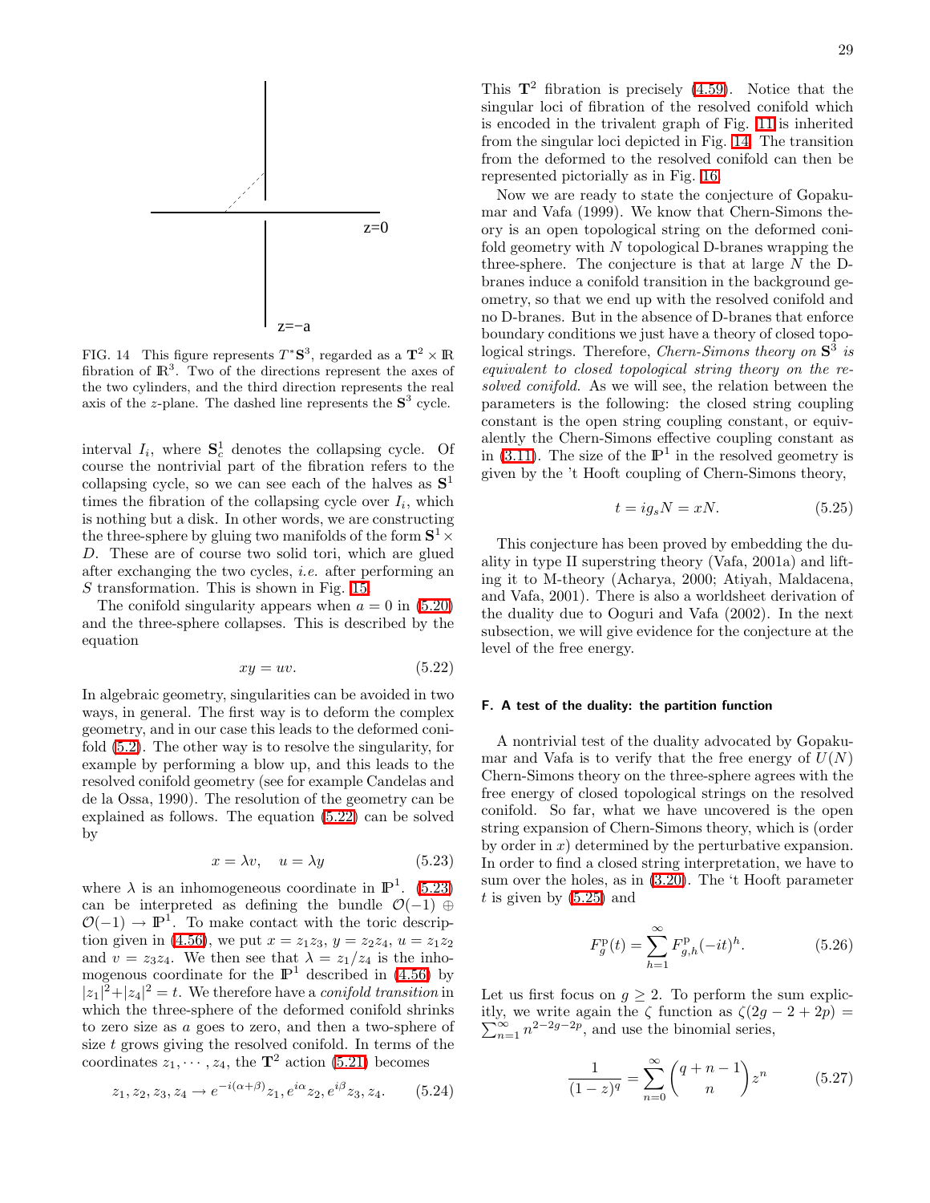FIG. 14 This figure represents $T^*\mathbf{S}^3$, regarded as a $\mathbf{T}^2 \times \mathbb{R}$ fibration of $\mathbb{R}^3$. Two of the directions represent the axes of the two cylinders, and the third direction represents the real axis of the $z$-plane. The dashed line represents the $\mathbf{S}^3$ cycle.

interval $I_i$, where $\mathbf{S}^1_c$ denotes the collapsing cycle. Of course the nontrivial part of the fibration refers to the collapsing cycle, so we can see each of the halves as $\mathbf{S}^1$ times the fibration of the collapsing cycle over $I_i$, which is nothing but a disk. In other words, we are constructing the three-sphere by gluing two manifolds of the form $\mathbf{S}^1 \times D$. These are of course two solid tori, which are glued after exchanging the two cycles, *i.e.* after performing an $S$ transformation. This is shown in Fig. 15.

The conifold singularity appears when $a = 0$ in (5.20) and the three-sphere collapses. This is described by the equation

$$xy = uv. \tag{5.22}$$

In algebraic geometry, singularities can be avoided in two ways, in general. The first way is to deform the complex geometry, and in our case this leads to the deformed conifold (5.2). The other way is to resolve the singularity, for example by performing a blow up, and this leads to the resolved conifold geometry (see for example Candelas and de la Ossa, 1990). The resolution of the geometry can be explained as follows. The equation (5.22) can be solved by

$$x = \lambda v, \quad u = \lambda y \tag{5.23}$$

where $\lambda$ is an inhomogeneous coordinate in $\mathbb{P}^1$. (5.23) can be interpreted as defining the bundle $\mathcal{O}(-1) \oplus \mathcal{O}(-1) \to \mathbb{P}^1$. To make contact with the toric description given in (4.56), we put $x = z_1 z_3$, $y = z_2 z_4$, $u = z_1 z_2$ and $v = z_3 z_4$. We then see that $\lambda = z_1/z_4$ is the inhomogenous coordinate for the $\mathbb{P}^1$ described in (4.56) by $|z_1|^2 + |z_4|^2 = t$. We therefore have a *conifold transition* in which the three-sphere of the deformed conifold shrinks to zero size as $a$ goes to zero, and then a two-sphere of size $t$ grows giving the resolved conifold. In terms of the coordinates $z_1, \cdots, z_4$, the $\mathbf{T}^2$ action (5.21) becomes

$$z_1, z_2, z_3, z_4 \to e^{-i(\alpha+\beta)} z_1, e^{i\alpha} z_2, e^{i\beta} z_3, z_4. \tag{5.24}$$

This $\mathbf{T}^2$ fibration is precisely (4.59). Notice that the singular loci of fibration of the resolved conifold which is encoded in the trivalent graph of Fig. 11 is inherited from the singular loci depicted in Fig. 14. The transition from the deformed to the resolved conifold can then be represented pictorially as in Fig. 16.

Now we are ready to state the conjecture of Gopakumar and Vafa (1999). We know that Chern-Simons theory is an open topological string on the deformed conifold geometry with $N$ topological D-branes wrapping the three-sphere. The conjecture is that at large $N$ the D-branes induce a conifold transition in the background geometry, so that we end up with the resolved conifold and no D-branes. But in the absence of D-branes that enforce boundary conditions we just have a theory of closed topological strings. Therefore, *Chern-Simons theory on* $\mathbf{S}^3$ *is equivalent to closed topological string theory on the resolved conifold.* As we will see, the relation between the parameters is the following: the closed string coupling constant is the open string coupling constant, or equivalently the Chern-Simons effective coupling constant as in (3.11). The size of the $\mathbb{P}^1$ in the resolved geometry is given by the 't Hooft coupling of Chern-Simons theory,

$$t = i g_s N = xN. \tag{5.25}$$

This conjecture has been proved by embedding the duality in type II superstring theory (Vafa, 2001a) and lifting it to M-theory (Acharya, 2000; Atiyah, Maldacena, and Vafa, 2001). There is also a worldsheet derivation of the duality due to Ooguri and Vafa (2002). In the next subsection, we will give evidence for the conjecture at the level of the free energy.

### F. A test of the duality: the partition function

A nontrivial test of the duality advocated by Gopakumar and Vafa is to verify that the free energy of $U(N)$ Chern-Simons theory on the three-sphere agrees with the free energy of closed topological strings on the resolved conifold. So far, what we have uncovered is the open string expansion of Chern-Simons theory, which is (order by order in $x$) determined by the perturbative expansion. In order to find a closed string interpretation, we have to sum over the holes, as in (3.20). The 't Hooft parameter $t$ is given by (5.25) and

$$F^{\rm p}_g(t) = \sum_{h=1}^{\infty} F^{\rm p}_{g,h} (-it)^h. \tag{5.26}$$

Let us first focus on $g \geq 2$. To perform the sum explicitly, we write again the $\zeta$ function as $\zeta(2g-2+2p) = \sum_{n=1}^{\infty} n^{2-2g-2p}$, and use the binomial series,

$$\frac{1}{(1-z)^q} = \sum_{n=0}^{\infty} \binom{q+n-1}{n} z^n \tag{5.27}$$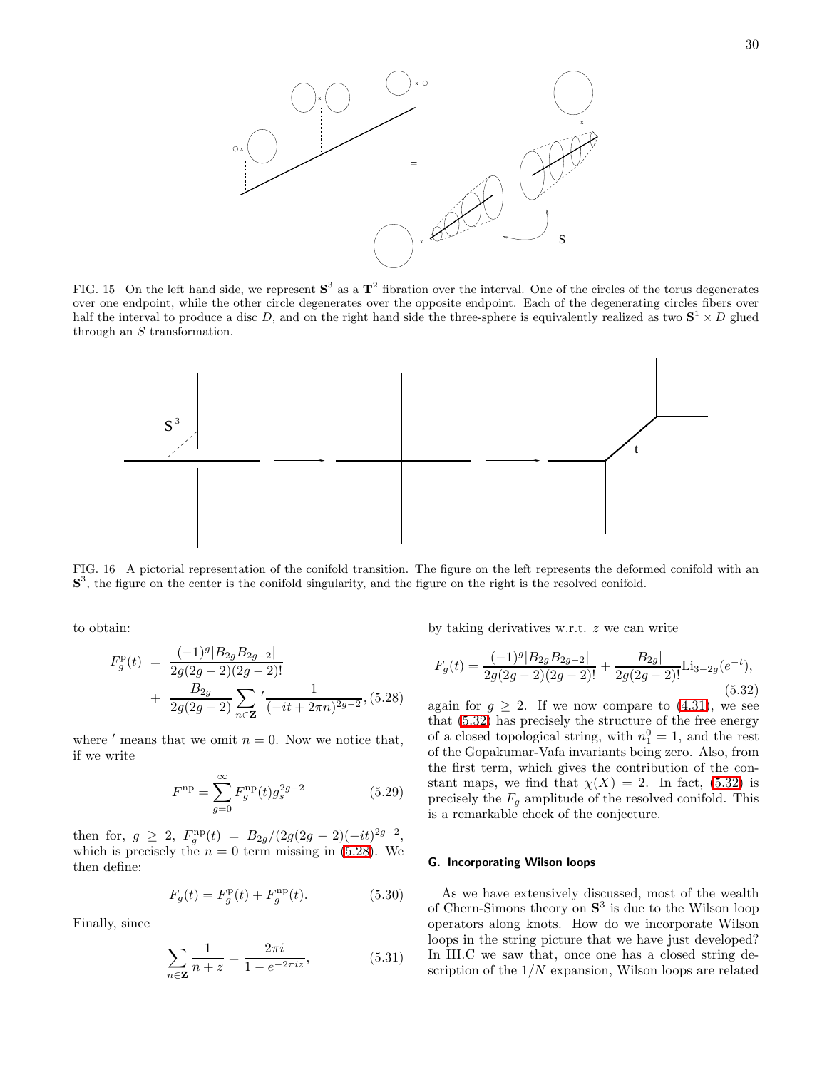FIG. 15 On the left hand side, we represent $\mathbf{S}^3$ as a $\mathbf{T}^2$ fibration over the interval. One of the circles of the torus degenerates over one endpoint, while the other circle degenerates over the opposite endpoint. Each of the degenerating circles fibers over half the interval to produce a disc $D$, and on the right hand side the three-sphere is equivalently realized as two $\mathbf{S}^1 \times D$ glued through an $S$ transformation.

FIG. 16 A pictorial representation of the conifold transition. The figure on the left represents the deformed conifold with an $\mathbf{S}^3$, the figure on the center is the conifold singularity, and the figure on the right is the resolved conifold.

to obtain:

$$F_g^{\rm p}(t) = \frac{(-1)^g |B_{2g} B_{2g-2}|}{2g(2g-2)(2g-2)!} + \frac{B_{2g}}{2g(2g-2)} \sum_{n\in\mathbf{Z}}{}' \frac{1}{(-it+2\pi n)^{2g-2}}, \quad (5.28)$$

where $'$ means that we omit $n=0$. Now we notice that, if we write

$$F^{\rm np} = \sum_{g=0}^{\infty} F_g^{\rm np}(t) g_s^{2g-2} \quad (5.29)$$

then for, $g \geq 2$, $F_g^{\rm np}(t) = B_{2g}/(2g(2g-2)(-it)^{2g-2}$, which is precisely the $n=0$ term missing in (5.28). We then define:

$$F_g(t) = F_g^{\rm p}(t) + F_g^{\rm np}(t). \quad (5.30)$$

Finally, since

$$\sum_{n\in\mathbf{Z}} \frac{1}{n+z} = \frac{2\pi i}{1-e^{-2\pi i z}}, \quad (5.31)$$

by taking derivatives w.r.t. $z$ we can write

$$F_g(t) = \frac{(-1)^g |B_{2g} B_{2g-2}|}{2g(2g-2)(2g-2)!} + \frac{|B_{2g}|}{2g(2g-2)!} {\rm Li}_{3-2g}(e^{-t}), \quad (5.32)$$

again for $g \geq 2$. If we now compare to (4.31), we see that (5.32) has precisely the structure of the free energy of a closed topological string, with $n_1^0 = 1$, and the rest of the Gopakumar-Vafa invariants being zero. Also, from the first term, which gives the contribution of the constant maps, we find that $\chi(X) = 2$. In fact, (5.32) is precisely the $F_g$ amplitude of the resolved conifold. This is a remarkable check of the conjecture.

### G. Incorporating Wilson loops

As we have extensively discussed, most of the wealth of Chern-Simons theory on $\mathbf{S}^3$ is due to the Wilson loop operators along knots. How do we incorporate Wilson loops in the string picture that we have just developed? In III.C we saw that, once one has a closed string description of the $1/N$ expansion, Wilson loops are related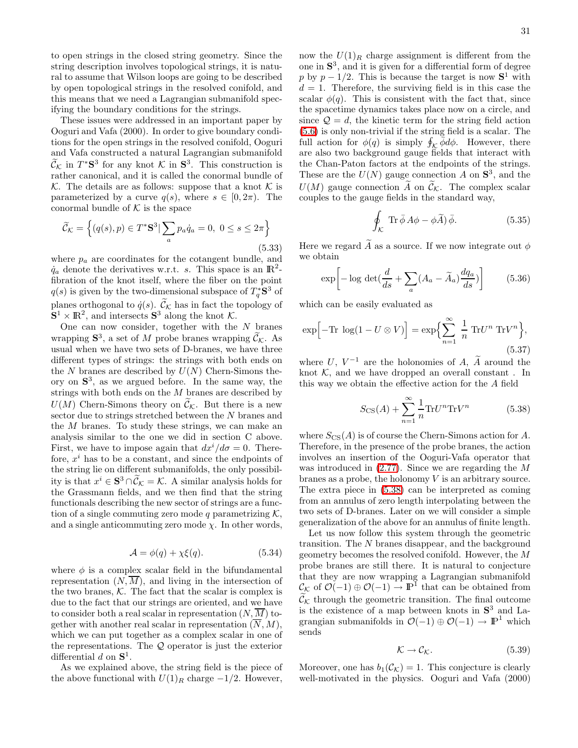to open strings in the closed string geometry. Since the string description involves topological strings, it is natural to assume that Wilson loops are going to be described by open topological strings in the resolved conifold, and this means that we need a Lagrangian submanifold specifying the boundary conditions for the strings.

These issues were addressed in an important paper by Ooguri and Vafa (2000). In order to give boundary conditions for the open strings in the resolved conifold, Ooguri and Vafa constructed a natural Lagrangian submanifold $\widetilde{\mathcal{C}}_{\mathcal{K}}$ in $T^*\mathbf{S}^3$ for any knot $\mathcal{K}$ in $\mathbf{S}^3$. This construction is rather canonical, and it is called the conormal bundle of $\mathcal{K}$. The details are as follows: suppose that a knot $\mathcal{K}$ is parameterized by a curve $q(s)$, where $s \in [0, 2\pi)$. The conormal bundle of $\mathcal{K}$ is the space

$$
\widetilde{\mathcal{C}}_{\mathcal{K}} = \Big\{ (q(s), p) \in T^*\mathbf{S}^3 | \sum_a p_a \dot{q}_a = 0, \ 0 \le s \le 2\pi \Big\} \tag{5.33}
$$

where $p_a$ are coordinates for the cotangent bundle, and $\dot{q}_a$ denote the derivatives w.r.t. $s$. This space is an $\mathbb{R}^2$-fibration of the knot itself, where the fiber on the point $q(s)$ is given by the two-dimensional subspace of $T^*_q\mathbf{S}^3$ of planes orthogonal to $\dot{q}(s)$. $\widetilde{\mathcal{C}}_{\mathcal{K}}$ has in fact the topology of $\mathbf{S}^1 \times \mathbb{R}^2$, and intersects $\mathbf{S}^3$ along the knot $\mathcal{K}$.

One can now consider, together with the $N$ branes wrapping $\mathbf{S}^3$, a set of $M$ probe branes wrapping $\widetilde{\mathcal{C}}_{\mathcal{K}}$. As usual when we have two sets of D-branes, we have three different types of strings: the strings with both ends on the $N$ branes are described by $U(N)$ Chern-Simons theory on $\mathbf{S}^3$, as we argued before. In the same way, the strings with both ends on the $M$ branes are described by $U(M)$ Chern-Simons theory on $\widetilde{\mathcal{C}}_{\mathcal{K}}$. But there is a new sector due to strings stretched between the $N$ branes and the $M$ branes. To study these strings, we can make an analysis similar to the one we did in section C above. First, we have to impose again that $dx^i/d\sigma = 0$. Therefore, $x^i$ has to be a constant, and since the endpoints of the string lie on different submanifolds, the only possibility is that $x^i \in \mathbf{S}^3 \cap \widetilde{\mathcal{C}}_{\mathcal{K}} = \mathcal{K}$. A similar analysis holds for the Grassmann fields, and we then find that the string functionals describing the new sector of strings are a function of a single commuting zero mode $q$ parametrizing $\mathcal{K}$, and a single anticommuting zero mode $\chi$. In other words,

$$
\mathcal{A} = \phi(q) + \chi \xi(q). \tag{5.34}
$$

where $\phi$ is a complex scalar field in the bifundamental representation $(N, \overline{M})$, and living in the intersection of the two branes, $\mathcal{K}$. The fact that the scalar is complex is due to the fact that our strings are oriented, and we have to consider both a real scalar in representation $(N, \overline{M})$ together with another real scalar in representation $(\overline{N}, M)$, which we can put together as a complex scalar in one of the representations. The $\mathcal{Q}$ operator is just the exterior differential $d$ on $\mathbf{S}^1$.

As we explained above, the string field is the piece of the above functional with $U(1)_R$ charge $-1/2$. However, now the $U(1)_R$ charge assignment is different from the one in $\mathbf{S}^3$, and it is given for a differential form of degree $p$ by $p - 1/2$. This is because the target is now $\mathbf{S}^1$ with $d = 1$. Therefore, the surviving field is in this case the scalar $\phi(q)$. This is consistent with the fact that, since the spacetime dynamics takes place now on a circle, and since $\mathcal{Q} = d$, the kinetic term for the string field action (5.6) is only non-trivial if the string field is a scalar. The full action for $\phi(q)$ is simply $\oint_{\mathcal{K}} \bar{\phi} d\phi$. However, there are also two background gauge fields that interact with the Chan-Paton factors at the endpoints of the strings. These are the $U(N)$ gauge connection $A$ on $\mathbf{S}^3$, and the $U(M)$ gauge connection $\widetilde{A}$ on $\widetilde{\mathcal{C}}_{\mathcal{K}}$. The complex scalar couples to the gauge fields in the standard way,

$$
\oint_{\mathcal{K}} \mathrm{Tr}\, \bar{\phi}\, A\phi - \phi \widetilde{A})\, \bar{\phi}. \tag{5.35}
$$

Here we regard $\widetilde{A}$ as a source. If we now integrate out $\phi$ we obtain

$$
\exp\Big[ -\log\, \det\big(\frac{d}{ds} + \sum_a (A_a - \widetilde{A}_a) \frac{dq_a}{ds}\big)\Big] \tag{5.36}
$$

which can be easily evaluated as

$$
\exp\Big[ -\mathrm{Tr}\, \log(1 - U \otimes V)\Big] = \exp\Big\{ \sum_{n=1}^{\infty} \frac{1}{n}\, \mathrm{Tr} U^n\, \mathrm{Tr} V^n \Big\}, \tag{5.37}
$$

where $U$, $V^{-1}$ are the holonomies of $A$, $\widetilde{A}$ around the knot $\mathcal{K}$, and we have dropped an overall constant . In this way we obtain the effective action for the $A$ field

$$
S_{\rm CS}(A) + \sum_{n=1}^{\infty} \frac{1}{n} \mathrm{Tr} U^n \mathrm{Tr} V^n \tag{5.38}
$$

where $S_{\rm CS}(A)$ is of course the Chern-Simons action for $A$. Therefore, in the presence of the probe branes, the action involves an insertion of the Ooguri-Vafa operator that was introduced in (2.77). Since we are regarding the $M$ branes as a probe, the holonomy $V$ is an arbitrary source. The extra piece in (5.38) can be interpreted as coming from an annulus of zero length interpolating between the two sets of D-branes. Later on we will consider a simple generalization of the above for an annulus of finite length.

Let us now follow this system through the geometric transition. The $N$ branes disappear, and the background geometry becomes the resolved conifold. However, the $M$ probe branes are still there. It is natural to conjecture that they are now wrapping a Lagrangian submanifold $\mathcal{C}_{\mathcal{K}}$ of $\mathcal{O}(-1) \oplus \mathcal{O}(-1) \to \mathbb{P}^1$ that can be obtained from $\widetilde{\mathcal{C}}_{\mathcal{K}}$ through the geometric transition. The final outcome is the existence of a map between knots in $\mathbf{S}^3$ and Lagrangian submanifolds in $\mathcal{O}(-1) \oplus \mathcal{O}(-1) \to \mathbb{P}^1$ which sends

$$
\mathcal{K} \to \mathcal{C}_{\mathcal{K}}. \tag{5.39}
$$

Moreover, one has $b_1(\mathcal{C}_{\mathcal{K}}) = 1$. This conjecture is clearly well-motivated in the physics. Ooguri and Vafa (2000)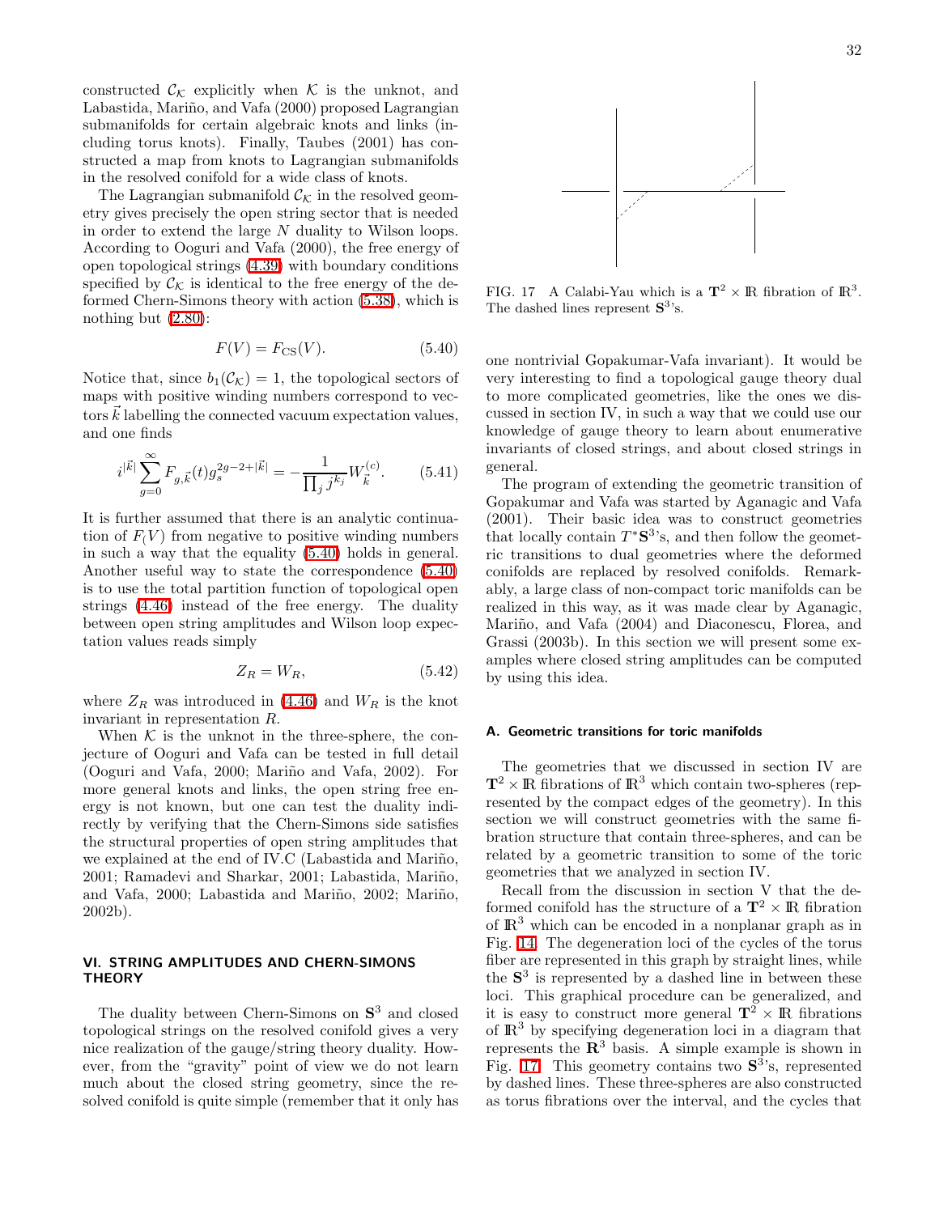constructed $\mathcal{C}_{\mathcal{K}}$ explicitly when $\mathcal{K}$ is the unknot, and Labastida, Mariño, and Vafa (2000) proposed Lagrangian submanifolds for certain algebraic knots and links (including torus knots). Finally, Taubes (2001) has constructed a map from knots to Lagrangian submanifolds in the resolved conifold for a wide class of knots.

The Lagrangian submanifold $\mathcal{C}_{\mathcal{K}}$ in the resolved geometry gives precisely the open string sector that is needed in order to extend the large $N$ duality to Wilson loops. According to Ooguri and Vafa (2000), the free energy of open topological strings (4.39) with boundary conditions specified by $\mathcal{C}_{\mathcal{K}}$ is identical to the free energy of the deformed Chern-Simons theory with action (5.38), which is nothing but (2.80):

$$F(V) = F_{\rm CS}(V). \tag{5.40}$$

Notice that, since $b_1(\mathcal{C}_{\mathcal{K}}) = 1$, the topological sectors of maps with positive winding numbers correspond to vectors $\vec{k}$ labelling the connected vacuum expectation values, and one finds

$$i^{|\vec{k}|}\sum_{g=0}^{\infty} F_{g,\vec{k}}(t) g_s^{2g-2+|\vec{k}|} = -\frac{1}{\prod_j j^{k_j}} W_{\vec{k}}^{(c)}. \tag{5.41}$$

It is further assumed that there is an analytic continuation of $F(V)$ from negative to positive winding numbers in such a way that the equality (5.40) holds in general. Another useful way to state the correspondence (5.40) is to use the total partition function of topological open strings (4.46) instead of the free energy. The duality between open string amplitudes and Wilson loop expectation values reads simply

$$Z_R = W_R, \tag{5.42}$$

where $Z_R$ was introduced in (4.46) and $W_R$ is the knot invariant in representation $R$.

When $\mathcal{K}$ is the unknot in the three-sphere, the conjecture of Ooguri and Vafa can be tested in full detail (Ooguri and Vafa, 2000; Mariño and Vafa, 2002). For more general knots and links, the open string free energy is not known, but one can test the duality indirectly by verifying that the Chern-Simons side satisfies the structural properties of open string amplitudes that we explained at the end of IV.C (Labastida and Mariño, 2001; Ramadevi and Sharkar, 2001; Labastida, Mariño, and Vafa, 2000; Labastida and Mariño, 2002; Mariño, 2002b).

## VI. STRING AMPLITUDES AND CHERN-SIMONS THEORY

The duality between Chern-Simons on $\mathbf{S}^3$ and closed topological strings on the resolved conifold gives a very nice realization of the gauge/string theory duality. However, from the "gravity" point of view we do not learn much about the closed string geometry, since the resolved conifold is quite simple (remember that it only has one nontrivial Gopakumar-Vafa invariant). It would be very interesting to find a topological gauge theory dual to more complicated geometries, like the ones we discussed in section IV, in such a way that we could use our knowledge of gauge theory to learn about enumerative invariants of closed strings, and about closed strings in general.

FIG. 17 A Calabi-Yau which is a $\mathbf{T}^2 \times \mathbb{R}$ fibration of $\mathbb{R}^3$. The dashed lines represent $\mathbf{S}^3$'s.

The program of extending the geometric transition of Gopakumar and Vafa was started by Aganagic and Vafa (2001). Their basic idea was to construct geometries that locally contain $T^*\mathbf{S}^3$'s, and then follow the geometric transitions to dual geometries where the deformed conifolds are replaced by resolved conifolds. Remarkably, a large class of non-compact toric manifolds can be realized in this way, as it was made clear by Aganagic, Mariño, and Vafa (2004) and Diaconescu, Florea, and Grassi (2003b). In this section we will present some examples where closed string amplitudes can be computed by using this idea.

### A. Geometric transitions for toric manifolds

The geometries that we discussed in section IV are $\mathbf{T}^2 \times \mathbb{R}$ fibrations of $\mathbb{R}^3$ which contain two-spheres (represented by the compact edges of the geometry). In this section we will construct geometries with the same fibration structure that contain three-spheres, and can be related by a geometric transition to some of the toric geometries that we analyzed in section IV.

Recall from the discussion in section V that the deformed conifold has the structure of a $\mathbf{T}^2 \times \mathbb{R}$ fibration of $\mathbb{R}^3$ which can be encoded in a nonplanar graph as in Fig. 14. The degeneration loci of the cycles of the torus fiber are represented in this graph by straight lines, while the $\mathbf{S}^3$ is represented by a dashed line in between these loci. This graphical procedure can be generalized, and it is easy to construct more general $\mathbf{T}^2 \times \mathbb{R}$ fibrations of $\mathbb{R}^3$ by specifying degeneration loci in a diagram that represents the $\mathbf{R}^3$ basis. A simple example is shown in Fig. 17. This geometry contains two $\mathbf{S}^3$'s, represented by dashed lines. These three-spheres are also constructed as torus fibrations over the interval, and the cycles that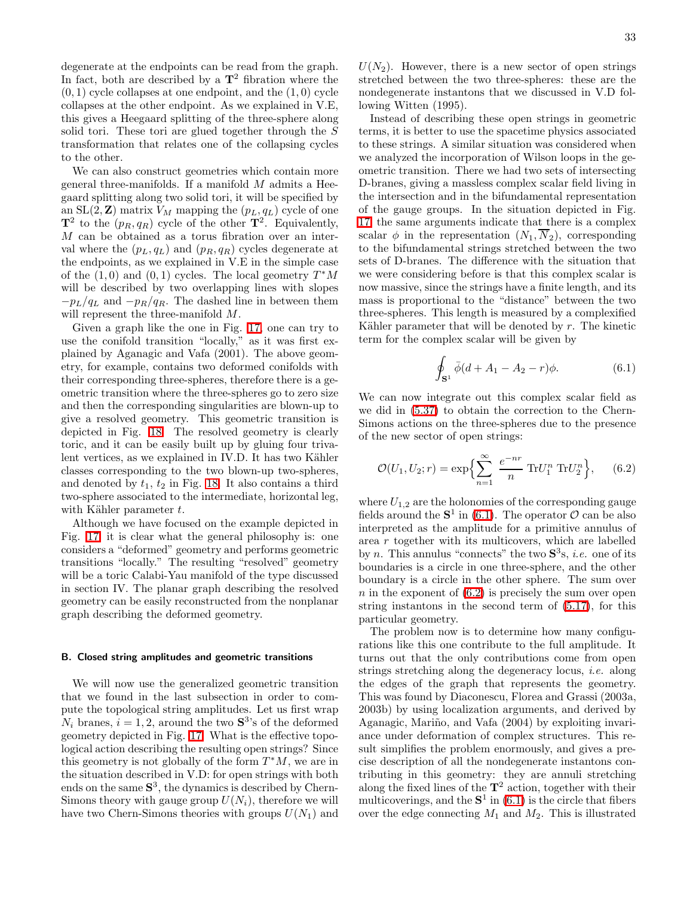degenerate at the endpoints can be read from the graph. In fact, both are described by a $\mathbf{T}^2$ fibration where the $(0,1)$ cycle collapses at one endpoint, and the $(1,0)$ cycle collapses at the other endpoint. As we explained in V.E, this gives a Heegaard splitting of the three-sphere along solid tori. These tori are glued together through the $S$ transformation that relates one of the collapsing cycles to the other.

We can also construct geometries which contain more general three-manifolds. If a manifold $M$ admits a Heegaard splitting along two solid tori, it will be specified by an $\mathrm{SL}(2,\mathbf{Z})$ matrix $V_M$ mapping the $(p_L, q_L)$ cycle of one $\mathbf{T}^2$ to the $(p_R, q_R)$ cycle of the other $\mathbf{T}^2$. Equivalently, $M$ can be obtained as a torus fibration over an interval where the $(p_L, q_L)$ and $(p_R, q_R)$ cycles degenerate at the endpoints, as we explained in V.E in the simple case of the $(1,0)$ and $(0,1)$ cycles. The local geometry $T^*M$ will be described by two overlapping lines with slopes $-p_L/q_L$ and $-p_R/q_R$. The dashed line in between them will represent the three-manifold $M$.

Given a graph like the one in Fig. 17, one can try to use the conifold transition "locally," as it was first explained by Aganagic and Vafa (2001). The above geometry, for example, contains two deformed conifolds with their corresponding three-spheres, therefore there is a geometric transition where the three-spheres go to zero size and then the corresponding singularities are blown-up to give a resolved geometry. This geometric transition is depicted in Fig. 18. The resolved geometry is clearly toric, and it can be easily built up by gluing four trivalent vertices, as we explained in IV.D. It has two Kähler classes corresponding to the two blown-up two-spheres, and denoted by $t_1$, $t_2$ in Fig. 18. It also contains a third two-sphere associated to the intermediate, horizontal leg, with Kähler parameter $t$.

Although we have focused on the example depicted in Fig. 17, it is clear what the general philosophy is: one considers a "deformed" geometry and performs geometric transitions "locally." The resulting "resolved" geometry will be a toric Calabi-Yau manifold of the type discussed in section IV. The planar graph describing the resolved geometry can be easily reconstructed from the nonplanar graph describing the deformed geometry.

### B. Closed string amplitudes and geometric transitions

We will now use the generalized geometric transition that we found in the last subsection in order to compute the topological string amplitudes. Let us first wrap $N_i$ branes, $i = 1, 2$, around the two $\mathbf{S}^3$'s of the deformed geometry depicted in Fig. 17. What is the effective topological action describing the resulting open strings? Since this geometry is not globally of the form $T^*M$, we are in the situation described in V.D: for open strings with both ends on the same $\mathbf{S}^3$, the dynamics is described by Chern-Simons theory with gauge group $U(N_i)$, therefore we will have two Chern-Simons theories with groups $U(N_1)$ and $U(N_2)$. However, there is a new sector of open strings stretched between the two three-spheres: these are the nondegenerate instantons that we discussed in V.D following Witten (1995).

Instead of describing these open strings in geometric terms, it is better to use the spacetime physics associated to these strings. A similar situation was considered when we analyzed the incorporation of Wilson loops in the geometric transition. There we had two sets of intersecting D-branes, giving a massless complex scalar field living in the intersection and in the bifundamental representation of the gauge groups. In the situation depicted in Fig. 17 the same arguments indicate that there is a complex scalar $\phi$ in the representation $(N_1, \overline{N}_2)$, corresponding to the bifundamental strings stretched between the two sets of D-branes. The difference with the situation that we were considering before is that this complex scalar is now massive, since the strings have a finite length, and its mass is proportional to the "distance" between the two three-spheres. This length is measured by a complexified Kähler parameter that will be denoted by $r$. The kinetic term for the complex scalar will be given by

$$\oint_{\mathbf{S}^1} \bar{\phi}(d + A_1 - A_2 - r)\phi. \qquad (6.1)$$

We can now integrate out this complex scalar field as we did in (5.37) to obtain the correction to the Chern-Simons actions on the three-spheres due to the presence of the new sector of open strings:

$$\mathcal{O}(U_1, U_2; r) = \exp\Big\{ \sum_{n=1}^{\infty} \frac{e^{-nr}}{n} \,\mathrm{Tr}U_1^n \,\mathrm{Tr}U_2^n \Big\}, \qquad (6.2)$$

where $U_{1,2}$ are the holonomies of the corresponding gauge fields around the $\mathbf{S}^1$ in (6.1). The operator $\mathcal{O}$ can be also interpreted as the amplitude for a primitive annulus of area $r$ together with its multicovers, which are labelled by $n$. This annulus "connects" the two $\mathbf{S}^3$s, *i.e.* one of its boundaries is a circle in one three-sphere, and the other boundary is a circle in the other sphere. The sum over $n$ in the exponent of (6.2) is precisely the sum over open string instantons in the second term of (5.17), for this particular geometry.

The problem now is to determine how many configurations like this one contribute to the full amplitude. It turns out that the only contributions come from open strings stretching along the degeneracy locus, *i.e.* along the edges of the graph that represents the geometry. This was found by Diaconescu, Florea and Grassi (2003a, 2003b) by using localization arguments, and derived by Aganagic, Mariño, and Vafa (2004) by exploiting invariance under deformation of complex structures. This result simplifies the problem enormously, and gives a precise description of all the nondegenerate instantons contributing in this geometry: they are annuli stretching along the fixed lines of the $\mathbf{T}^2$ action, together with their multicoverings, and the $\mathbf{S}^1$ in (6.1) is the circle that fibers over the edge connecting $M_1$ and $M_2$. This is illustrated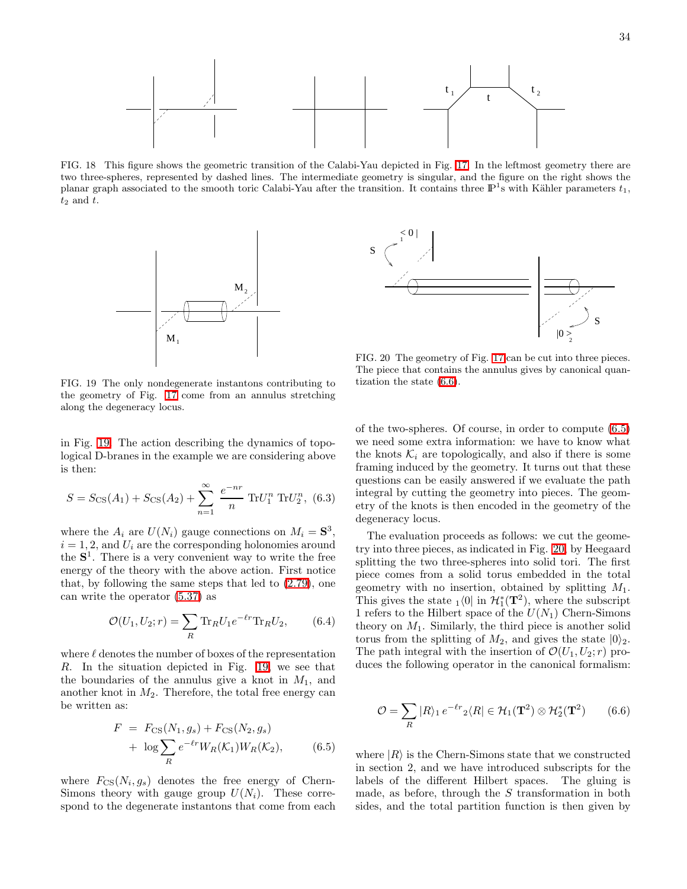FIG. 18 This figure shows the geometric transition of the Calabi-Yau depicted in Fig. 17. In the leftmost geometry there are two three-spheres, represented by dashed lines. The intermediate geometry is singular, and the figure on the right shows the planar graph associated to the smooth toric Calabi-Yau after the transition. It contains three $\mathbb{P}^1$s with Kähler parameters $t_1$, $t_2$ and $t$.

FIG. 19 The only nondegenerate instantons contributing to the geometry of Fig. 17 come from an annulus stretching along the degeneracy locus.

FIG. 20 The geometry of Fig. 17 can be cut into three pieces. The piece that contains the annulus gives by canonical quantization the state (6.6).

in Fig. 19. The action describing the dynamics of topological D-branes in the example we are considering above is then:

$$S = S_{\rm CS}(A_1) + S_{\rm CS}(A_2) + \sum_{n=1}^{\infty} \frac{e^{-nr}}{n} \,{\rm Tr} U_1^n \,{\rm Tr} U_2^n, \quad (6.3)$$

where the $A_i$ are $U(N_i)$ gauge connections on $M_i = \mathbf{S}^3$, $i = 1, 2$, and $U_i$ are the corresponding holonomies around the $\mathbf{S}^1$. There is a very convenient way to write the free energy of the theory with the above action. First notice that, by following the same steps that led to (2.79), one can write the operator (5.37) as

$$\mathcal{O}(U_1, U_2; r) = \sum_R {\rm Tr}_R U_1 e^{-\ell r} {\rm Tr}_R U_2, \quad (6.4)$$

where $\ell$ denotes the number of boxes of the representation $R$. In the situation depicted in Fig. 19, we see that the boundaries of the annulus give a knot in $M_1$, and another knot in $M_2$. Therefore, the total free energy can be written as:

$$\begin{aligned} F &= F_{\rm CS}(N_1, g_s) + F_{\rm CS}(N_2, g_s) \\ &+ \log \sum_R e^{-\ell r} W_R(\mathcal{K}_1) W_R(\mathcal{K}_2), \end{aligned} \quad (6.5)$$

where $F_{\rm CS}(N_i, g_s)$ denotes the free energy of Chern-Simons theory with gauge group $U(N_i)$. These correspond to the degenerate instantons that come from each of the two-spheres. Of course, in order to compute (6.5) we need some extra information: we have to know what the knots $\mathcal{K}_i$ are topologically, and also if there is some framing induced by the geometry. It turns out that these questions can be easily answered if we evaluate the path integral by cutting the geometry into pieces. The geometry of the knots is then encoded in the geometry of the degeneracy locus.

The evaluation proceeds as follows: we cut the geometry into three pieces, as indicated in Fig. 20, by Heegaard splitting the two three-spheres into solid tori. The first piece comes from a solid torus embedded in the total geometry with no insertion, obtained by splitting $M_1$. This gives the state ${}_1\langle 0|$ in $\mathcal{H}_1^*(\mathbf{T}^2)$, where the subscript 1 refers to the Hilbert space of the $U(N_1)$ Chern-Simons theory on $M_1$. Similarly, the third piece is another solid torus from the splitting of $M_2$, and gives the state $|0\rangle_2$. The path integral with the insertion of $\mathcal{O}(U_1, U_2; r)$ produces the following operator in the canonical formalism:

$$\mathcal{O} = \sum_R |R\rangle_1 \, e^{-\ell r} {}_2\langle R| \in \mathcal{H}_1(\mathbf{T}^2) \otimes \mathcal{H}_2^*(\mathbf{T}^2) \quad (6.6)$$

where $|R\rangle$ is the Chern-Simons state that we constructed in section 2, and we have introduced subscripts for the labels of the different Hilbert spaces. The gluing is made, as before, through the $S$ transformation in both sides, and the total partition function is then given by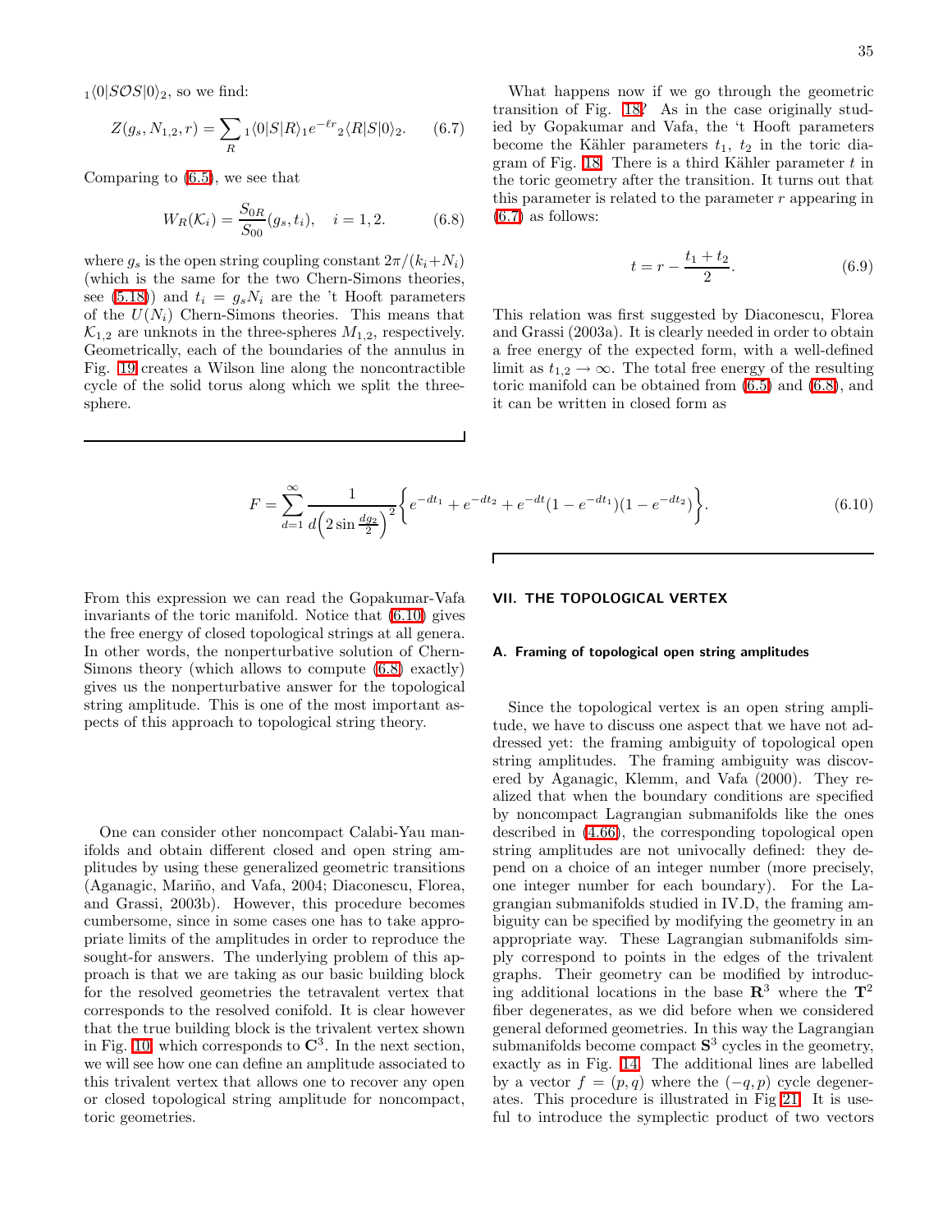${}_1\langle 0|S\mathcal{O}S|0\rangle_2$, so we find:

$$Z(g_s, N_{1,2}, r) = \sum_R {}_1\langle 0|S|R\rangle_1 e^{-\ell r} {}_2\langle R|S|0\rangle_2. \tag{6.7}$$

Comparing to (6.5), we see that

$$W_R(\mathcal{K}_i) = \frac{S_{0R}}{S_{00}}(g_s, t_i), \quad i = 1, 2. \tag{6.8}$$

where $g_s$ is the open string coupling constant $2\pi/(k_i+N_i)$ (which is the same for the two Chern-Simons theories, see (5.18)) and $t_i = g_s N_i$ are the 't Hooft parameters of the $U(N_i)$ Chern-Simons theories. This means that $\mathcal{K}_{1,2}$ are unknots in the three-spheres $M_{1,2}$, respectively. Geometrically, each of the boundaries of the annulus in Fig. 19 creates a Wilson line along the noncontractible cycle of the solid torus along which we split the three-sphere.

What happens now if we go through the geometric transition of Fig. 18? As in the case originally studied by Gopakumar and Vafa, the 't Hooft parameters become the Kähler parameters $t_1$, $t_2$ in the toric diagram of Fig. 18. There is a third Kähler parameter $t$ in the toric geometry after the transition. It turns out that this parameter is related to the parameter $r$ appearing in (6.7) as follows:

$$t = r - \frac{t_1 + t_2}{2}. \tag{6.9}$$

This relation was first suggested by Diaconescu, Florea and Grassi (2003a). It is clearly needed in order to obtain a free energy of the expected form, with a well-defined limit as $t_{1,2} \to \infty$. The total free energy of the resulting toric manifold can be obtained from (6.5) and (6.8), and it can be written in closed form as

$$F = \sum_{d=1}^{\infty} \frac{1}{d\Big(2\sin\frac{dg_2}{2}\Big)^2}\Big\{ e^{-dt_1} + e^{-dt_2} + e^{-dt}(1-e^{-dt_1})(1-e^{-dt_2})\Big\}. \tag{6.10}$$

From this expression we can read the Gopakumar-Vafa invariants of the toric manifold. Notice that (6.10) gives the free energy of closed topological strings at all genera. In other words, the nonperturbative solution of Chern-Simons theory (which allows to compute (6.8) exactly) gives us the nonperturbative answer for the topological string amplitude. This is one of the most important aspects of this approach to topological string theory.

One can consider other noncompact Calabi-Yau manifolds and obtain different closed and open string amplitudes by using these generalized geometric transitions (Aganagic, Mariño, and Vafa, 2004; Diaconescu, Florea, and Grassi, 2003b). However, this procedure becomes cumbersome, since in some cases one has to take appropriate limits of the amplitudes in order to reproduce the sought-for answers. The underlying problem of this approach is that we are taking as our basic building block for the resolved geometries the tetravalent vertex that corresponds to the resolved conifold. It is clear however that the true building block is the trivalent vertex shown in Fig. 10, which corresponds to $\mathbf{C}^3$. In the next section, we will see how one can define an amplitude associated to this trivalent vertex that allows one to recover any open or closed topological string amplitude for noncompact, toric geometries.

## VII. THE TOPOLOGICAL VERTEX

### A. Framing of topological open string amplitudes

Since the topological vertex is an open string amplitude, we have to discuss one aspect that we have not addressed yet: the framing ambiguity of topological open string amplitudes. The framing ambiguity was discovered by Aganagic, Klemm, and Vafa (2000). They realized that when the boundary conditions are specified by noncompact Lagrangian submanifolds like the ones described in (4.66), the corresponding topological open string amplitudes are not univocally defined: they depend on a choice of an integer number (more precisely, one integer number for each boundary). For the Lagrangian submanifolds studied in IV.D, the framing ambiguity can be specified by modifying the geometry in an appropriate way. These Lagrangian submanifolds simply correspond to points in the edges of the trivalent graphs. Their geometry can be modified by introducing additional locations in the base $\mathbf{R}^3$ where the $\mathbf{T}^2$ fiber degenerates, as we did before when we considered general deformed geometries. In this way the Lagrangian submanifolds become compact $\mathbf{S}^3$ cycles in the geometry, exactly as in Fig. 14. The additional lines are labelled by a vector $f = (p, q)$ where the $(-q, p)$ cycle degenerates. This procedure is illustrated in Fig 21. It is useful to introduce the symplectic product of two vectors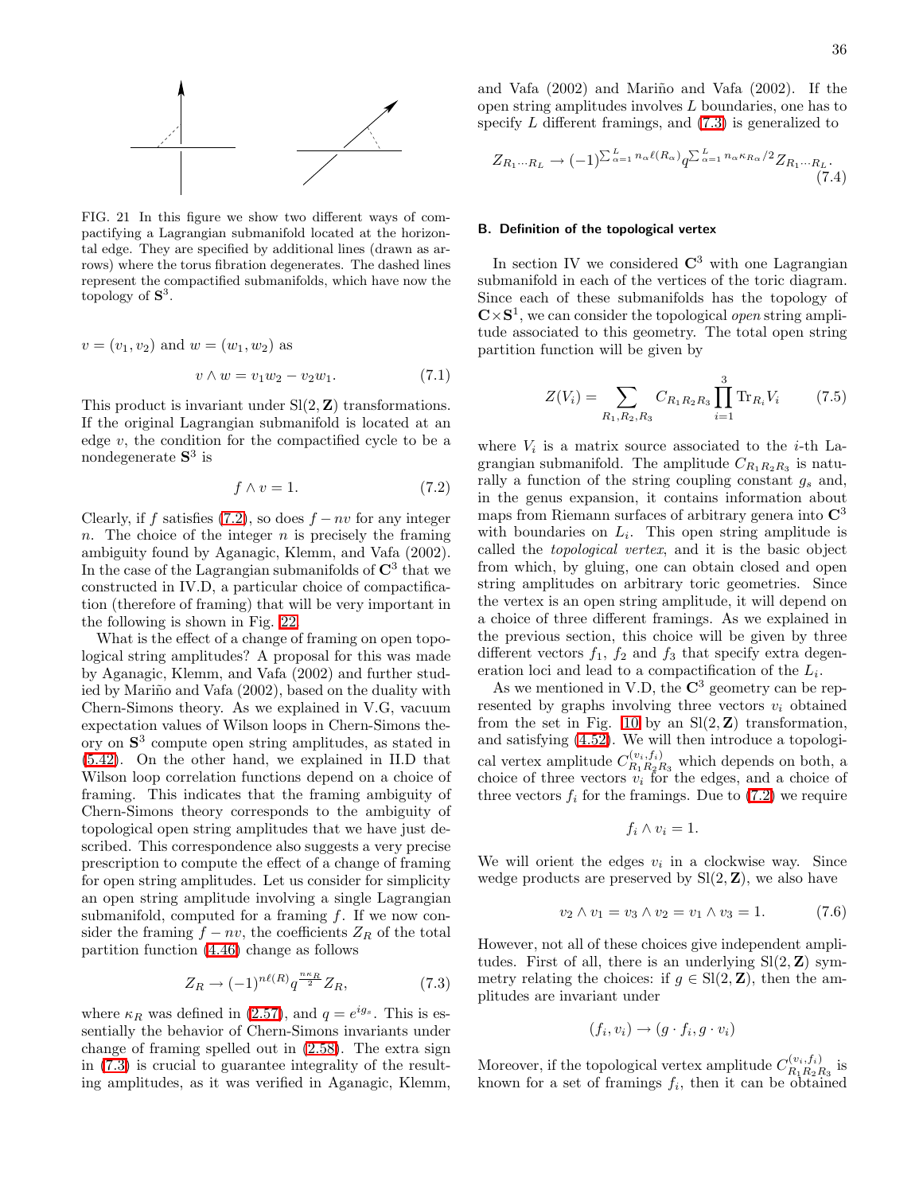FIG. 21 In this figure we show two different ways of compactifying a Lagrangian submanifold located at the horizontal edge. They are specified by additional lines (drawn as arrows) where the torus fibration degenerates. The dashed lines represent the compactified submanifolds, which have now the topology of $\mathbf{S}^3$.

$v = (v_1, v_2)$ and $w = (w_1, w_2)$ as

$$v \wedge w = v_1 w_2 - v_2 w_1. \tag{7.1}$$

This product is invariant under $\mathrm{Sl}(2, \mathbf{Z})$ transformations. If the original Lagrangian submanifold is located at an edge $v$, the condition for the compactified cycle to be a nondegenerate $\mathbf{S}^3$ is

$$f \wedge v = 1. \tag{7.2}$$

Clearly, if $f$ satisfies (7.2), so does $f - nv$ for any integer $n$. The choice of the integer $n$ is precisely the framing ambiguity found by Aganagic, Klemm, and Vafa (2002). In the case of the Lagrangian submanifolds of $\mathbf{C}^3$ that we constructed in IV.D, a particular choice of compactification (therefore of framing) that will be very important in the following is shown in Fig. 22.

What is the effect of a change of framing on open topological string amplitudes? A proposal for this was made by Aganagic, Klemm, and Vafa (2002) and further studied by Mariño and Vafa (2002), based on the duality with Chern-Simons theory. As we explained in V.G, vacuum expectation values of Wilson loops in Chern-Simons theory on $\mathbf{S}^3$ compute open string amplitudes, as stated in (5.42). On the other hand, we explained in II.D that Wilson loop correlation functions depend on a choice of framing. This indicates that the framing ambiguity of Chern-Simons theory corresponds to the ambiguity of topological open string amplitudes that we have just described. This correspondence also suggests a very precise prescription to compute the effect of a change of framing for open string amplitudes. Let us consider for simplicity an open string amplitude involving a single Lagrangian submanifold, computed for a framing $f$. If we now consider the framing $f - nv$, the coefficients $Z_R$ of the total partition function (4.46) change as follows

$$Z_R \to (-1)^{n\ell(R)} q^{\frac{n\kappa_R}{2}} Z_R, \tag{7.3}$$

where $\kappa_R$ was defined in (2.57), and $q = e^{ig_s}$. This is essentially the behavior of Chern-Simons invariants under change of framing spelled out in (2.58). The extra sign in (7.3) is crucial to guarantee integrality of the resulting amplitudes, as it was verified in Aganagic, Klemm, and Vafa (2002) and Mariño and Vafa (2002). If the open string amplitudes involves $L$ boundaries, one has to specify $L$ different framings, and (7.3) is generalized to

$$Z_{R_1 \cdots R_L} \to (-1)^{\sum_{\alpha=1}^{L} n_\alpha \ell(R_\alpha)} q^{\sum_{\alpha=1}^{L} n_\alpha \kappa_{R_\alpha}/2} Z_{R_1 \cdots R_L}. \tag{7.4}$$

## B. Definition of the topological vertex

In section IV we considered $\mathbf{C}^3$ with one Lagrangian submanifold in each of the vertices of the toric diagram. Since each of these submanifolds has the topology of $\mathbf{C} \times \mathbf{S}^1$, we can consider the topological *open* string amplitude associated to this geometry. The total open string partition function will be given by

$$Z(V_i) = \sum_{R_1, R_2, R_3} C_{R_1 R_2 R_3} \prod_{i=1}^{3} \mathrm{Tr}_{R_i} V_i \tag{7.5}$$

where $V_i$ is a matrix source associated to the $i$-th Lagrangian submanifold. The amplitude $C_{R_1 R_2 R_3}$ is naturally a function of the string coupling constant $g_s$ and, in the genus expansion, it contains information about maps from Riemann surfaces of arbitrary genera into $\mathbf{C}^3$ with boundaries on $L_i$. This open string amplitude is called the *topological vertex*, and it is the basic object from which, by gluing, one can obtain closed and open string amplitudes on arbitrary toric geometries. Since the vertex is an open string amplitude, it will depend on a choice of three different framings. As we explained in the previous section, this choice will be given by three different vectors $f_1$, $f_2$ and $f_3$ that specify extra degeneration loci and lead to a compactification of the $L_i$.

As we mentioned in V.D, the $\mathbf{C}^3$ geometry can be represented by graphs involving three vectors $v_i$ obtained from the set in Fig. 10 by an $\mathrm{Sl}(2, \mathbf{Z})$ transformation, and satisfying (4.52). We will then introduce a topological vertex amplitude $C^{(v_i, f_i)}_{R_1 R_2 R_3}$ which depends on both, a choice of three vectors $v_i$ for the edges, and a choice of three vectors $f_i$ for the framings. Due to (7.2) we require

$$f_i \wedge v_i = 1.$$

We will orient the edges $v_i$ in a clockwise way. Since wedge products are preserved by $\mathrm{Sl}(2, \mathbf{Z})$, we also have

$$v_2 \wedge v_1 = v_3 \wedge v_2 = v_1 \wedge v_3 = 1. \tag{7.6}$$

However, not all of these choices give independent amplitudes. First of all, there is an underlying $\mathrm{Sl}(2, \mathbf{Z})$ symmetry relating the choices: if $g \in \mathrm{Sl}(2, \mathbf{Z})$, then the amplitudes are invariant under

$$(f_i, v_i) \to (g \cdot f_i, g \cdot v_i)$$

Moreover, if the topological vertex amplitude $C^{(v_i, f_i)}_{R_1 R_2 R_3}$ is known for a set of framings $f_i$, then it can be obtained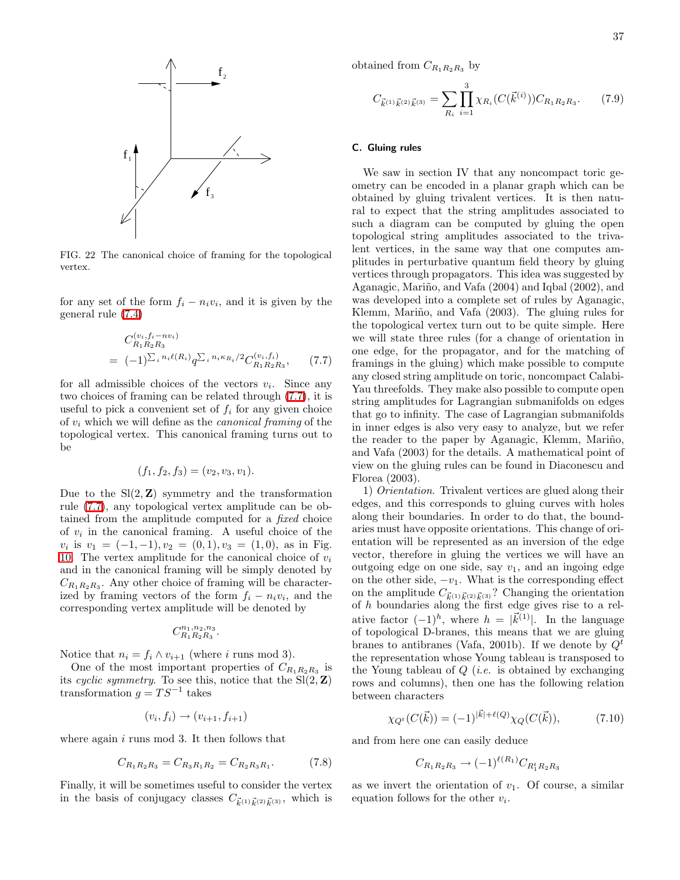FIG. 22 The canonical choice of framing for the topological vertex.

for any set of the form $f_i - n_i v_i$, and it is given by the general rule (7.4)

$$
\begin{aligned}
&C^{(v_i, f_i - n v_i)}_{R_1 R_2 R_3} \\
&= (-1)^{\sum_i n_i \ell(R_i)} q^{\sum_i n_i \kappa_{R_i}/2} C^{(v_i, f_i)}_{R_1 R_2 R_3}, \qquad (7.7)
\end{aligned}
$$

for all admissible choices of the vectors $v_i$. Since any two choices of framing can be related through (7.7), it is useful to pick a convenient set of $f_i$ for any given choice of $v_i$ which we will define as the *canonical framing* of the topological vertex. This canonical framing turns out to be

$$
(f_1, f_2, f_3) = (v_2, v_3, v_1).
$$

Due to the $\mathrm{Sl}(2, \mathbf{Z})$ symmetry and the transformation rule (7.7), any topological vertex amplitude can be obtained from the amplitude computed for a *fixed* choice of $v_i$ in the canonical framing. A useful choice of the $v_i$ is $v_1 = (-1, -1), v_2 = (0, 1), v_3 = (1, 0)$, as in Fig. 10. The vertex amplitude for the canonical choice of $v_i$ and in the canonical framing will be simply denoted by $C_{R_1 R_2 R_3}$. Any other choice of framing will be characterized by framing vectors of the form $f_i - n_i v_i$, and the corresponding vertex amplitude will be denoted by

$$
C^{n_1, n_2, n_3}_{R_1 R_2 R_3}.
$$

Notice that $n_i = f_i \wedge v_{i+1}$ (where $i$ runs mod 3).

One of the most important properties of $C_{R_1 R_2 R_3}$ is its *cyclic symmetry*. To see this, notice that the $\mathrm{Sl}(2, \mathbf{Z})$ transformation $g = TS^{-1}$ takes

$$
(v_i, f_i) \to (v_{i+1}, f_{i+1})
$$

where again $i$ runs mod 3. It then follows that

$$
C_{R_1 R_2 R_3} = C_{R_3 R_1 R_2} = C_{R_2 R_3 R_1}. \qquad (7.8)
$$

Finally, it will be sometimes useful to consider the vertex in the basis of conjugacy classes $C_{\vec{k}^{(1)} \vec{k}^{(2)} \vec{k}^{(3)}}$, which is obtained from $C_{R_1 R_2 R_3}$ by

$$
C_{\vec{k}^{(1)} \vec{k}^{(2)} \vec{k}^{(3)}} = \sum_{R_i} \prod_{i=1}^{3} \chi_{R_i}(C(\vec{k}^{(i)})) C_{R_1 R_2 R_3}. \qquad (7.9)
$$

## C. Gluing rules

We saw in section IV that any noncompact toric geometry can be encoded in a planar graph which can be obtained by gluing trivalent vertices. It is then natural to expect that the string amplitudes associated to such a diagram can be computed by gluing the open topological string amplitudes associated to the trivalent vertices, in the same way that one computes amplitudes in perturbative quantum field theory by gluing vertices through propagators. This idea was suggested by Aganagic, Mariño, and Vafa (2004) and Iqbal (2002), and was developed into a complete set of rules by Aganagic, Klemm, Mariño, and Vafa (2003). The gluing rules for the topological vertex turn out to be quite simple. Here we will state three rules (for a change of orientation in one edge, for the propagator, and for the matching of framings in the gluing) which make possible to compute any closed string amplitude on toric, noncompact Calabi-Yau threefolds. They make also possible to compute open string amplitudes for Lagrangian submanifolds on edges that go to infinity. The case of Lagrangian submanifolds in inner edges is also very easy to analyze, but we refer the reader to the paper by Aganagic, Klemm, Mariño, and Vafa (2003) for the details. A mathematical point of view on the gluing rules can be found in Diaconescu and Florea (2003).

1) *Orientation*. Trivalent vertices are glued along their edges, and this corresponds to gluing curves with holes along their boundaries. In order to do that, the boundaries must have opposite orientations. This change of orientation will be represented as an inversion of the edge vector, therefore in gluing the vertices we will have an outgoing edge on one side, say $v_1$, and an ingoing edge on the other side, $-v_1$. What is the corresponding effect on the amplitude $C_{\vec{k}^{(1)} \vec{k}^{(2)} \vec{k}^{(3)}}$? Changing the orientation of $h$ boundaries along the first edge gives rise to a relative factor $(-1)^h$, where $h = |\vec{k}^{(1)}|$. In the language of topological D-branes, this means that we are gluing branes to antibranes (Vafa, 2001b). If we denote by $Q^t$ the representation whose Young tableau is transposed to the Young tableau of $Q$ (*i.e.* is obtained by exchanging rows and columns), then one has the following relation between characters

$$
\chi_{Q^t}(C(\vec{k})) = (-1)^{|\vec{k}| + \ell(Q)} \chi_Q(C(\vec{k})), \qquad (7.10)
$$

and from here one can easily deduce

$$
C_{R_1 R_2 R_3} \to (-1)^{\ell(R_1)} C_{R_1^t R_2 R_3}
$$

as we invert the orientation of $v_1$. Of course, a similar equation follows for the other $v_i$.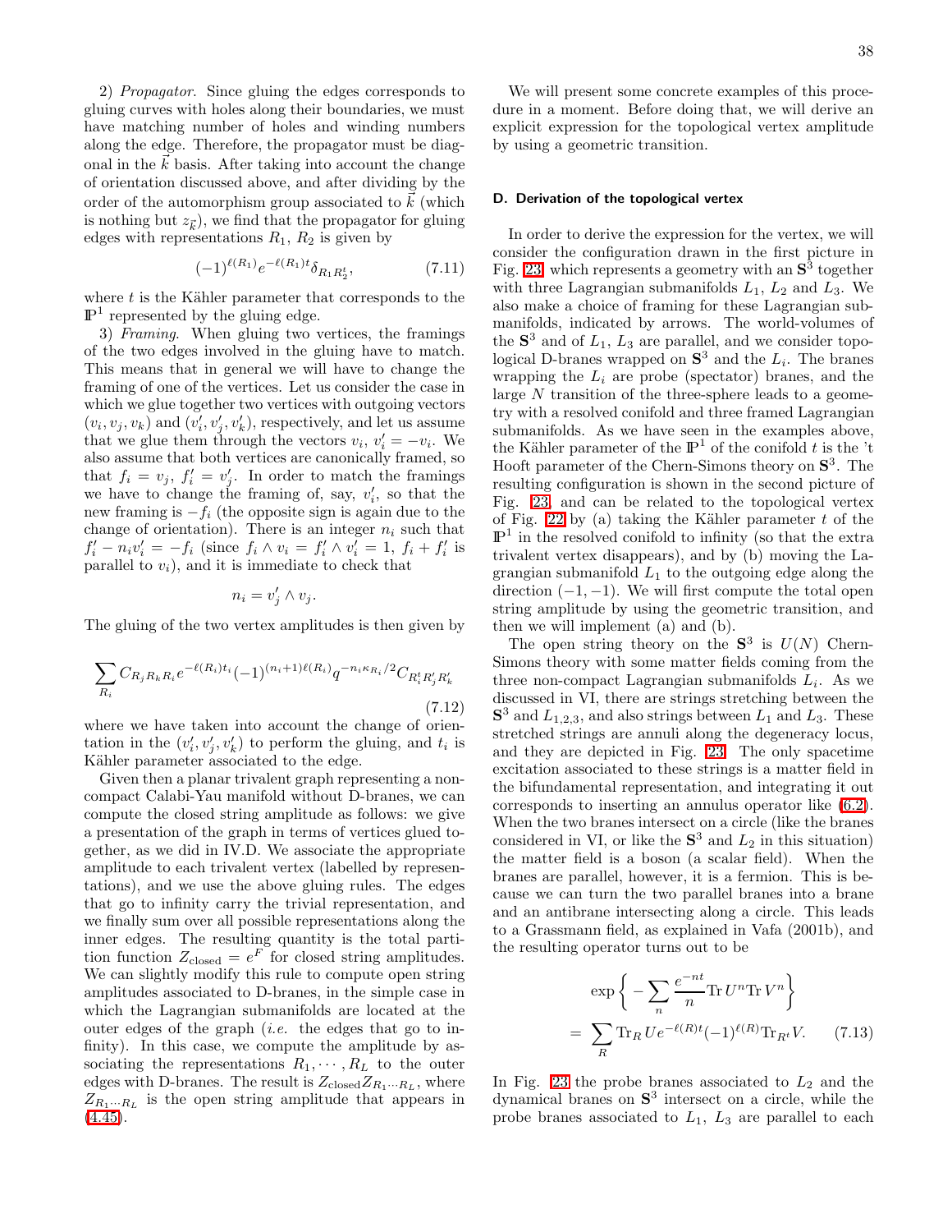2) *Propagator*. Since gluing the edges corresponds to gluing curves with holes along their boundaries, we must have matching number of holes and winding numbers along the edge. Therefore, the propagator must be diagonal in the $\vec{k}$ basis. After taking into account the change of orientation discussed above, and after dividing by the order of the automorphism group associated to $\vec{k}$ (which is nothing but $z_{\vec{k}}$), we find that the propagator for gluing edges with representations $R_1$, $R_2$ is given by

$$(-1)^{\ell(R_1)} e^{-\ell(R_1)t} \delta_{R_1 R_2^t}, \tag{7.11}$$

where $t$ is the Kähler parameter that corresponds to the $\mathbb{P}^1$ represented by the gluing edge.

3) *Framing*. When gluing two vertices, the framings of the two edges involved in the gluing have to match. This means that in general we will have to change the framing of one of the vertices. Let us consider the case in which we glue together two vertices with outgoing vectors $(v_i, v_j, v_k)$ and $(v'_i, v'_j, v'_k)$, respectively, and let us assume that we glue them through the vectors $v_i$, $v'_i = -v_i$. We also assume that both vertices are canonically framed, so that $f_i = v_j$, $f'_i = v'_j$. In order to match the framings we have to change the framing of, say, $v'_i$, so that the new framing is $-f_i$ (the opposite sign is again due to the change of orientation). There is an integer $n_i$ such that $f'_i - n_i v'_i = -f_i$ (since $f_i \wedge v_i = f'_i \wedge v'_i = 1$, $f_i + f'_i$ is parallel to $v_i$), and it is immediate to check that

$$n_i = v'_j \wedge v_j.$$

The gluing of the two vertex amplitudes is then given by

$$\sum_{R_i} C_{R_j R_k R_i} e^{-\ell(R_i)t_i} (-1)^{(n_i+1)\ell(R_i)} q^{-n_i \kappa_{R_i}/2} C_{R_i^t R'_j R'_k} \tag{7.12}$$

where we have taken into account the change of orientation in the $(v'_i, v'_j, v'_k)$ to perform the gluing, and $t_i$ is Kähler parameter associated to the edge.

Given then a planar trivalent graph representing a noncompact Calabi-Yau manifold without D-branes, we can compute the closed string amplitude as follows: we give a presentation of the graph in terms of vertices glued together, as we did in IV.D. We associate the appropriate amplitude to each trivalent vertex (labelled by representations), and we use the above gluing rules. The edges that go to infinity carry the trivial representation, and we finally sum over all possible representations along the inner edges. The resulting quantity is the total partition function $Z_{\rm closed} = e^F$ for closed string amplitudes. We can slightly modify this rule to compute open string amplitudes associated to D-branes, in the simple case in which the Lagrangian submanifolds are located at the outer edges of the graph (*i.e.* the edges that go to infinity). In this case, we compute the amplitude by associating the representations $R_1, \cdots, R_L$ to the outer edges with D-branes. The result is $Z_{\rm closed} Z_{R_1 \cdots R_L}$, where $Z_{R_1 \cdots R_L}$ is the open string amplitude that appears in (4.45).

We will present some concrete examples of this procedure in a moment. Before doing that, we will derive an explicit expression for the topological vertex amplitude by using a geometric transition.

### D. Derivation of the topological vertex

In order to derive the expression for the vertex, we will consider the configuration drawn in the first picture in Fig. 23, which represents a geometry with an $\mathbf{S}^3$ together with three Lagrangian submanifolds $L_1$, $L_2$ and $L_3$. We also make a choice of framing for these Lagrangian submanifolds, indicated by arrows. The world-volumes of the $\mathbf{S}^3$ and of $L_1$, $L_3$ are parallel, and we consider topological D-branes wrapped on $\mathbf{S}^3$ and the $L_i$. The branes wrapping the $L_i$ are probe (spectator) branes, and the large $N$ transition of the three-sphere leads to a geometry with a resolved conifold and three framed Lagrangian submanifolds. As we have seen in the examples above, the Kähler parameter of the $\mathbb{P}^1$ of the conifold $t$ is the 't Hooft parameter of the Chern-Simons theory on $\mathbf{S}^3$. The resulting configuration is shown in the second picture of Fig. 23, and can be related to the topological vertex of Fig. 22 by (a) taking the Kähler parameter $t$ of the $\mathbb{P}^1$ in the resolved conifold to infinity (so that the extra trivalent vertex disappears), and by (b) moving the Lagrangian submanifold $L_1$ to the outgoing edge along the direction $(-1, -1)$. We will first compute the total open string amplitude by using the geometric transition, and then we will implement (a) and (b).

The open string theory on the $\mathbf{S}^3$ is $U(N)$ Chern-Simons theory with some matter fields coming from the three non-compact Lagrangian submanifolds $L_i$. As we discussed in VI, there are strings stretching between the $\mathbf{S}^3$ and $L_{1,2,3}$, and also strings between $L_1$ and $L_3$. These stretched strings are annuli along the degeneracy locus, and they are depicted in Fig. 23. The only spacetime excitation associated to these strings is a matter field in the bifundamental representation, and integrating it out corresponds to inserting an annulus operator like (6.2). When the two branes intersect on a circle (like the branes considered in VI, or like the $\mathbf{S}^3$ and $L_2$ in this situation) the matter field is a boson (a scalar field). When the branes are parallel, however, it is a fermion. This is because we can turn the two parallel branes into a brane and an antibrane intersecting along a circle. This leads to a Grassmann field, as explained in Vafa (2001b), and the resulting operator turns out to be

$$\begin{aligned} &\exp\left\{ -\sum_n \frac{e^{-nt}}{n} {\rm Tr}\, U^n {\rm Tr}\, V^n \right\} \\ &= \sum_R {\rm Tr}_R\, U e^{-\ell(R)t} (-1)^{\ell(R)} {\rm Tr}_{R^t} V. \end{aligned} \tag{7.13}$$

In Fig. 23 the probe branes associated to $L_2$ and the dynamical branes on $\mathbf{S}^3$ intersect on a circle, while the probe branes associated to $L_1$, $L_3$ are parallel to each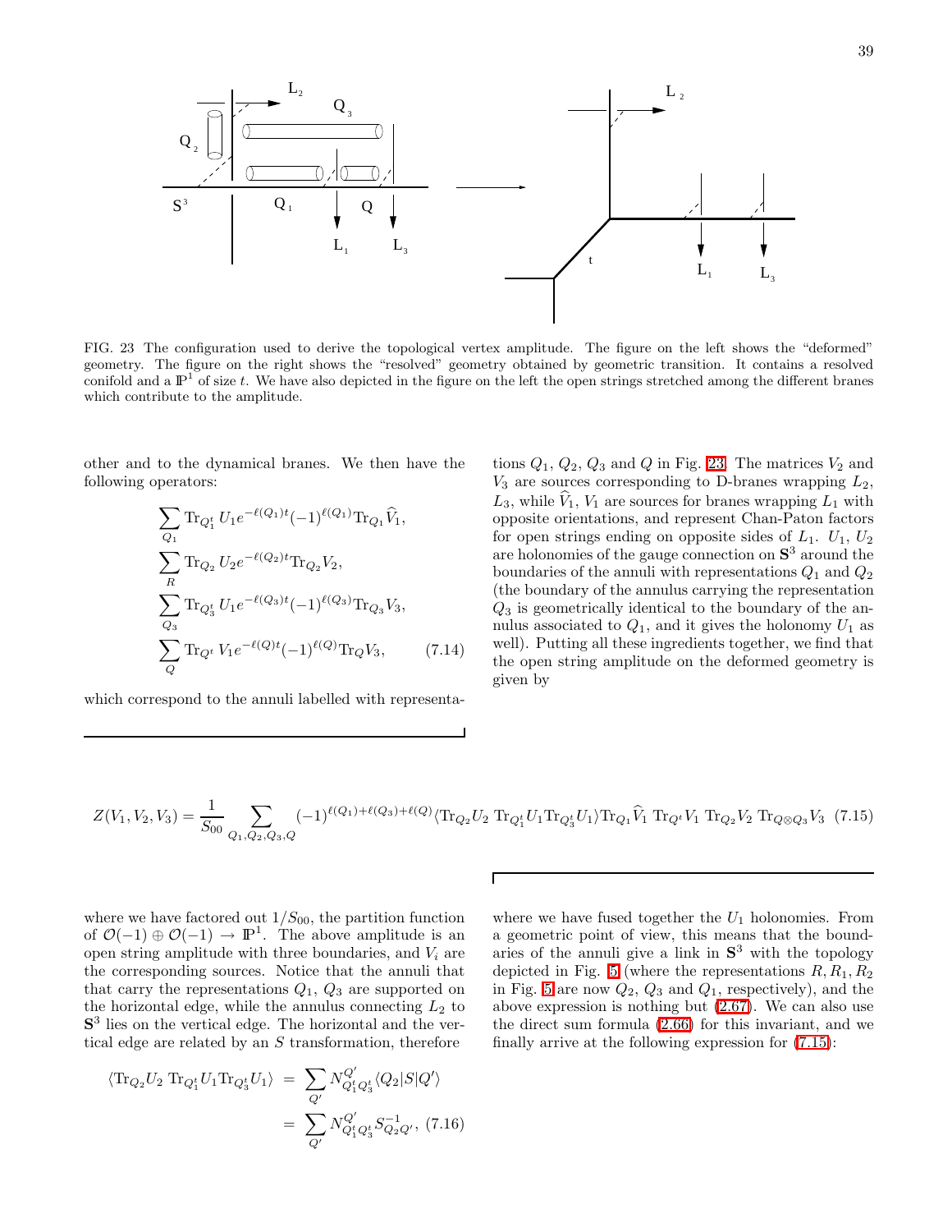FIG. 23 The configuration used to derive the topological vertex amplitude. The figure on the left shows the "deformed" geometry. The figure on the right shows the "resolved" geometry obtained by geometric transition. It contains a resolved conifold and a $\mathbb{P}^1$ of size $t$. We have also depicted in the figure on the left the open strings stretched among the different branes which contribute to the amplitude.

other and to the dynamical branes. We then have the following operators:

$$
\begin{aligned}
&\sum_{Q_1} \mathrm{Tr}_{Q_1^t}\, U_1 e^{-\ell(Q_1)t}(-1)^{\ell(Q_1)}\mathrm{Tr}_{Q_1}\widehat{V}_1,\\
&\sum_{R} \mathrm{Tr}_{Q_2}\, U_2 e^{-\ell(Q_2)t}\mathrm{Tr}_{Q_2}V_2,\\
&\sum_{Q_3} \mathrm{Tr}_{Q_3^t}\, U_1 e^{-\ell(Q_3)t}(-1)^{\ell(Q_3)}\mathrm{Tr}_{Q_3}V_3,\\
&\sum_{Q} \mathrm{Tr}_{Q^t}\, V_1 e^{-\ell(Q)t}(-1)^{\ell(Q)}\mathrm{Tr}_{Q}V_3,
\end{aligned}
\tag{7.14}
$$

which correspond to the annuli labelled with representations $Q_1$, $Q_2$, $Q_3$ and $Q$ in Fig. 23. The matrices $V_2$ and $V_3$ are sources corresponding to D-branes wrapping $L_2$, $L_3$, while $\widehat{V}_1$, $V_1$ are sources for branes wrapping $L_1$ with opposite orientations, and represent Chan-Paton factors for open strings ending on opposite sides of $L_1$. $U_1$, $U_2$ are holonomies of the gauge connection on $\mathbf{S}^3$ around the boundaries of the annuli with representations $Q_1$ and $Q_2$ (the boundary of the annulus carrying the representation $Q_3$ is geometrically identical to the boundary of the annulus associated to $Q_1$, and it gives the holonomy $U_1$ as well). Putting all these ingredients together, we find that the open string amplitude on the deformed geometry is given by

$$
Z(V_1,V_2,V_3)=\frac{1}{S_{00}}\sum_{Q_1,Q_2,Q_3,Q}(-1)^{\ell(Q_1)+\ell(Q_3)+\ell(Q)}\langle \mathrm{Tr}_{Q_2}U_2\ \mathrm{Tr}_{Q_1^t}U_1\mathrm{Tr}_{Q_3^t}U_1\rangle \mathrm{Tr}_{Q_1}\widehat{V}_1\ \mathrm{Tr}_{Q^t}V_1\ \mathrm{Tr}_{Q_2}V_2\ \mathrm{Tr}_{Q\otimes Q_3}V_3 \tag{7.15}
$$

where we have factored out $1/S_{00}$, the partition function of $\mathcal{O}(-1)\oplus\mathcal{O}(-1)\to\mathbb{P}^1$. The above amplitude is an open string amplitude with three boundaries, and $V_i$ are the corresponding sources. Notice that the annuli that that carry the representations $Q_1$, $Q_3$ are supported on the horizontal edge, while the annulus connecting $L_2$ to $\mathbf{S}^3$ lies on the vertical edge. The horizontal and the vertical edge are related by an $S$ transformation, therefore

$$
\begin{aligned}
\langle \mathrm{Tr}_{Q_2}U_2\ \mathrm{Tr}_{Q_1^t}U_1\mathrm{Tr}_{Q_3^t}U_1\rangle &= \sum_{Q'} N_{Q_1^tQ_3^t}^{Q'}\langle Q_2|S|Q'\rangle\\
&= \sum_{Q'} N_{Q_1^tQ_3^t}^{Q'}S^{-1}_{Q_2Q'},
\end{aligned}
\tag{7.16}
$$

where we have fused together the $U_1$ holonomies. From a geometric point of view, this means that the boundaries of the annuli give a link in $\mathbf{S}^3$ with the topology depicted in Fig. 5 (where the representations $R, R_1, R_2$ in Fig. 5 are now $Q_2$, $Q_3$ and $Q_1$, respectively), and the above expression is nothing but (2.67). We can also use the direct sum formula (2.66) for this invariant, and we finally arrive at the following expression for (7.15):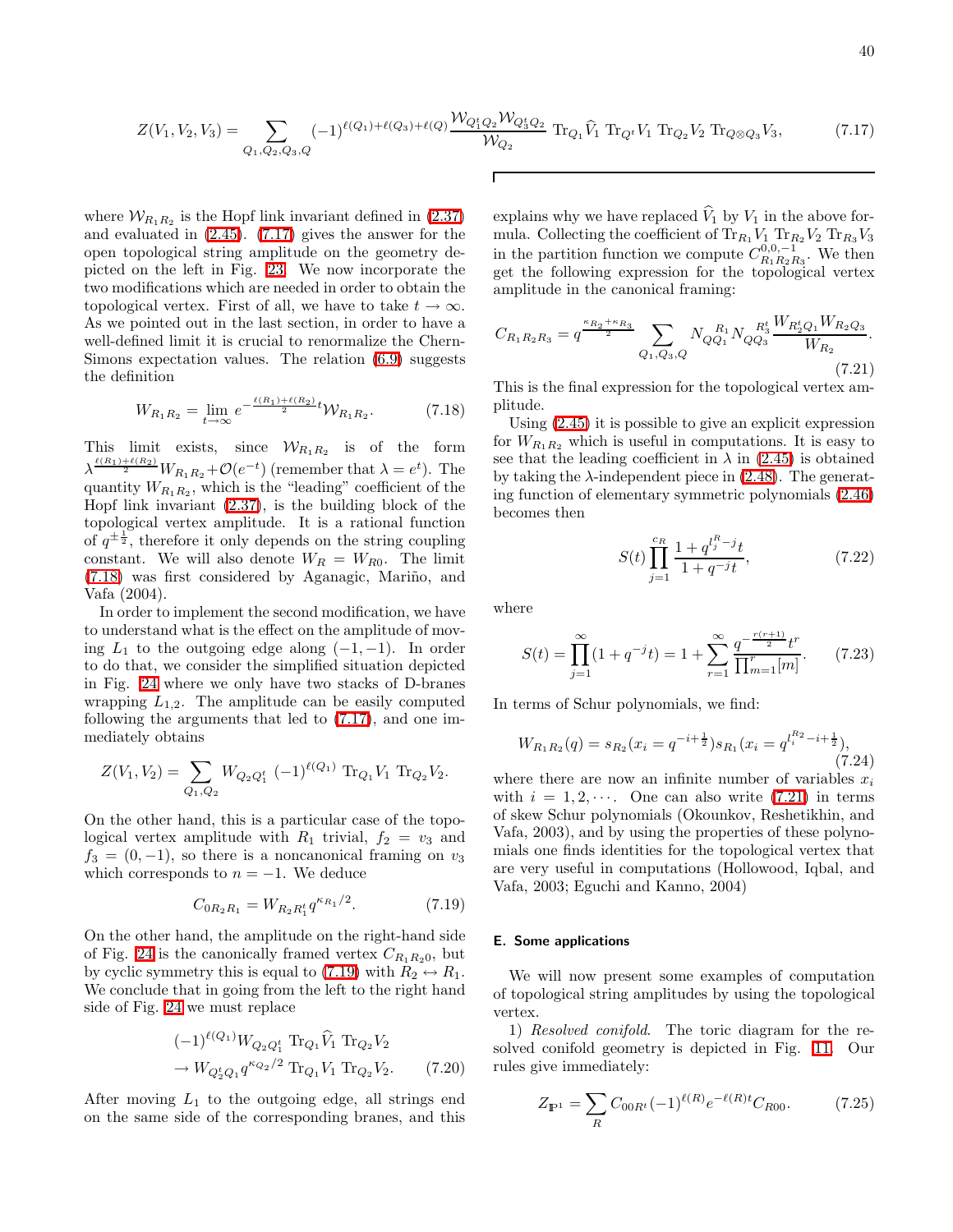$$Z(V_1, V_2, V_3) = \sum_{Q_1, Q_2, Q_3, Q} (-1)^{\ell(Q_1)+\ell(Q_3)+\ell(Q)} \frac{\mathcal{W}_{Q_1^t Q_2} \mathcal{W}_{Q_3^t Q_2}}{\mathcal{W}_{Q_2}} \operatorname{Tr}_{Q_1} \widehat{V}_1 \operatorname{Tr}_{Q^t} V_1 \operatorname{Tr}_{Q_2} V_2 \operatorname{Tr}_{Q \otimes Q_3} V_3, \tag{7.17}$$

where $\mathcal{W}_{R_1 R_2}$ is the Hopf link invariant defined in (2.37) and evaluated in (2.45). (7.17) gives the answer for the open topological string amplitude on the geometry depicted on the left in Fig. 23. We now incorporate the two modifications which are needed in order to obtain the topological vertex. First of all, we have to take $t \to \infty$. As we pointed out in the last section, in order to have a well-defined limit it is crucial to renormalize the Chern-Simons expectation values. The relation (6.9) suggests the definition

$$W_{R_1 R_2} = \lim_{t \to \infty} e^{-\frac{\ell(R_1)+\ell(R_2)}{2} t} \mathcal{W}_{R_1 R_2}. \tag{7.18}$$

This limit exists, since $\mathcal{W}_{R_1 R_2}$ is of the form $\lambda^{\frac{\ell(R_1)+\ell(R_2)}{2}} W_{R_1 R_2} + \mathcal{O}(e^{-t})$ (remember that $\lambda = e^t$). The quantity $W_{R_1 R_2}$, which is the "leading" coefficient of the Hopf link invariant (2.37), is the building block of the topological vertex amplitude. It is a rational function of $q^{\pm \frac{1}{2}}$, therefore it only depends on the string coupling constant. We will also denote $W_R = W_{R0}$. The limit (7.18) was first considered by Aganagic, Mariño, and Vafa (2004).

In order to implement the second modification, we have to understand what is the effect on the amplitude of moving $L_1$ to the outgoing edge $(-1,-1)$. In order to do that, we consider the simplified situation depicted in Fig. 24 where we only have two stacks of D-branes wrapping $L_{1,2}$. The amplitude can be easily computed following the arguments that led to (7.17), and one immediately obtains

$$Z(V_1, V_2) = \sum_{Q_1, Q_2} W_{Q_2 Q_1^t} \, (-1)^{\ell(Q_1)} \operatorname{Tr}_{Q_1} V_1 \operatorname{Tr}_{Q_2} V_2.$$

On the other hand, this is a particular case of the topological vertex amplitude with $R_1$ trivial, $f_2 = v_3$ and $f_3 = (0,-1)$, so there is a noncanonical framing on $v_3$ which corresponds to $n = -1$. We deduce

$$C_{0 R_2 R_1} = W_{R_2 R_1^t} q^{\kappa_{R_1}/2}. \tag{7.19}$$

On the other hand, the amplitude on the right-hand side of Fig. 24 is the canonically framed vertex $C_{R_1 R_2 0}$, but by cyclic symmetry this is equal to (7.19) with $R_2 \leftrightarrow R_1$. We conclude that in going from the left to the right hand side of Fig. 24 we must replace

$$\begin{aligned} &(-1)^{\ell(Q_1)} W_{Q_2 Q_1^t} \operatorname{Tr}_{Q_1} \widehat{V}_1 \operatorname{Tr}_{Q_2} V_2 \\ &\to W_{Q_2^t Q_1} q^{\kappa_{Q_2}/2} \operatorname{Tr}_{Q_1} V_1 \operatorname{Tr}_{Q_2} V_2. \end{aligned} \tag{7.20}$$

After moving $L_1$ to the outgoing edge, all strings end on the same side of the corresponding branes, and this explains why we have replaced $\widehat{V}_1$ by $V_1$ in the above formula. Collecting the coefficient of $\operatorname{Tr}_{R_1} V_1 \operatorname{Tr}_{R_2} V_2 \operatorname{Tr}_{R_3} V_3$ in the partition function we compute $C^{0,0,-1}_{R_1 R_2 R_3}$. We then get the following expression for the topological vertex amplitude in the canonical framing:

$$C_{R_1 R_2 R_3} = q^{\frac{\kappa_{R_2}+\kappa_{R_3}}{2}} \sum_{Q_1, Q_3, Q} N_{Q Q_1}^{\ R_1} N_{Q Q_3}^{\ R_3^t} \frac{W_{R_2^t Q_1} W_{R_2 Q_3}}{W_{R_2}}. \tag{7.21}$$

This is the final expression for the topological vertex amplitude.

Using (2.45) it is possible to give an explicit expression for $W_{R_1 R_2}$ which is useful in computations. It is easy to see that the leading coefficient in $\lambda$ in (2.45) is obtained by taking the $\lambda$-independent piece in (2.48). The generating function of elementary symmetric polynomials (2.46) becomes then

$$S(t) \prod_{j=1}^{c_R} \frac{1 + q^{l_j^R - j} t}{1 + q^{-j} t}, \tag{7.22}$$

where

$$S(t) = \prod_{j=1}^{\infty} (1 + q^{-j} t) = 1 + \sum_{r=1}^{\infty} \frac{q^{-\frac{r(r+1)}{2}} t^r}{\prod_{m=1}^{r} [m]}. \tag{7.23}$$

In terms of Schur polynomials, we find:

$$W_{R_1 R_2}(q) = s_{R_2}(x_i = q^{-i+\frac{1}{2}}) s_{R_1}(x_i = q^{l_i^{R_2} - i + \frac{1}{2}}), \tag{7.24}$$

where there are now an infinite number of variables $x_i$ with $i = 1, 2, \cdots$. One can also write (7.21) in terms of skew Schur polynomials (Okounkov, Reshetikhin, and Vafa, 2003), and by using the properties of these polynomials one finds identities for the topological vertex that are very useful in computations (Hollowood, Iqbal, and Vafa, 2003; Eguchi and Kanno, 2004)

## E. Some applications

We will now present some examples of computation of topological string amplitudes by using the topological vertex.

1) *Resolved conifold*. The toric diagram for the resolved conifold geometry is depicted in Fig. 11. Our rules give immediately:

$$Z_{\mathbb{P}^1} = \sum_R C_{00R^t} (-1)^{\ell(R)} e^{-\ell(R) t} C_{R00}. \tag{7.25}$$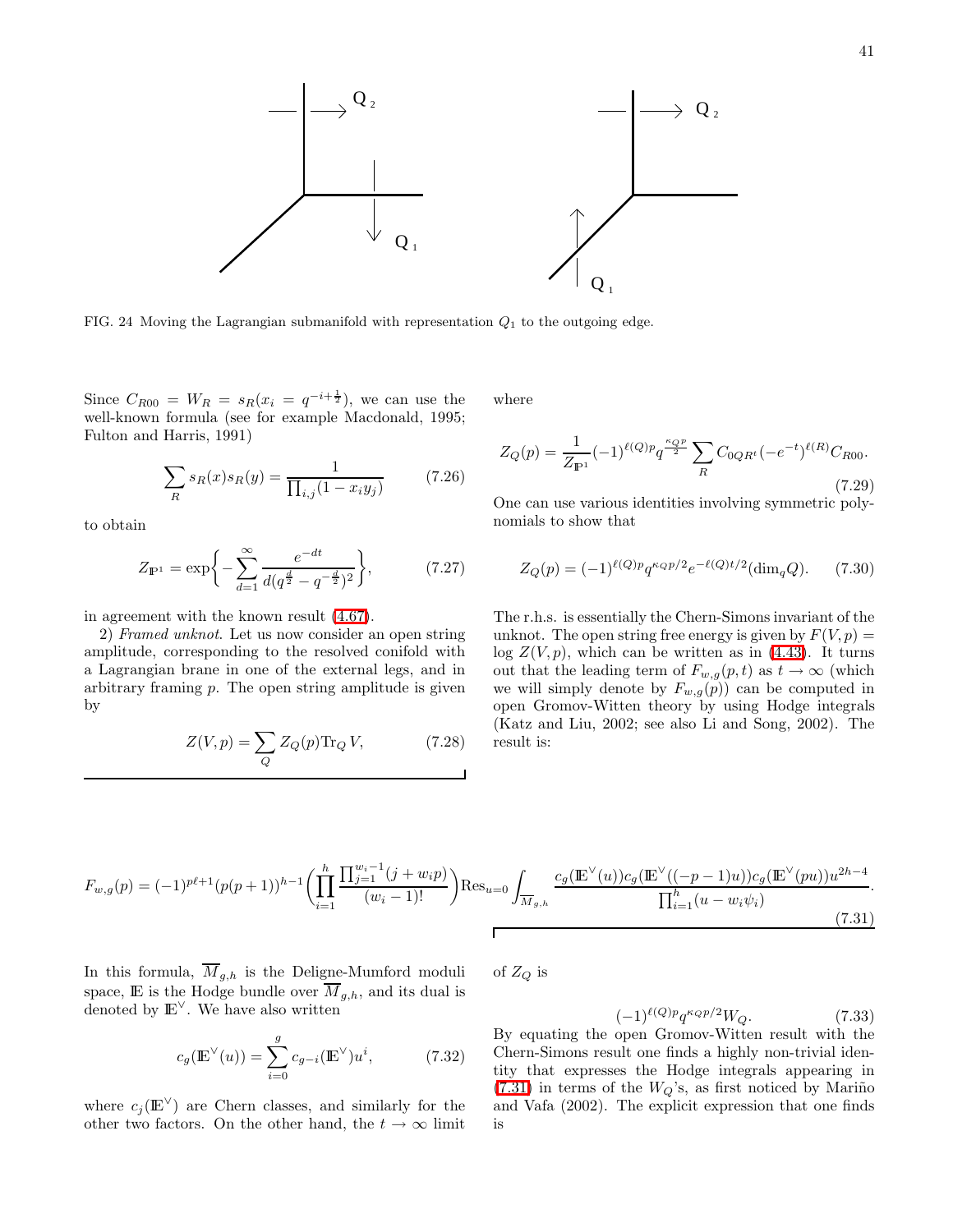FIG. 24 Moving the Lagrangian submanifold with representation $Q_1$ to the outgoing edge.

Since $C_{R00} = W_R = s_R(x_i = q^{-i+\frac{1}{2}})$, we can use the well-known formula (see for example Macdonald, 1995; Fulton and Harris, 1991)

$$\sum_R s_R(x) s_R(y) = \frac{1}{\prod_{i,j}(1 - x_i y_j)} \tag{7.26}$$

to obtain

$$Z_{\mathbb{P}^1} = \exp\left\{ -\sum_{d=1}^{\infty} \frac{e^{-dt}}{d(q^{\frac{d}{2}} - q^{-\frac{d}{2}})^2} \right\}, \tag{7.27}$$

in agreement with the known result (4.67).

2) *Framed unknot*. Let us now consider an open string amplitude, corresponding to the resolved conifold with a Lagrangian brane in one of the external legs, and in arbitrary framing $p$. The open string amplitude is given by

$$Z(V,p) = \sum_Q Z_Q(p) \mathrm{Tr}_Q V, \tag{7.28}$$

where

$$Z_Q(p) = \frac{1}{Z_{\mathbb{P}^1}} (-1)^{\ell(Q)p} q^{\frac{\kappa_Q p}{2}} \sum_R C_{0QR^t} (-e^{-t})^{\ell(R)} C_{R00}. \tag{7.29}$$

One can use various identities involving symmetric polynomials to show that

$$Z_Q(p) = (-1)^{\ell(Q)p} q^{\kappa_Q p/2} e^{-\ell(Q)t/2} (\dim_q Q). \tag{7.30}$$

The r.h.s. is essentially the Chern-Simons invariant of the unknot. The open string free energy is given by $F(V,p) = \log Z(V,p)$, which can be written as in (4.43). It turns out that the leading term of $F_{w,g}(p,t)$ as $t \to \infty$ (which we will simply denote by $F_{w,g}(p)$) can be computed in open Gromov-Witten theory by using Hodge integrals (Katz and Liu, 2002; see also Li and Song, 2002). The result is:

$$F_{w,g}(p) = (-1)^{p\ell+1}(p(p+1))^{h-1} \left( \prod_{i=1}^{h} \frac{\prod_{j=1}^{w_i-1}(j + w_i p)}{(w_i - 1)!} \right) \mathrm{Res}_{u=0} \int_{\overline{M}_{g,h}} \frac{c_g(\mathbb{E}^\vee(u)) c_g(\mathbb{E}^\vee((-p-1)u)) c_g(\mathbb{E}^\vee(pu)) u^{2h-4}}{\prod_{i=1}^{h}(u - w_i \psi_i)}. \tag{7.31}$$

In this formula, $\overline{M}_{g,h}$ is the Deligne-Mumford moduli space, $\mathbb{E}$ is the Hodge bundle over $\overline{M}_{g,h}$, and its dual is denoted by $\mathbb{E}^\vee$. We have also written

$$c_g(\mathbb{E}^\vee(u)) = \sum_{i=0}^{g} c_{g-i}(\mathbb{E}^\vee) u^i, \tag{7.32}$$

where $c_j(\mathbb{E}^\vee)$ are Chern classes, and similarly for the other two factors. On the other hand, the $t \to \infty$ limit of $Z_Q$ is

$$(-1)^{\ell(Q)p} q^{\kappa_Q p/2} W_Q. \tag{7.33}$$

By equating the open Gromov-Witten result with the Chern-Simons result one finds a highly non-trivial identity that expresses the Hodge integrals appearing in (7.31) in terms of the $W_Q$'s, as first noticed by Mariño and Vafa (2002). The explicit expression that one finds is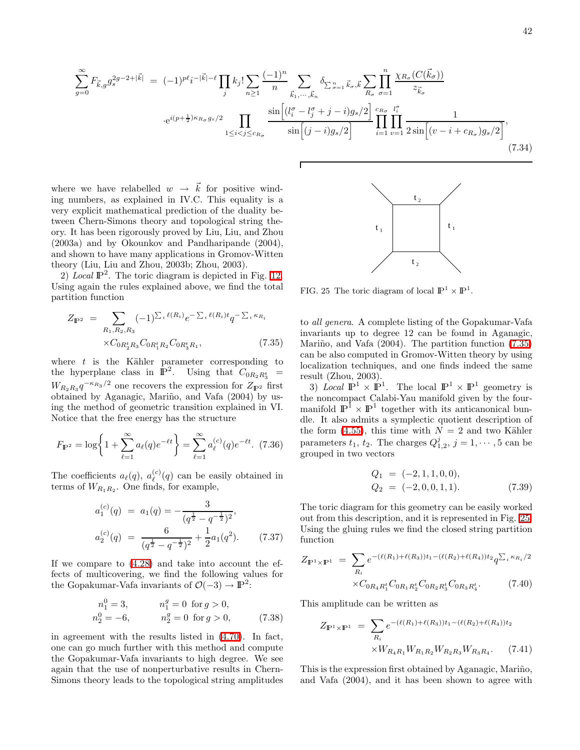$$\sum_{g=0}^{\infty} F_{\vec{k},g} g_s^{2g-2+|\vec{k}|} = (-1)^{p\ell} i^{-|\vec{k}|-\ell} \prod_j k_j! \sum_{n\geq 1} \frac{(-1)^n}{n} \sum_{\vec{k}_1,\cdots,\vec{k}_n} \delta_{\sum_{\sigma=1}^n \vec{k}_\sigma, \vec{k}} \sum_{R_\sigma} \prod_{\sigma=1}^{n} \frac{\chi_{R_\sigma}(C(\vec{k}_\sigma))}{z_{\vec{k}_\sigma}}$$
$$\cdot e^{i(p+\frac{1}{2})\kappa_{R_\sigma} g_s/2} \prod_{1\leq i<j\leq c_{R_\sigma}} \frac{\sin\Big[(l_i^\sigma - l_j^\sigma + j - i)g_s/2\Big]}{\sin\Big[(j-i)g_s/2\Big]} \prod_{i=1}^{c_{R_\sigma}} \prod_{v=1}^{l_i^\sigma} \frac{1}{2\sin\Big[(v-i+c_{R_\sigma})g_s/2\Big]}, \tag{7.34}$$

where we have relabelled $w \to \vec{k}$ for positive winding numbers, as explained in IV.C. This equality is a very explicit mathematical prediction of the duality between Chern-Simons theory and topological string theory. It has been rigorously proved by Liu, Liu, and Zhou (2003a) and by Okounkov and Pandharipande (2004), and shown to have many applications in Gromov-Witten theory (Liu, Liu and Zhou, 2003b; Zhou, 2003).

2) *Local* $\mathbb{P}^2$. The toric diagram is depicted in Fig. 12. Using again the rules explained above, we find the total partition function

$$Z_{\mathbb{P}^2} = \sum_{R_1,R_2,R_3} (-1)^{\sum_i \ell(R_i)} e^{-\sum_i \ell(R_i) t} q^{-\sum_i \kappa_{R_i}} \times C_{0R_2^t R_3} C_{0R_1^t R_2} C_{0R_3^t R_1}, \tag{7.35}$$

where $t$ is the Kähler parameter corresponding to the hyperplane class in $\mathbb{P}^2$. Using that $C_{0R_2R_3^t} = W_{R_2R_3} q^{-\kappa_{R_3}/2}$ one recovers the expression for $Z_{\mathbb{P}^2}$ first obtained by Aganagic, Mariño, and Vafa (2004) by using the method of geometric transition explained in VI. Notice that the free energy has the structure

$$F_{\mathbb{P}^2} = \log\Big\{1 + \sum_{\ell=1}^{\infty} a_\ell(q) e^{-\ell t}\Big\} = \sum_{\ell=1}^{\infty} a_\ell^{(c)}(q) e^{-\ell t}. \tag{7.36}$$

The coefficients $a_\ell(q)$, $a_\ell^{(c)}(q)$ can be easily obtained in terms of $W_{R_1R_2}$. One finds, for example,

$$a_1^{(c)}(q) = a_1(q) = -\frac{3}{(q^{\frac{1}{2}} - q^{-\frac{1}{2}})^2},$$
$$a_2^{(c)}(q) = \frac{6}{(q^{\frac{1}{2}} - q^{-\frac{1}{2}})^2} + \frac{1}{2} a_1(q^2). \tag{7.37}$$

If we compare to (4.28) and take into account the effects of multicovering, we find the following values for the Gopakumar-Vafa invariants of $\mathcal{O}(-3) \to \mathbb{P}^2$:

$$n_1^0 = 3, \qquad n_1^g = 0 \text{ for } g > 0,$$
$$n_2^0 = -6, \qquad n_2^g = 0 \text{ for } g > 0, \tag{7.38}$$

in agreement with the results listed in (4.70). In fact, one can go much further with this method and compute the Gopakumar-Vafa invariants to high degree. We see again that the use of nonperturbative results in Chern-Simons theory leads to the topological string amplitudes to *all genera*. A complete listing of the Gopakumar-Vafa invariants up to degree 12 can be found in Aganagic, Mariño, and Vafa (2004). The partition function (7.35) can be also computed in Gromov-Witten theory by using localization techniques, and one finds indeed the same result (Zhou, 2003).

FIG. 25 The toric diagram of local $\mathbb{P}^1 \times \mathbb{P}^1$.

3) *Local* $\mathbb{P}^1 \times \mathbb{P}^1$. The local $\mathbb{P}^1 \times \mathbb{P}^1$ geometry is the noncompact Calabi-Yau manifold given by the four-manifold $\mathbb{P}^1 \times \mathbb{P}^1$ together with its anticanonical bundle. It also admits a symplectic quotient description of the form (4.55), this time with $N = 2$ and two Kähler parameters $t_1$, $t_2$. The charges $Q_{1,2}^j$, $j = 1, \cdots, 5$ can be grouped in two vectors

$$Q_1 = (-2, 1, 1, 0, 0),$$
$$Q_2 = (-2, 0, 0, 1, 1). \tag{7.39}$$

The toric diagram for this geometry can be easily worked out from this description, and it is represented in Fig. 25. Using the gluing rules we find the closed string partition function

$$Z_{\mathbb{P}^1\times\mathbb{P}^1} = \sum_{R_i} e^{-(\ell(R_1)+\ell(R_3))t_1 - (\ell(R_2)+\ell(R_4))t_2} q^{\sum_i \kappa_{R_i}/2} \times C_{0R_4R_1^t} C_{0R_1R_2^t} C_{0R_2R_3^t} C_{0R_3R_4^t}. \tag{7.40}$$

This amplitude can be written as

$$Z_{\mathbb{P}^1\times\mathbb{P}^1} = \sum_{R_i} e^{-(\ell(R_1)+\ell(R_3))t_1 - (\ell(R_2)+\ell(R_4))t_2} \times W_{R_4R_1} W_{R_1R_2} W_{R_2R_3} W_{R_3R_4}. \tag{7.41}$$

This is the expression first obtained by Aganagic, Mariño, and Vafa (2004), and it has been shown to agree with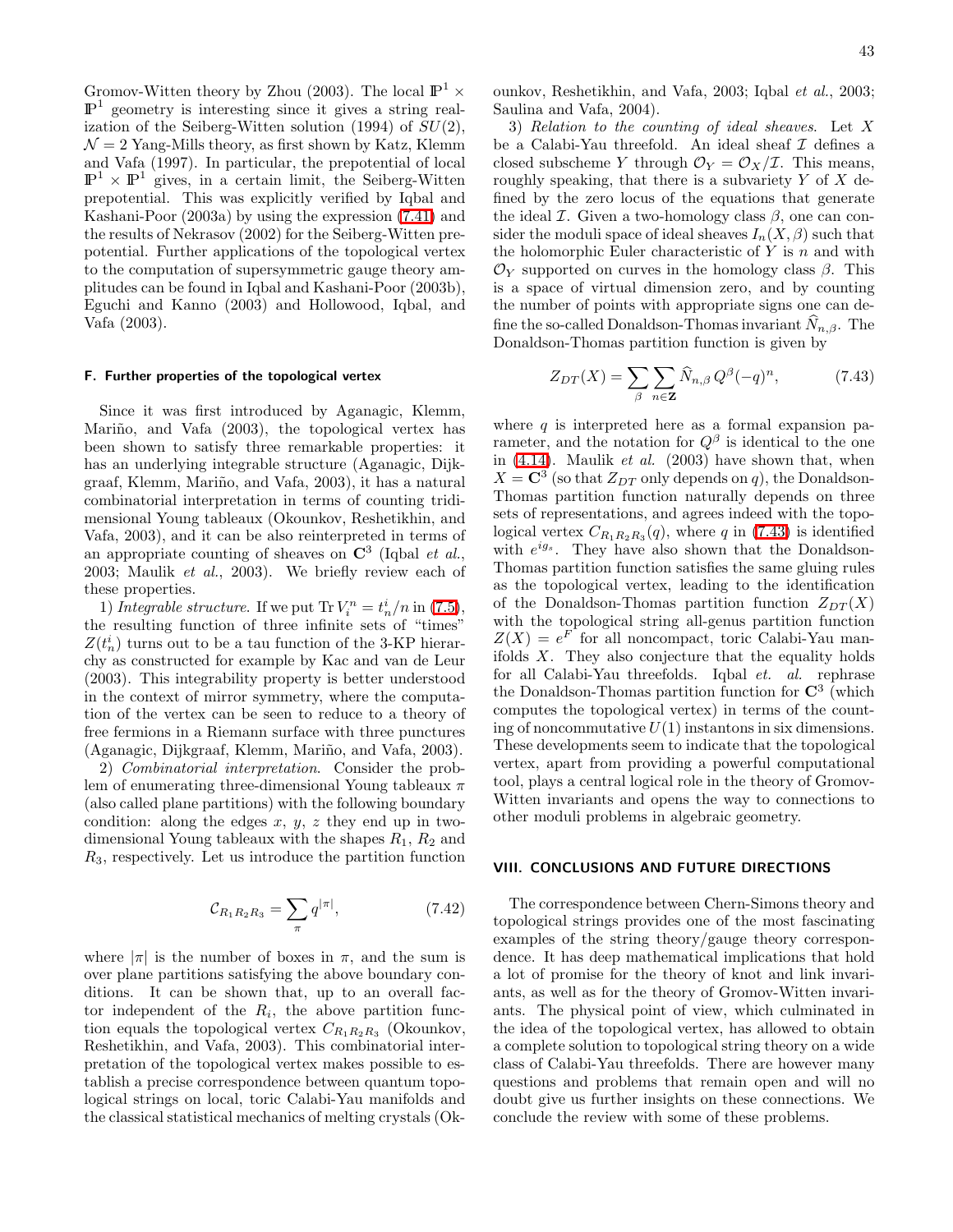Gromov-Witten theory by Zhou (2003). The local $\mathbb{P}^1 \times \mathbb{P}^1$ geometry is interesting since it gives a string realization of the Seiberg-Witten solution (1994) of $SU(2)$, $\mathcal{N}=2$ Yang-Mills theory, as first shown by Katz, Klemm and Vafa (1997). In particular, the prepotential of local $\mathbb{P}^1 \times \mathbb{P}^1$ gives, in a certain limit, the Seiberg-Witten prepotential. This was explicitly verified by Iqbal and Kashani-Poor (2003a) by using the expression (7.41) and the results of Nekrasov (2002) for the Seiberg-Witten prepotential. Further applications of the topological vertex to the computation of supersymmetric gauge theory amplitudes can be found in Iqbal and Kashani-Poor (2003b), Eguchi and Kanno (2003) and Hollowood, Iqbal, and Vafa (2003).

### F. Further properties of the topological vertex

Since it was first introduced by Aganagic, Klemm, Mariño, and Vafa (2003), the topological vertex has been shown to satisfy three remarkable properties: it has an underlying integrable structure (Aganagic, Dijkgraaf, Klemm, Mariño, and Vafa, 2003), it has a natural combinatorial interpretation in terms of counting tridimensional Young tableaux (Okounkov, Reshetikhin, and Vafa, 2003), and it can be also reinterpreted in terms of an appropriate counting of sheaves on $\mathbf{C}^3$ (Iqbal *et al.*, 2003; Maulik *et al.*, 2003). We briefly review each of these properties.

1) *Integrable structure*. If we put $\mathrm{Tr}\, V_i^n = t_n^i/n$ in (7.5), the resulting function of three infinite sets of "times" $Z(t_n^i)$ turns out to be a tau function of the 3-KP hierarchy as constructed for example by Kac and van de Leur (2003). This integrability property is better understood in the context of mirror symmetry, where the computation of the vertex can be seen to reduce to a theory of free fermions in a Riemann surface with three punctures (Aganagic, Dijkgraaf, Klemm, Mariño, and Vafa, 2003).

2) *Combinatorial interpretation*. Consider the problem of enumerating three-dimensional Young tableaux $\pi$ (also called plane partitions) with the following boundary condition: along the edges $x$, $y$, $z$ they end up in two-dimensional Young tableaux with the shapes $R_1$, $R_2$ and $R_3$, respectively. Let us introduce the partition function

$$\mathcal{C}_{R_1 R_2 R_3} = \sum_{\pi} q^{|\pi|}, \tag{7.42}$$

where $|\pi|$ is the number of boxes in $\pi$, and the sum is over plane partitions satisfying the above boundary conditions. It can be shown that, up to an overall factor independent of the $R_i$, the above partition function equals the topological vertex $C_{R_1R_2R_3}$ (Okounkov, Reshetikhin, and Vafa, 2003). This combinatorial interpretation of the topological vertex makes possible to establish a precise correspondence between quantum topological strings on local, toric Calabi-Yau manifolds and the classical statistical mechanics of melting crystals (Okounkov, Reshetikhin, and Vafa, 2003; Iqbal *et al.*, 2003; Saulina and Vafa, 2004).

3) *Relation to the counting of ideal sheaves*. Let $X$ be a Calabi-Yau threefold. An ideal sheaf $\mathcal{I}$ defines a closed subscheme $Y$ through $\mathcal{O}_Y = \mathcal{O}_X/\mathcal{I}$. This means, roughly speaking, that there is a subvariety $Y$ of $X$ defined by the zero locus of the equations that generate the ideal $\mathcal{I}$. Given a two-homology class $\beta$, one can consider the moduli space of ideal sheaves $I_n(X,\beta)$ such that the holomorphic Euler characteristic of $Y$ is $n$ and with $\mathcal{O}_Y$ supported on curves in the homology class $\beta$. This is a space of virtual dimension zero, and by counting the number of points with appropriate signs one can define the so-called Donaldson-Thomas invariant $\widehat{N}_{n,\beta}$. The Donaldson-Thomas partition function is given by

$$Z_{DT}(X) = \sum_{\beta} \sum_{n \in \mathbf{Z}} \widehat{N}_{n,\beta}\, Q^{\beta} (-q)^n, \tag{7.43}$$

where $q$ is interpreted here as a formal expansion parameter, and the notation for $Q^\beta$ is identical to the one in (4.14). Maulik *et al.* (2003) have shown that, when $X = \mathbf{C}^3$ (so that $Z_{DT}$ only depends on $q$), the Donaldson-Thomas partition function naturally depends on three sets of representations, and agrees indeed with the topological vertex $C_{R_1R_2R_3}(q)$, where $q$ in (7.43) is identified with $e^{ig_s}$. They have also shown that the Donaldson-Thomas partition function satisfies the same gluing rules as the topological vertex, leading to the identification of the Donaldson-Thomas partition function $Z_{DT}(X)$ with the topological string all-genus partition function $Z(X) = e^F$ for all noncompact, toric Calabi-Yau manifolds $X$. They also conjecture that the equality holds for all Calabi-Yau threefolds. Iqbal *et. al.* rephrase the Donaldson-Thomas partition function for $\mathbf{C}^3$ (which computes the topological vertex) in terms of the counting of noncommutative $U(1)$ instantons in six dimensions. These developments seem to indicate that the topological vertex, apart from providing a powerful computational tool, plays a central logical role in the theory of Gromov-Witten invariants and opens the way to connections to other moduli problems in algebraic geometry.

## VIII. CONCLUSIONS AND FUTURE DIRECTIONS

The correspondence between Chern-Simons theory and topological strings provides one of the most fascinating examples of the string theory/gauge theory correspondence. It has deep mathematical implications that hold a lot of promise for the theory of knot and link invariants, as well as for the theory of Gromov-Witten invariants. The physical point of view, which culminated in the idea of the topological vertex, has allowed to obtain a complete solution to topological string theory on a wide class of Calabi-Yau threefolds. There are however many questions and problems that remain open and will no doubt give us further insights on these connections. We conclude the review with some of these problems.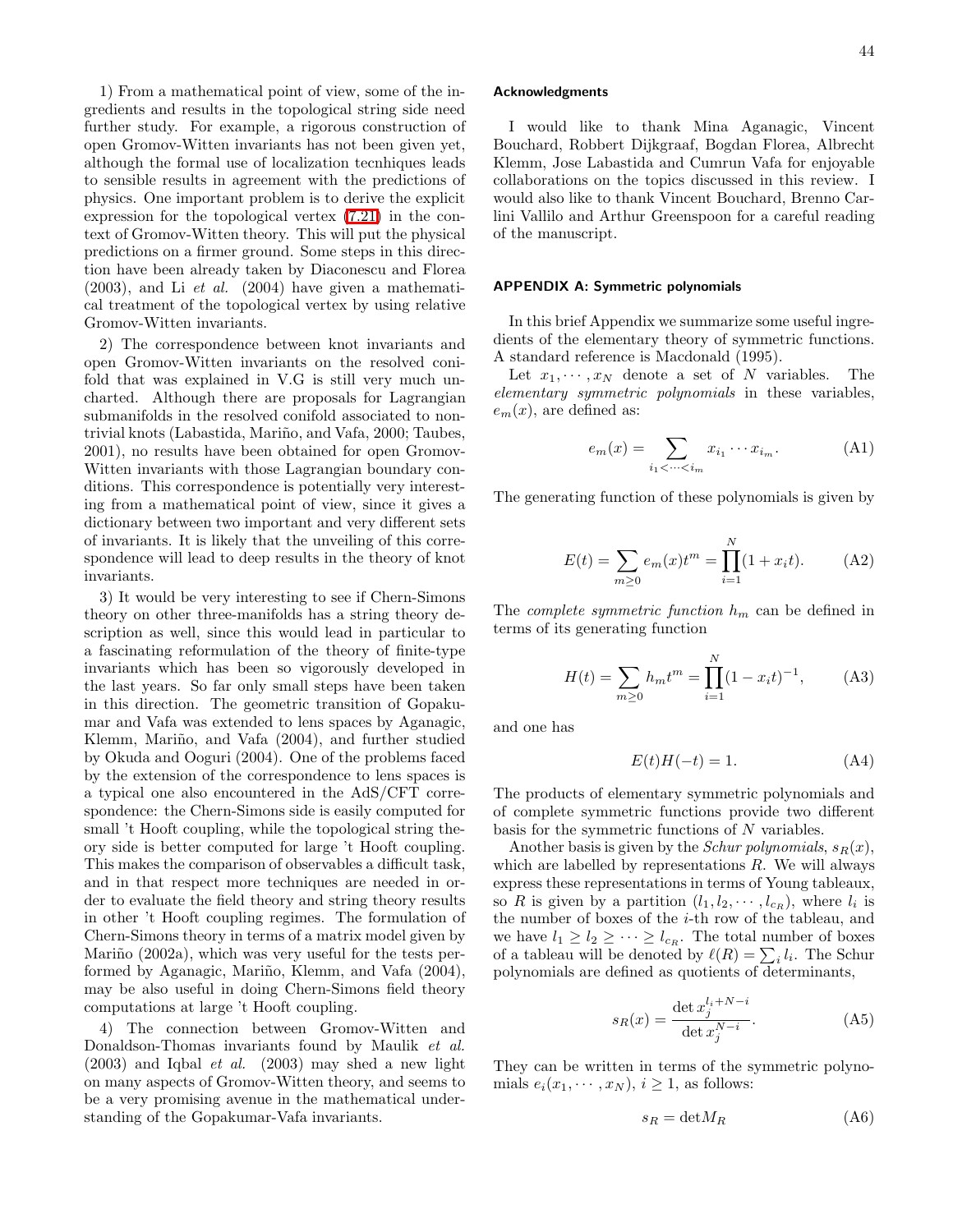1) From a mathematical point of view, some of the ingredients and results in the topological string side need further study. For example, a rigorous construction of open Gromov-Witten invariants has not been given yet, although the formal use of localization tecnhiques leads to sensible results in agreement with the predictions of physics. One important problem is to derive the explicit expression for the topological vertex (7.21) in the context of Gromov-Witten theory. This will put the physical predictions on a firmer ground. Some steps in this direction have been already taken by Diaconescu and Florea (2003), and Li *et al.* (2004) have given a mathematical treatment of the topological vertex by using relative Gromov-Witten invariants.

2) The correspondence between knot invariants and open Gromov-Witten invariants on the resolved conifold that was explained in V.G is still very much uncharted. Although there are proposals for Lagrangian submanifolds in the resolved conifold associated to nontrivial knots (Labastida, Mariño, and Vafa, 2000; Taubes, 2001), no results have been obtained for open Gromov-Witten invariants with those Lagrangian boundary conditions. This correspondence is potentially very interesting from a mathematical point of view, since it gives a dictionary between two important and very different sets of invariants. It is likely that the unveiling of this correspondence will lead to deep results in the theory of knot invariants.

3) It would be very interesting to see if Chern-Simons theory on other three-manifolds has a string theory description as well, since this would lead in particular to a fascinating reformulation of the theory of finite-type invariants which has been so vigorously developed in the last years. So far only small steps have been taken in this direction. The geometric transition of Gopakumar and Vafa was extended to lens spaces by Aganagic, Klemm, Mariño, and Vafa (2004), and further studied by Okuda and Ooguri (2004). One of the problems faced by the extension of the correspondence to lens spaces is a typical one also encountered in the AdS/CFT correspondence: the Chern-Simons side is easily computed for small 't Hooft coupling, while the topological string theory side is better computed for large 't Hooft coupling. This makes the comparison of observables a difficult task, and in that respect more techniques are needed in order to evaluate the field theory and string theory results in other 't Hooft coupling regimes. The formulation of Chern-Simons theory in terms of a matrix model given by Mariño (2002a), which was very useful for the tests performed by Aganagic, Mariño, Klemm, and Vafa (2004), may be also useful in doing Chern-Simons field theory computations at large 't Hooft coupling.

4) The connection between Gromov-Witten and Donaldson-Thomas invariants found by Maulik *et al.* (2003) and Iqbal *et al.* (2003) may shed a new light on many aspects of Gromov-Witten theory, and seems to be a very promising avenue in the mathematical understanding of the Gopakumar-Vafa invariants.

## Acknowledgments

I would like to thank Mina Aganagic, Vincent Bouchard, Robbert Dijkgraaf, Bogdan Florea, Albrecht Klemm, Jose Labastida and Cumrun Vafa for enjoyable collaborations on the topics discussed in this review. I would also like to thank Vincent Bouchard, Brenno Carlini Vallilo and Arthur Greenspoon for a careful reading of the manuscript.

## APPENDIX A: Symmetric polynomials

In this brief Appendix we summarize some useful ingredients of the elementary theory of symmetric functions. A standard reference is Macdonald (1995).

Let $x_1, \cdots, x_N$ denote a set of $N$ variables. The *elementary symmetric polynomials* in these variables, $e_m(x)$, are defined as:

$$e_m(x) = \sum_{i_1 < \cdots < i_m} x_{i_1} \cdots x_{i_m}. \tag{A1}$$

The generating function of these polynomials is given by

$$E(t) = \sum_{m \geq 0} e_m(x) t^m = \prod_{i=1}^{N} (1 + x_i t). \tag{A2}$$

The *complete symmetric function* $h_m$ can be defined in terms of its generating function

$$H(t) = \sum_{m \geq 0} h_m t^m = \prod_{i=1}^{N} (1 - x_i t)^{-1}, \tag{A3}$$

and one has

$$E(t) H(-t) = 1. \tag{A4}$$

The products of elementary symmetric polynomials and of complete symmetric functions provide two different basis for the symmetric functions of $N$ variables.

Another basis is given by the *Schur polynomials*, $s_R(x)$, which are labelled by representations $R$. We will always express these representations in terms of Young tableaux, so $R$ is given by a partition $(l_1, l_2, \cdots, l_{c_R})$, where $l_i$ is the number of boxes of the $i$-th row of the tableau, and we have $l_1 \geq l_2 \geq \cdots \geq l_{c_R}$. The total number of boxes of a tableau will be denoted by $\ell(R) = \sum_i l_i$. The Schur polynomials are defined as quotients of determinants,

$$s_R(x) = \frac{\det x_j^{l_i + N - i}}{\det x_j^{N-i}}. \tag{A5}$$

They can be written in terms of the symmetric polynomials $e_i(x_1, \cdots, x_N)$, $i \geq 1$, as follows:

$$s_R = \det M_R \tag{A6}$$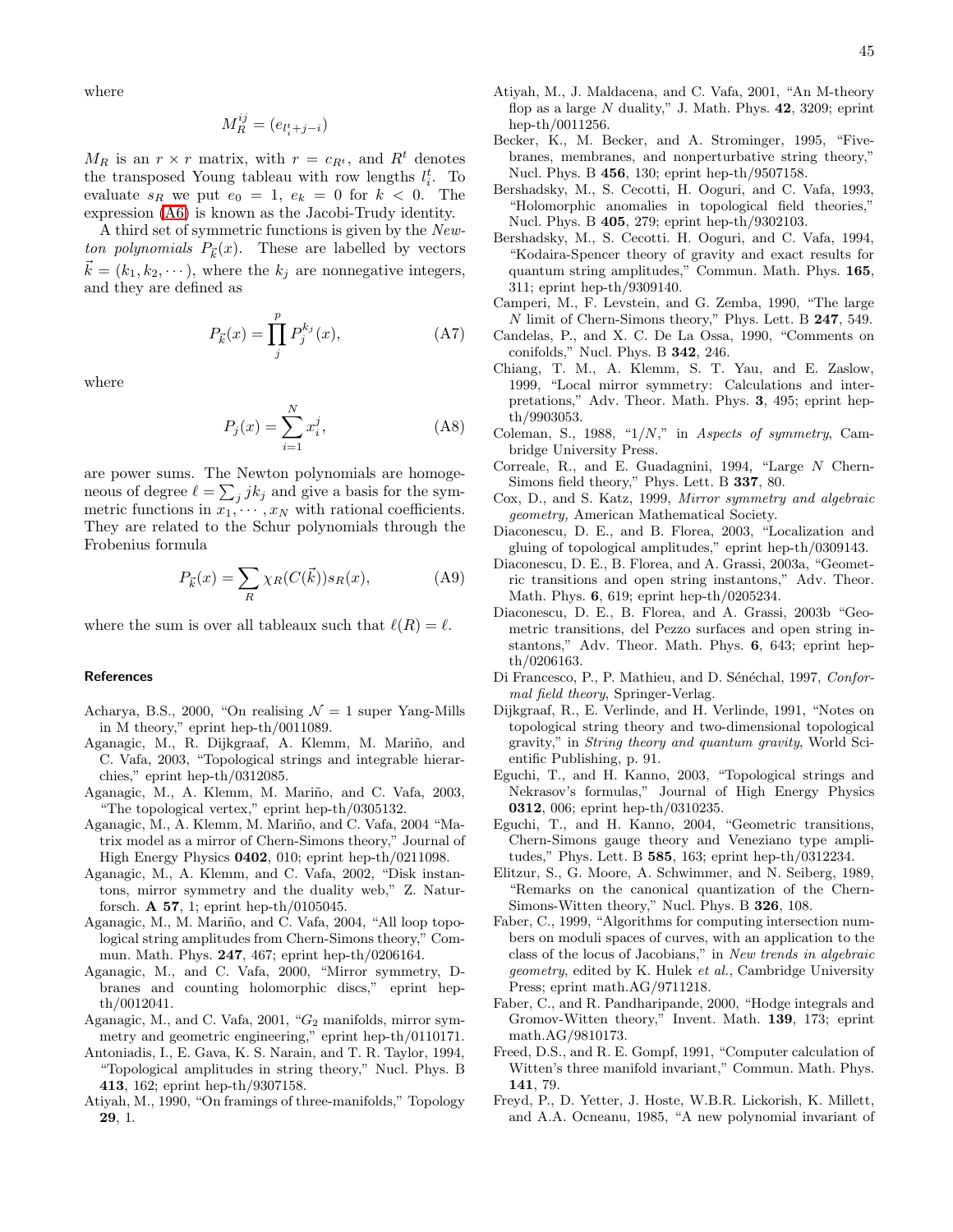where

$$M_R^{ij} = (e_{l_i^t + j - i})$$

$M_R$ is an $r \times r$ matrix, with $r = c_{R^t}$, and $R^t$ denotes the transposed Young tableau with row lengths $l_i^t$. To evaluate $s_R$ we put $e_0 = 1$, $e_k = 0$ for $k < 0$. The expression (A6) is known as the Jacobi-Trudy identity.

A third set of symmetric functions is given by the *Newton polynomials* $P_{\vec{k}}(x)$. These are labelled by vectors $\vec{k} = (k_1, k_2, \cdots)$, where the $k_j$ are nonnegative integers, and they are defined as

$$P_{\vec{k}}(x) = \prod_j^p P_j^{k_j}(x), \tag{A7}$$

where

$$P_j(x) = \sum_{i=1}^N x_i^j, \tag{A8}$$

are power sums. The Newton polynomials are homogeneous of degree $\ell = \sum_j jk_j$ and give a basis for the symmetric functions in $x_1, \cdots, x_N$ with rational coefficients. They are related to the Schur polynomials through the Frobenius formula

$$P_{\vec{k}}(x) = \sum_R \chi_R(C(\vec{k})) s_R(x), \tag{A9}$$

where the sum is over all tableaux such that $\ell(R) = \ell$.

## References

Acharya, B.S., 2000, "On realising $\mathcal{N} = 1$ super Yang-Mills in M theory," eprint hep-th/0011089.

Aganagic, M., R. Dijkgraaf, A. Klemm, M. Mariño, and C. Vafa, 2003, "Topological strings and integrable hierarchies," eprint hep-th/0312085.

Aganagic, M., A. Klemm, M. Mariño, and C. Vafa, 2003, "The topological vertex," eprint hep-th/0305132.

Aganagic, M., A. Klemm, M. Mariño, and C. Vafa, 2004 "Matrix model as a mirror of Chern-Simons theory," Journal of High Energy Physics **0402**, 010; eprint hep-th/0211098.

Aganagic, M., A. Klemm, and C. Vafa, 2002, "Disk instantons, mirror symmetry and the duality web," Z. Naturforsch. **A 57**, 1; eprint hep-th/0105045.

Aganagic, M., M. Mariño, and C. Vafa, 2004, "All loop topological string amplitudes from Chern-Simons theory," Commun. Math. Phys. **247**, 467; eprint hep-th/0206164.

Aganagic, M., and C. Vafa, 2000, "Mirror symmetry, D-branes and counting holomorphic discs," eprint hep-th/0012041.

Aganagic, M., and C. Vafa, 2001, "$G_2$ manifolds, mirror symmetry and geometric engineering," eprint hep-th/0110171.

Antoniadis, I., E. Gava, K. S. Narain, and T. R. Taylor, 1994, "Topological amplitudes in string theory," Nucl. Phys. B **413**, 162; eprint hep-th/9307158.

Atiyah, M., 1990, "On framings of three-manifolds," Topology **29**, 1.

Atiyah, M., J. Maldacena, and C. Vafa, 2001, "An M-theory flop as a large $N$ duality," J. Math. Phys. **42**, 3209; eprint hep-th/0011256.

Becker, K., M. Becker, and A. Strominger, 1995, "Fivebranes, membranes, and nonperturbative string theory," Nucl. Phys. B **456**, 130; eprint hep-th/9507158.

Bershadsky, M., S. Cecotti, H. Ooguri, and C. Vafa, 1993, "Holomorphic anomalies in topological field theories," Nucl. Phys. B **405**, 279; eprint hep-th/9302103.

Bershadsky, M., S. Cecotti, H. Ooguri, and C. Vafa, 1994, "Kodaira-Spencer theory of gravity and exact results for quantum string amplitudes," Commun. Math. Phys. **165**, 311; eprint hep-th/9309140.

Camperi, M., F. Levstein, and G. Zemba, 1990, "The large $N$ limit of Chern-Simons theory," Phys. Lett. B **247**, 549.

Candelas, P., and X. C. De La Ossa, 1990, "Comments on conifolds," Nucl. Phys. B **342**, 246.

Chiang, T. M., A. Klemm, S. T. Yau, and E. Zaslow, 1999, "Local mirror symmetry: Calculations and interpretations," Adv. Theor. Math. Phys. **3**, 495; eprint hep-th/9903053.

Coleman, S., 1988, "$1/N$," in *Aspects of symmetry*, Cambridge University Press.

Correale, R., and E. Guadagnini, 1994, "Large $N$ Chern-Simons field theory," Phys. Lett. B **337**, 80.

Cox, D., and S. Katz, 1999, *Mirror symmetry and algebraic geometry,* American Mathematical Society.

Diaconescu, D. E., and B. Florea, 2003, "Localization and gluing of topological amplitudes," eprint hep-th/0309143.

Diaconescu, D. E., B. Florea, and A. Grassi, 2003a, "Geometric transitions and open string instantons," Adv. Theor. Math. Phys. **6**, 619; eprint hep-th/0205234.

Diaconescu, D. E., B. Florea, and A. Grassi, 2003b "Geometric transitions, del Pezzo surfaces and open string instantons," Adv. Theor. Math. Phys. **6**, 643; eprint hep-th/0206163.

Di Francesco, P., P. Mathieu, and D. Sénéchal, 1997, *Conformal field theory*, Springer-Verlag.

Dijkgraaf, R., E. Verlinde, and H. Verlinde, 1991, "Notes on topological string theory and two-dimensional topological gravity," in *String theory and quantum gravity*, World Scientific Publishing, p. 91.

Eguchi, T., and H. Kanno, 2003, "Topological strings and Nekrasov's formulas," Journal of High Energy Physics **0312**, 006; eprint hep-th/0310235.

Eguchi, T., and H. Kanno, 2004, "Geometric transitions, Chern-Simons gauge theory and Veneziano type amplitudes," Phys. Lett. B **585**, 163; eprint hep-th/0312234.

Elitzur, S., G. Moore, A. Schwimmer, and N. Seiberg, 1989, "Remarks on the canonical quantization of the Chern-Simons-Witten theory," Nucl. Phys. B **326**, 108.

Faber, C., 1999, "Algorithms for computing intersection numbers on moduli spaces of curves, with an application to the class of the locus of Jacobians," in *New trends in algebraic geometry*, edited by K. Hulek *et al.*, Cambridge University Press; eprint math.AG/9711218.

Faber, C., and R. Pandharipande, 2000, "Hodge integrals and Gromov-Witten theory," Invent. Math. **139**, 173; eprint math.AG/9810173.

Freed, D.S., and R. E. Gompf, 1991, "Computer calculation of Witten's three manifold invariant," Commun. Math. Phys. **141**, 79.

Freyd, P., D. Yetter, J. Hoste, W.B.R. Lickorish, K. Millett, and A.A. Ocneanu, 1985, "A new polynomial invariant of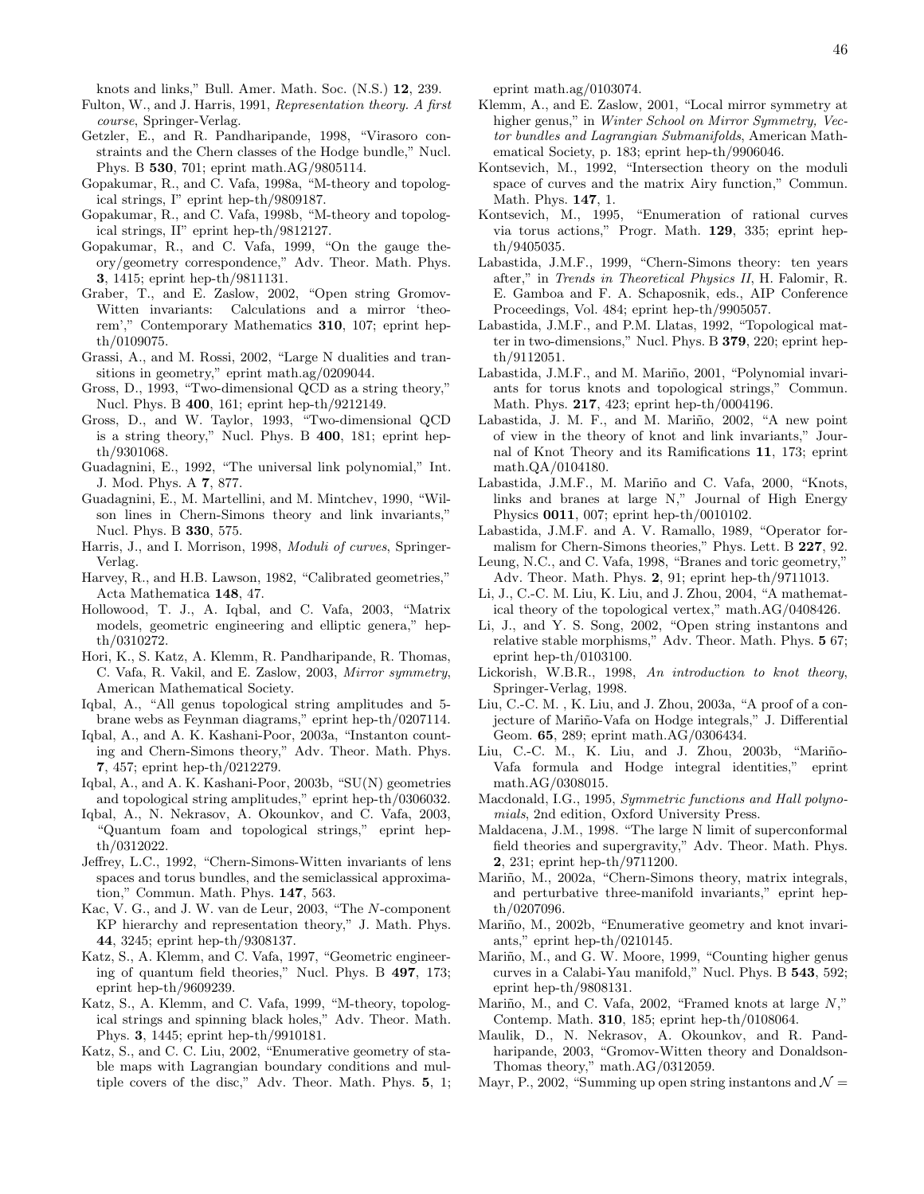knots and links," Bull. Amer. Math. Soc. (N.S.) **12**, 239.

Fulton, W., and J. Harris, 1991, *Representation theory. A first course*, Springer-Verlag.

Getzler, E., and R. Pandharipande, 1998, "Virasoro constraints and the Chern classes of the Hodge bundle," Nucl. Phys. B **530**, 701; eprint math.AG/9805114.

Gopakumar, R., and C. Vafa, 1998a, "M-theory and topological strings, I" eprint hep-th/9809187.

Gopakumar, R., and C. Vafa, 1998b, "M-theory and topological strings, II" eprint hep-th/9812127.

Gopakumar, R., and C. Vafa, 1999, "On the gauge theory/geometry correspondence," Adv. Theor. Math. Phys. **3**, 1415; eprint hep-th/9811131.

Graber, T., and E. Zaslow, 2002, "Open string Gromov-Witten invariants: Calculations and a mirror 'theorem'," Contemporary Mathematics **310**, 107; eprint hep-th/0109075.

Grassi, A., and M. Rossi, 2002, "Large N dualities and transitions in geometry," eprint math.ag/0209044.

Gross, D., 1993, "Two-dimensional QCD as a string theory," Nucl. Phys. B **400**, 161; eprint hep-th/9212149.

Gross, D., and W. Taylor, 1993, "Two-dimensional QCD is a string theory," Nucl. Phys. B **400**, 181; eprint hep-th/9301068.

Guadagnini, E., 1992, "The universal link polynomial," Int. J. Mod. Phys. A **7**, 877.

Guadagnini, E., M. Martellini, and M. Mintchev, 1990, "Wilson lines in Chern-Simons theory and link invariants," Nucl. Phys. B **330**, 575.

Harris, J., and I. Morrison, 1998, *Moduli of curves*, Springer-Verlag.

Harvey, R., and H.B. Lawson, 1982, "Calibrated geometries," Acta Mathematica **148**, 47.

Hollowood, T. J., A. Iqbal, and C. Vafa, 2003, "Matrix models, geometric engineering and elliptic genera," hep-th/0310272.

Hori, K., S. Katz, A. Klemm, R. Pandharipande, R. Thomas, C. Vafa, R. Vakil, and E. Zaslow, 2003, *Mirror symmetry*, American Mathematical Society.

Iqbal, A., "All genus topological string amplitudes and 5-brane webs as Feynman diagrams," eprint hep-th/0207114.

Iqbal, A., and A. K. Kashani-Poor, 2003a, "Instanton counting and Chern-Simons theory," Adv. Theor. Math. Phys. **7**, 457; eprint hep-th/0212279.

Iqbal, A., and A. K. Kashani-Poor, 2003b, "SU(N) geometries and topological string amplitudes," eprint hep-th/0306032.

Iqbal, A., N. Nekrasov, A. Okounkov, and C. Vafa, 2003, "Quantum foam and topological strings," eprint hep-th/0312022.

Jeffrey, L.C., 1992, "Chern-Simons-Witten invariants of lens spaces and torus bundles, and the semiclassical approximation," Commun. Math. Phys. **147**, 563.

Kac, V. G., and J. W. van de Leur, 2003, "The $N$-component KP hierarchy and representation theory," J. Math. Phys. **44**, 3245; eprint hep-th/9308137.

Katz, S., A. Klemm, and C. Vafa, 1997, "Geometric engineering of quantum field theories," Nucl. Phys. B **497**, 173; eprint hep-th/9609239.

Katz, S., A. Klemm, and C. Vafa, 1999, "M-theory, topological strings and spinning black holes," Adv. Theor. Math. Phys. **3**, 1445; eprint hep-th/9910181.

Katz, S., and C. C. Liu, 2002, "Enumerative geometry of stable maps with Lagrangian boundary conditions and multiple covers of the disc," Adv. Theor. Math. Phys. **5**, 1; eprint math.ag/0103074.

Klemm, A., and E. Zaslow, 2001, "Local mirror symmetry at higher genus," in *Winter School on Mirror Symmetry, Vector bundles and Lagrangian Submanifolds*, American Mathematical Society, p. 183; eprint hep-th/9906046.

Kontsevich, M., 1992, "Intersection theory on the moduli space of curves and the matrix Airy function," Commun. Math. Phys. **147**, 1.

Kontsevich, M., 1995, "Enumeration of rational curves via torus actions," Progr. Math. **129**, 335; eprint hep-th/9405035.

Labastida, J.M.F., 1999, "Chern-Simons theory: ten years after," in *Trends in Theoretical Physics II*, H. Falomir, R. E. Gamboa and F. A. Schaposnik, eds., AIP Conference Proceedings, Vol. 484; eprint hep-th/9905057.

Labastida, J.M.F., and P.M. Llatas, 1992, "Topological matter in two-dimensions," Nucl. Phys. B **379**, 220; eprint hep-th/9112051.

Labastida, J.M.F., and M. Mariño, 2001, "Polynomial invariants for torus knots and topological strings," Commun. Math. Phys. **217**, 423; eprint hep-th/0004196.

Labastida, J. M. F., and M. Mariño, 2002, "A new point of view in the theory of knot and link invariants," Journal of Knot Theory and its Ramifications **11**, 173; eprint math.QA/0104180.

Labastida, J.M.F., M. Mariño and C. Vafa, 2000, "Knots, links and branes at large N," Journal of High Energy Physics **0011**, 007; eprint hep-th/0010102.

Labastida, J.M.F. and A. V. Ramallo, 1989, "Operator formalism for Chern-Simons theories," Phys. Lett. B **227**, 92.

Leung, N.C., and C. Vafa, 1998, "Branes and toric geometry," Adv. Theor. Math. Phys. **2**, 91; eprint hep-th/9711013.

Li, J., C.-C. M. Liu, K. Liu, and J. Zhou, 2004, "A mathematical theory of the topological vertex," math.AG/0408426.

Li, J., and Y. S. Song, 2002, "Open string instantons and relative stable morphisms," Adv. Theor. Math. Phys. **5** 67; eprint hep-th/0103100.

Lickorish, W.B.R., 1998, *An introduction to knot theory*, Springer-Verlag, 1998.

Liu, C.-C. M. , K. Liu, and J. Zhou, 2003a, "A proof of a conjecture of Mariño-Vafa on Hodge integrals," J. Differential Geom. **65**, 289; eprint math.AG/0306434.

Liu, C.-C. M., K. Liu, and J. Zhou, 2003b, "Mariño-Vafa formula and Hodge integral identities," eprint math.AG/0308015.

Macdonald, I.G., 1995, *Symmetric functions and Hall polynomials*, 2nd edition, Oxford University Press.

Maldacena, J.M., 1998. "The large N limit of superconformal field theories and supergravity," Adv. Theor. Math. Phys. **2**, 231; eprint hep-th/9711200.

Mariño, M., 2002a, "Chern-Simons theory, matrix integrals, and perturbative three-manifold invariants," eprint hep-th/0207096.

Mariño, M., 2002b, "Enumerative geometry and knot invariants," eprint hep-th/0210145.

Mariño, M., and G. W. Moore, 1999, "Counting higher genus curves in a Calabi-Yau manifold," Nucl. Phys. B **543**, 592; eprint hep-th/9808131.

Mariño, M., and C. Vafa, 2002, "Framed knots at large $N$," Contemp. Math. **310**, 185; eprint hep-th/0108064.

Maulik, D., N. Nekrasov, A. Okounkov, and R. Pandharipande, 2003, "Gromov-Witten theory and Donaldson-Thomas theory," math.AG/0312059.

Mayr, P., 2002, "Summing up open string instantons and $\mathcal{N} =$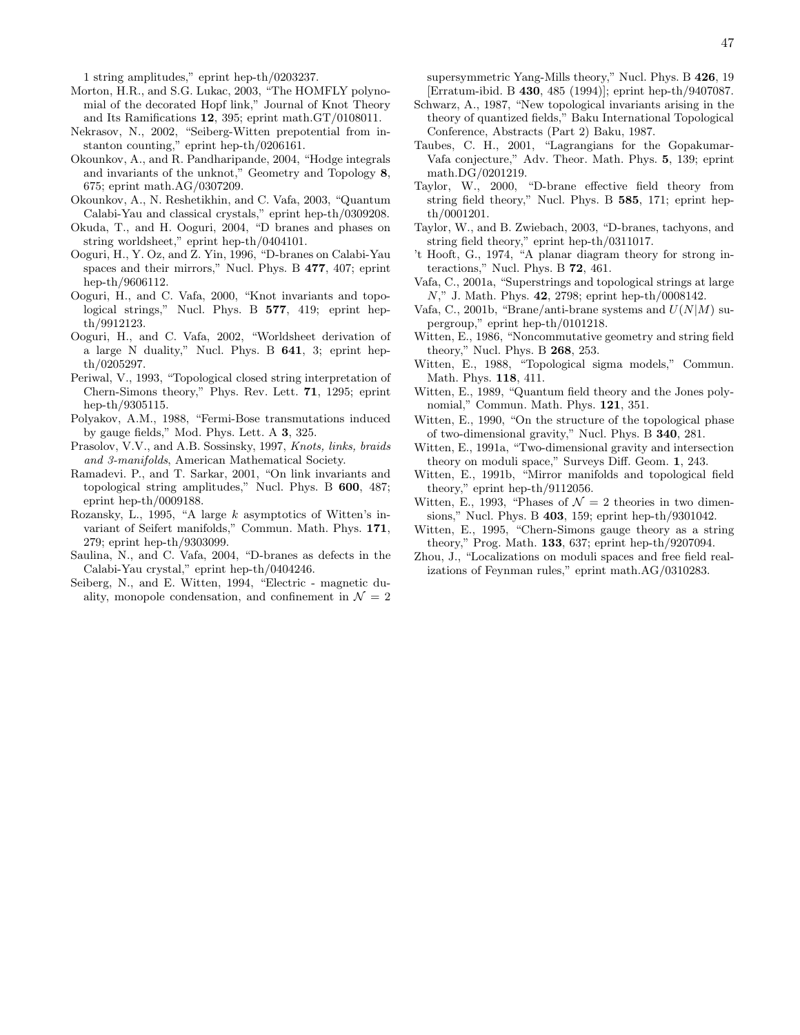1 string amplitudes," eprint hep-th/0203237.

Morton, H.R., and S.G. Lukac, 2003, "The HOMFLY polynomial of the decorated Hopf link," Journal of Knot Theory and Its Ramifications **12**, 395; eprint math.GT/0108011.

Nekrasov, N., 2002, "Seiberg-Witten prepotential from instanton counting," eprint hep-th/0206161.

Okounkov, A., and R. Pandharipande, 2004, "Hodge integrals and invariants of the unknot," Geometry and Topology **8**, 675; eprint math.AG/0307209.

Okounkov, A., N. Reshetikhin, and C. Vafa, 2003, "Quantum Calabi-Yau and classical crystals," eprint hep-th/0309208.

Okuda, T., and H. Ooguri, 2004, "D branes and phases on string worldsheet," eprint hep-th/0404101.

Ooguri, H., Y. Oz, and Z. Yin, 1996, "D-branes on Calabi-Yau spaces and their mirrors," Nucl. Phys. B **477**, 407; eprint hep-th/9606112.

Ooguri, H., and C. Vafa, 2000, "Knot invariants and topological strings," Nucl. Phys. B **577**, 419; eprint hep-th/9912123.

Ooguri, H., and C. Vafa, 2002, "Worldsheet derivation of a large N duality," Nucl. Phys. B **641**, 3; eprint hep-th/0205297.

Periwal, V., 1993, "Topological closed string interpretation of Chern-Simons theory," Phys. Rev. Lett. **71**, 1295; eprint hep-th/9305115.

Polyakov, A.M., 1988, "Fermi-Bose transmutations induced by gauge fields," Mod. Phys. Lett. A **3**, 325.

Prasolov, V.V., and A.B. Sossinsky, 1997, *Knots, links, braids and 3-manifolds*, American Mathematical Society.

Ramadevi. P., and T. Sarkar, 2001, "On link invariants and topological string amplitudes," Nucl. Phys. B **600**, 487; eprint hep-th/0009188.

Rozansky, L., 1995, "A large $k$ asymptotics of Witten's invariant of Seifert manifolds," Commun. Math. Phys. **171**, 279; eprint hep-th/9303099.

Saulina, N., and C. Vafa, 2004, "D-branes as defects in the Calabi-Yau crystal," eprint hep-th/0404246.

Seiberg, N., and E. Witten, 1994, "Electric - magnetic duality, monopole condensation, and confinement in $\mathcal{N}=2$ supersymmetric Yang-Mills theory," Nucl. Phys. B **426**, 19 [Erratum-ibid. B **430**, 485 (1994)]; eprint hep-th/9407087.

Schwarz, A., 1987, "New topological invariants arising in the theory of quantized fields," Baku International Topological Conference, Abstracts (Part 2) Baku, 1987.

Taubes, C. H., 2001, "Lagrangians for the Gopakumar-Vafa conjecture," Adv. Theor. Math. Phys. **5**, 139; eprint math.DG/0201219.

Taylor, W., 2000, "D-brane effective field theory from string field theory," Nucl. Phys. B **585**, 171; eprint hep-th/0001201.

Taylor, W., and B. Zwiebach, 2003, "D-branes, tachyons, and string field theory," eprint hep-th/0311017.

't Hooft, G., 1974, "A planar diagram theory for strong interactions," Nucl. Phys. B **72**, 461.

Vafa, C., 2001a, "Superstrings and topological strings at large $N$," J. Math. Phys. **42**, 2798; eprint hep-th/0008142.

Vafa, C., 2001b, "Brane/anti-brane systems and $U(N|M)$ supergroup," eprint hep-th/0101218.

Witten, E., 1986, "Noncommutative geometry and string field theory," Nucl. Phys. B **268**, 253.

Witten, E., 1988, "Topological sigma models," Commun. Math. Phys. **118**, 411.

Witten, E., 1989, "Quantum field theory and the Jones polynomial," Commun. Math. Phys. **121**, 351.

Witten, E., 1990, "On the structure of the topological phase of two-dimensional gravity," Nucl. Phys. B **340**, 281.

Witten, E., 1991a, "Two-dimensional gravity and intersection theory on moduli space," Surveys Diff. Geom. **1**, 243.

Witten, E., 1991b, "Mirror manifolds and topological field theory," eprint hep-th/9112056.

Witten, E., 1993, "Phases of $\mathcal{N}=2$ theories in two dimensions," Nucl. Phys. B **403**, 159; eprint hep-th/9301042.

Witten, E., 1995, "Chern-Simons gauge theory as a string theory," Prog. Math. **133**, 637; eprint hep-th/9207094.

Zhou, J., "Localizations on moduli spaces and free field realizations of Feynman rules," eprint math.AG/0310283.